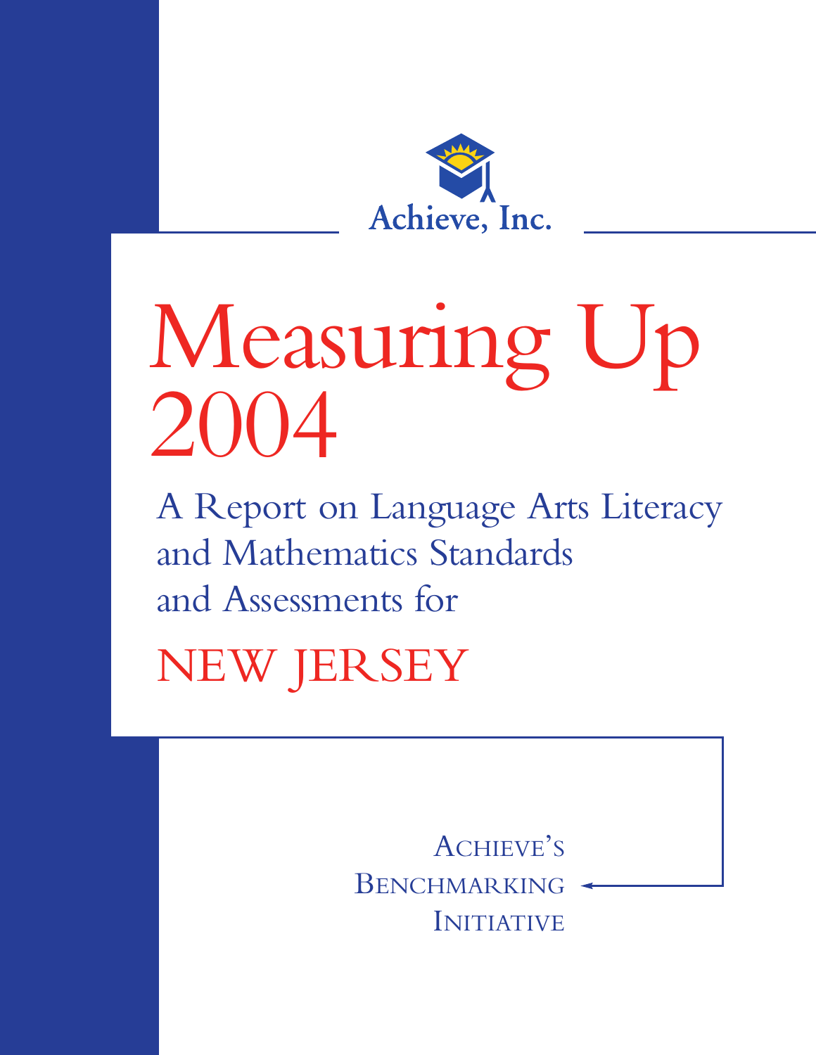Achieve, Inc.

# Measuring Up 2004

## A Report on Language Arts Literacy and Mathematics Standards and Assessments for

# NEW JERSEY

ACHIEVE'S BENCHMARKING INITIATIVE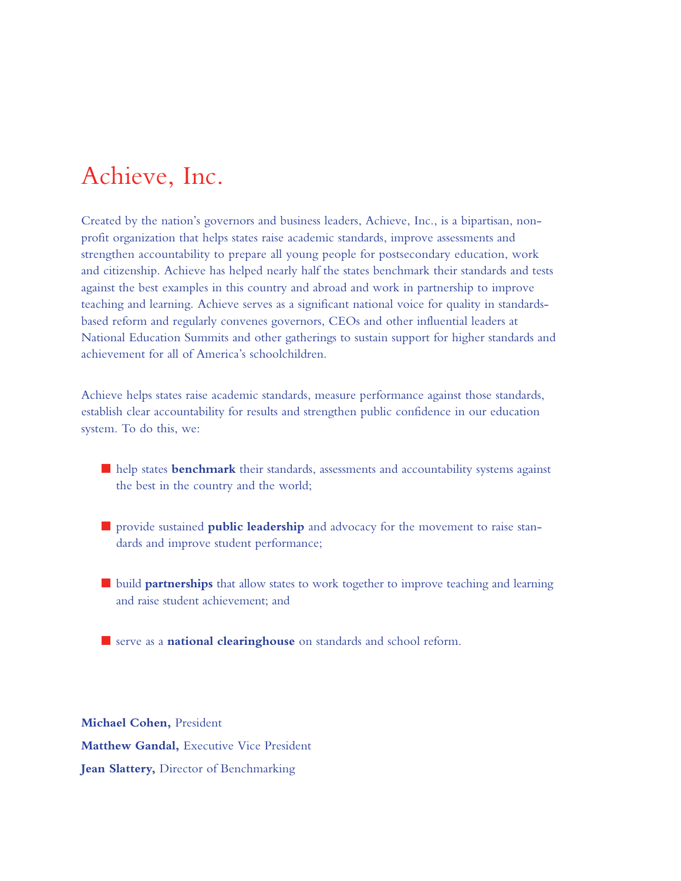# Achieve, Inc.

Created by the nation's governors and business leaders, Achieve, Inc., is a bipartisan, non-profit organization that helps states raise academic standards, improve assessments and strengthen accountability to prepare all young people for postsecondary education, work and citizenship. Achieve has helped nearly half the states benchmark their standards and tests against the best examples in this country and abroad and work in partnership to improve teaching and learning. Achieve serves as a significant national voice for quality in standards-based reform and regularly convenes governors, CEOs and other influential leaders at National Education Summits and other gatherings to sustain support for higher standards and achievement for all of America's schoolchildren.

Achieve helps states raise academic standards, measure performance against those standards, establish clear accountability for results and strengthen public confidence in our education system. To do this, we:

- help states **benchmark** their standards, assessments and accountability systems against the best in the country and the world;
- provide sustained **public leadership** and advocacy for the movement to raise standards and improve student performance;
- build **partnerships** that allow states to work together to improve teaching and learning and raise student achievement; and
- serve as a **national clearinghouse** on standards and school reform.

**Michael Cohen,** President

**Matthew Gandal,** Executive Vice President

**Jean Slattery,** Director of Benchmarking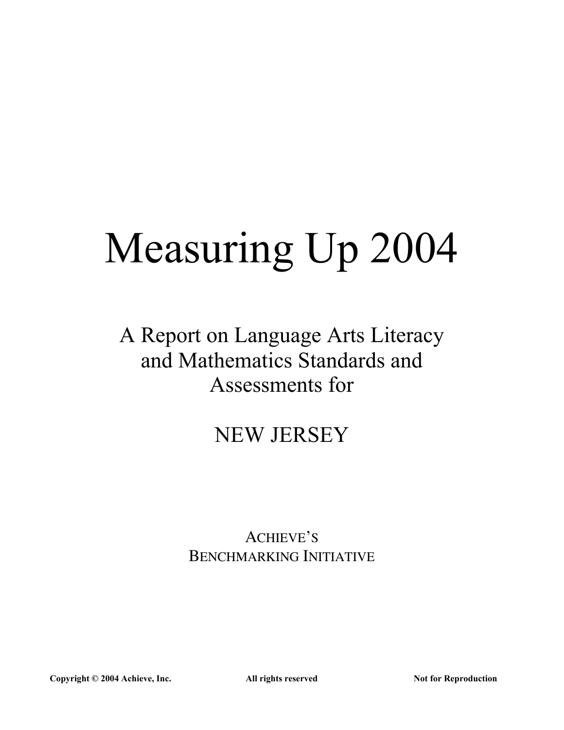# Measuring Up 2004

A Report on Language Arts Literacy and Mathematics Standards and Assessments for

NEW JERSEY

ACHIEVE'S
BENCHMARKING INITIATIVE

**Copyright © 2004 Achieve, Inc.** **All rights reserved** **Not for Reproduction**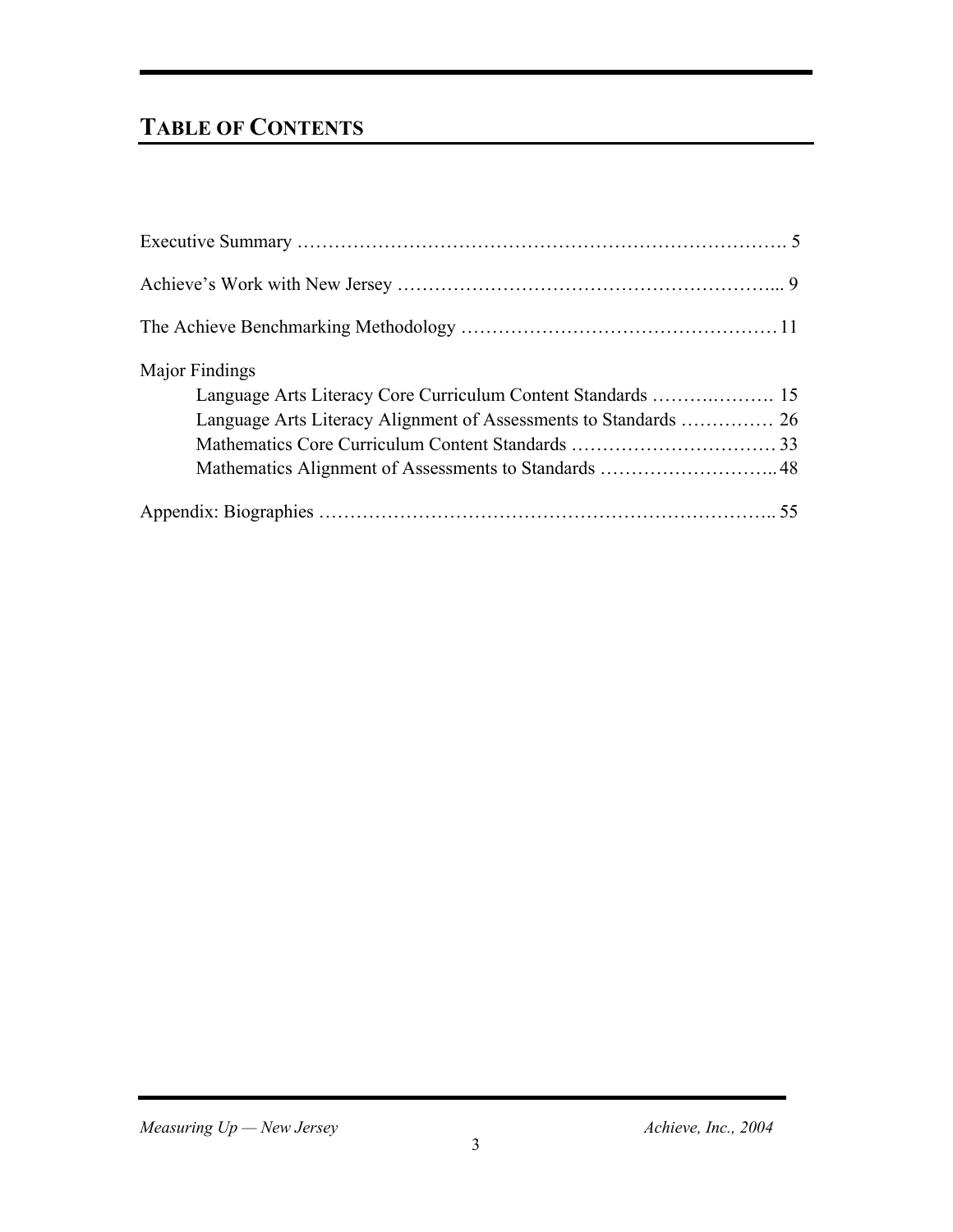## TABLE OF CONTENTS

Executive Summary ……………………………………………………………………. 5

Achieve's Work with New Jersey …………………………………………………... 9

The Achieve Benchmarking Methodology ……………………………………………11

Major Findings

- Language Arts Literacy Core Curriculum Content Standards ……….………. 15
- Language Arts Literacy Alignment of Assessments to Standards …………… 26
- Mathematics Core Curriculum Content Standards ……………………….…… 33
- Mathematics Alignment of Assessments to Standards ……………………….. 48

Appendix: Biographies ……………………………………………………………….. 55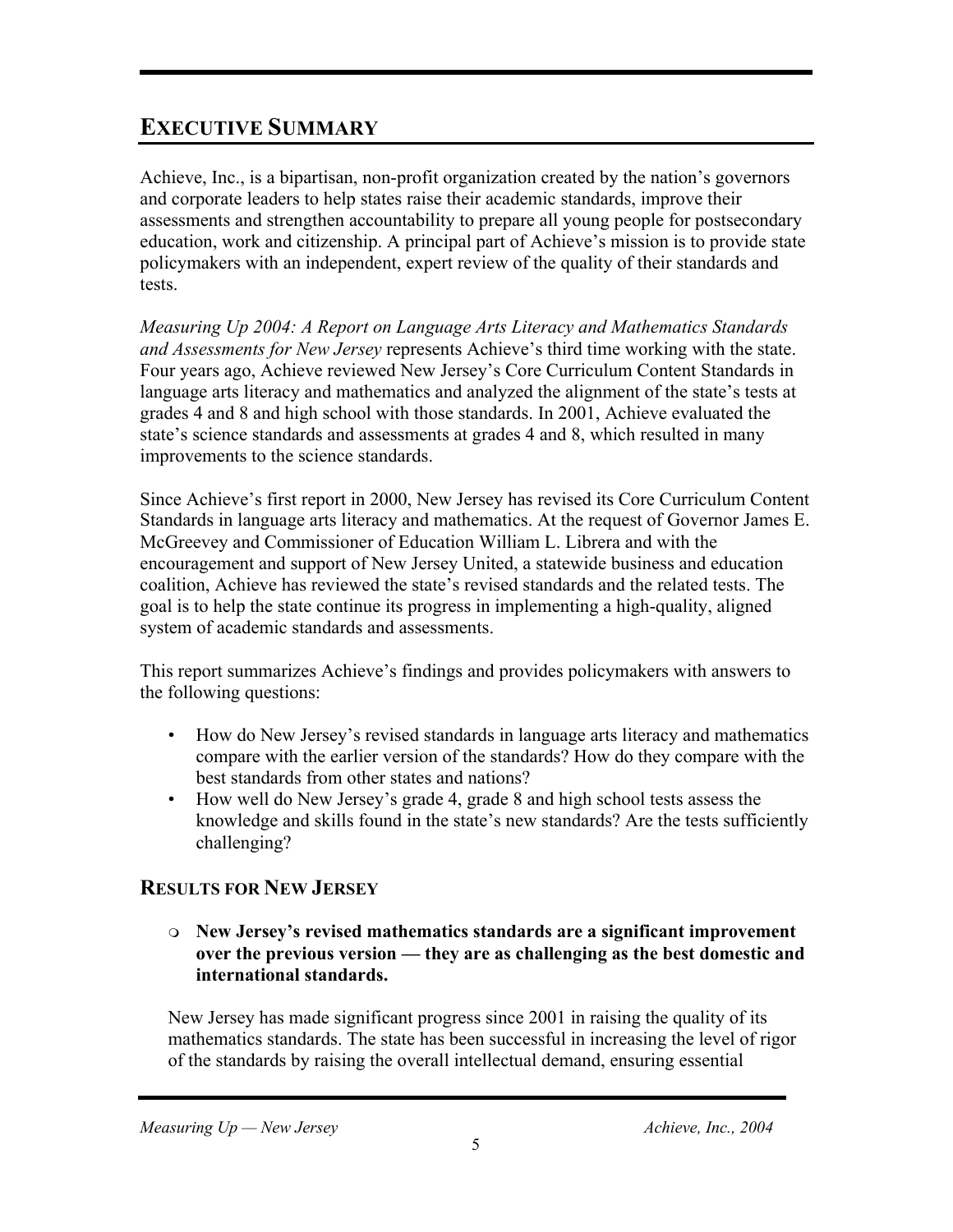# EXECUTIVE SUMMARY

Achieve, Inc., is a bipartisan, non-profit organization created by the nation's governors and corporate leaders to help states raise their academic standards, improve their assessments and strengthen accountability to prepare all young people for postsecondary education, work and citizenship. A principal part of Achieve's mission is to provide state policymakers with an independent, expert review of the quality of their standards and tests.

*Measuring Up 2004: A Report on Language Arts Literacy and Mathematics Standards and Assessments for New Jersey* represents Achieve's third time working with the state. Four years ago, Achieve reviewed New Jersey's Core Curriculum Content Standards in language arts literacy and mathematics and analyzed the alignment of the state's tests at grades 4 and 8 and high school with those standards. In 2001, Achieve evaluated the state's science standards and assessments at grades 4 and 8, which resulted in many improvements to the science standards.

Since Achieve's first report in 2000, New Jersey has revised its Core Curriculum Content Standards in language arts literacy and mathematics. At the request of Governor James E. McGreevey and Commissioner of Education William L. Librera and with the encouragement and support of New Jersey United, a statewide business and education coalition, Achieve has reviewed the state's revised standards and the related tests. The goal is to help the state continue its progress in implementing a high-quality, aligned system of academic standards and assessments.

This report summarizes Achieve's findings and provides policymakers with answers to the following questions:

- How do New Jersey's revised standards in language arts literacy and mathematics compare with the earlier version of the standards? How do they compare with the best standards from other states and nations?
- How well do New Jersey's grade 4, grade 8 and high school tests assess the knowledge and skills found in the state's new standards? Are the tests sufficiently challenging?

## RESULTS FOR NEW JERSEY

- **New Jersey's revised mathematics standards are a significant improvement over the previous version — they are as challenging as the best domestic and international standards.**

New Jersey has made significant progress since 2001 in raising the quality of its mathematics standards. The state has been successful in increasing the level of rigor of the standards by raising the overall intellectual demand, ensuring essential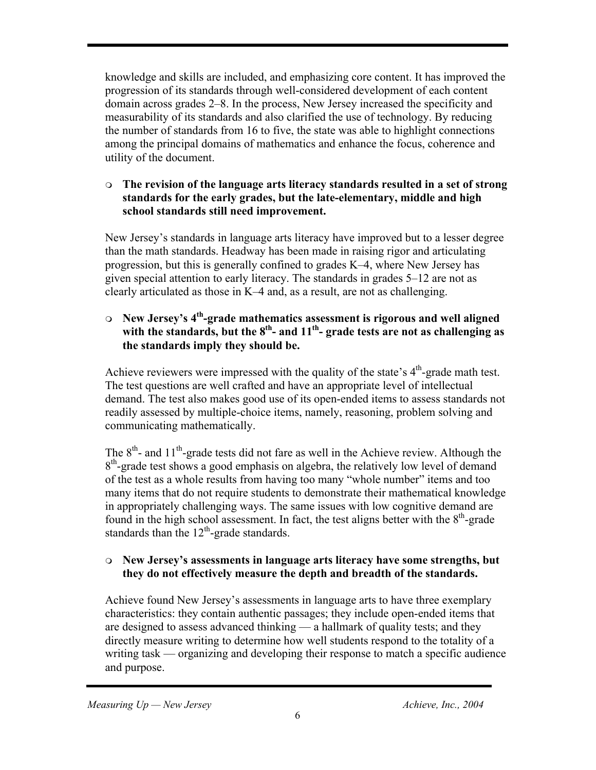knowledge and skills are included, and emphasizing core content. It has improved the progression of its standards through well-considered development of each content domain across grades 2–8. In the process, New Jersey increased the specificity and measurability of its standards and also clarified the use of technology. By reducing the number of standards from 16 to five, the state was able to highlight connections among the principal domains of mathematics and enhance the focus, coherence and utility of the document.

- **The revision of the language arts literacy standards resulted in a set of strong standards for the early grades, but the late-elementary, middle and high school standards still need improvement.**

New Jersey's standards in language arts literacy have improved but to a lesser degree than the math standards. Headway has been made in raising rigor and articulating progression, but this is generally confined to grades K–4, where New Jersey has given special attention to early literacy. The standards in grades 5–12 are not as clearly articulated as those in K–4 and, as a result, are not as challenging.

- **New Jersey's 4th-grade mathematics assessment is rigorous and well aligned with the standards, but the 8th- and 11th- grade tests are not as challenging as the standards imply they should be.**

Achieve reviewers were impressed with the quality of the state's 4th-grade math test. The test questions are well crafted and have an appropriate level of intellectual demand. The test also makes good use of its open-ended items to assess standards not readily assessed by multiple-choice items, namely, reasoning, problem solving and communicating mathematically.

The 8th- and 11th-grade tests did not fare as well in the Achieve review. Although the 8th-grade test shows a good emphasis on algebra, the relatively low level of demand of the test as a whole results from having too many "whole number" items and too many items that do not require students to demonstrate their mathematical knowledge in appropriately challenging ways. The same issues with low cognitive demand are found in the high school assessment. In fact, the test aligns better with the 8th-grade standards than the 12th-grade standards.

- **New Jersey's assessments in language arts literacy have some strengths, but they do not effectively measure the depth and breadth of the standards.**

Achieve found New Jersey's assessments in language arts to have three exemplary characteristics: they contain authentic passages; they include open-ended items that are designed to assess advanced thinking — a hallmark of quality tests; and they directly measure writing to determine how well students respond to the totality of a writing task — organizing and developing their response to match a specific audience and purpose.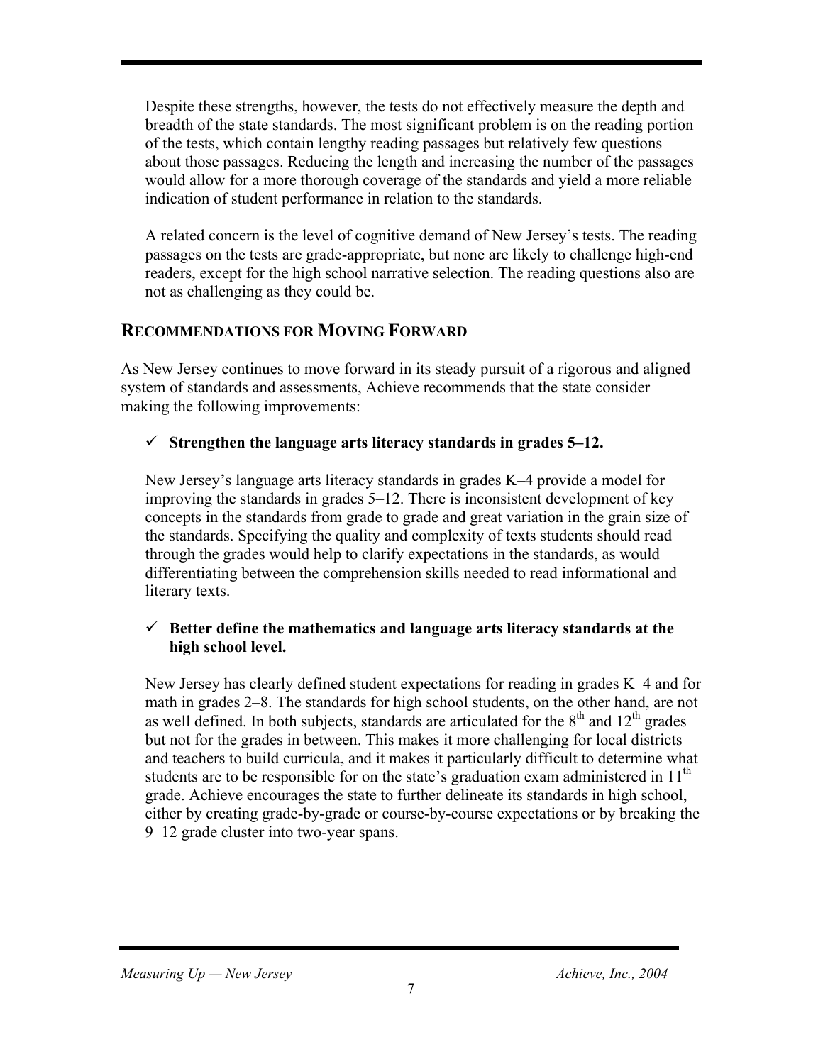Despite these strengths, however, the tests do not effectively measure the depth and breadth of the state standards. The most significant problem is on the reading portion of the tests, which contain lengthy reading passages but relatively few questions about those passages. Reducing the length and increasing the number of the passages would allow for a more thorough coverage of the standards and yield a more reliable indication of student performance in relation to the standards.

A related concern is the level of cognitive demand of New Jersey's tests. The reading passages on the tests are grade-appropriate, but none are likely to challenge high-end readers, except for the high school narrative selection. The reading questions also are not as challenging as they could be.

## RECOMMENDATIONS FOR MOVING FORWARD

As New Jersey continues to move forward in its steady pursuit of a rigorous and aligned system of standards and assessments, Achieve recommends that the state consider making the following improvements:

- ✓ **Strengthen the language arts literacy standards in grades 5–12.**

  New Jersey's language arts literacy standards in grades K–4 provide a model for improving the standards in grades 5–12. There is inconsistent development of key concepts in the standards from grade to grade and great variation in the grain size of the standards. Specifying the quality and complexity of texts students should read through the grades would help to clarify expectations in the standards, as would differentiating between the comprehension skills needed to read informational and literary texts.

- ✓ **Better define the mathematics and language arts literacy standards at the high school level.**

  New Jersey has clearly defined student expectations for reading in grades K–4 and for math in grades 2–8. The standards for high school students, on the other hand, are not as well defined. In both subjects, standards are articulated for the 8th and 12th grades but not for the grades in between. This makes it more challenging for local districts and teachers to build curricula, and it makes it particularly difficult to determine what students are to be responsible for on the state's graduation exam administered in 11th grade. Achieve encourages the state to further delineate its standards in high school, either by creating grade-by-grade or course-by-course expectations or by breaking the 9–12 grade cluster into two-year spans.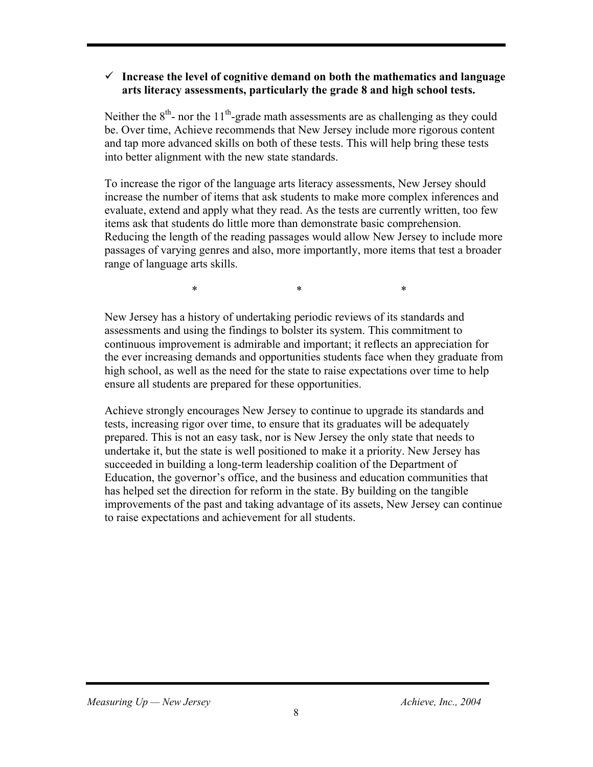- ✓ **Increase the level of cognitive demand on both the mathematics and language arts literacy assessments, particularly the grade 8 and high school tests.**

Neither the 8th- nor the 11th-grade math assessments are as challenging as they could be. Over time, Achieve recommends that New Jersey include more rigorous content and tap more advanced skills on both of these tests. This will help bring these tests into better alignment with the new state standards.

To increase the rigor of the language arts literacy assessments, New Jersey should increase the number of items that ask students to make more complex inferences and evaluate, extend and apply what they read. As the tests are currently written, too few items ask that students do little more than demonstrate basic comprehension. Reducing the length of the reading passages would allow New Jersey to include more passages of varying genres and also, more importantly, more items that test a broader range of language arts skills.

\*                    \*                    \*

New Jersey has a history of undertaking periodic reviews of its standards and assessments and using the findings to bolster its system. This commitment to continuous improvement is admirable and important; it reflects an appreciation for the ever increasing demands and opportunities students face when they graduate from high school, as well as the need for the state to raise expectations over time to help ensure all students are prepared for these opportunities.

Achieve strongly encourages New Jersey to continue to upgrade its standards and tests, increasing rigor over time, to ensure that its graduates will be adequately prepared. This is not an easy task, nor is New Jersey the only state that needs to undertake it, but the state is well positioned to make it a priority. New Jersey has succeeded in building a long-term leadership coalition of the Department of Education, the governor's office, and the business and education communities that has helped set the direction for reform in the state. By building on the tangible improvements of the past and taking advantage of its assets, New Jersey can continue to raise expectations and achievement for all students.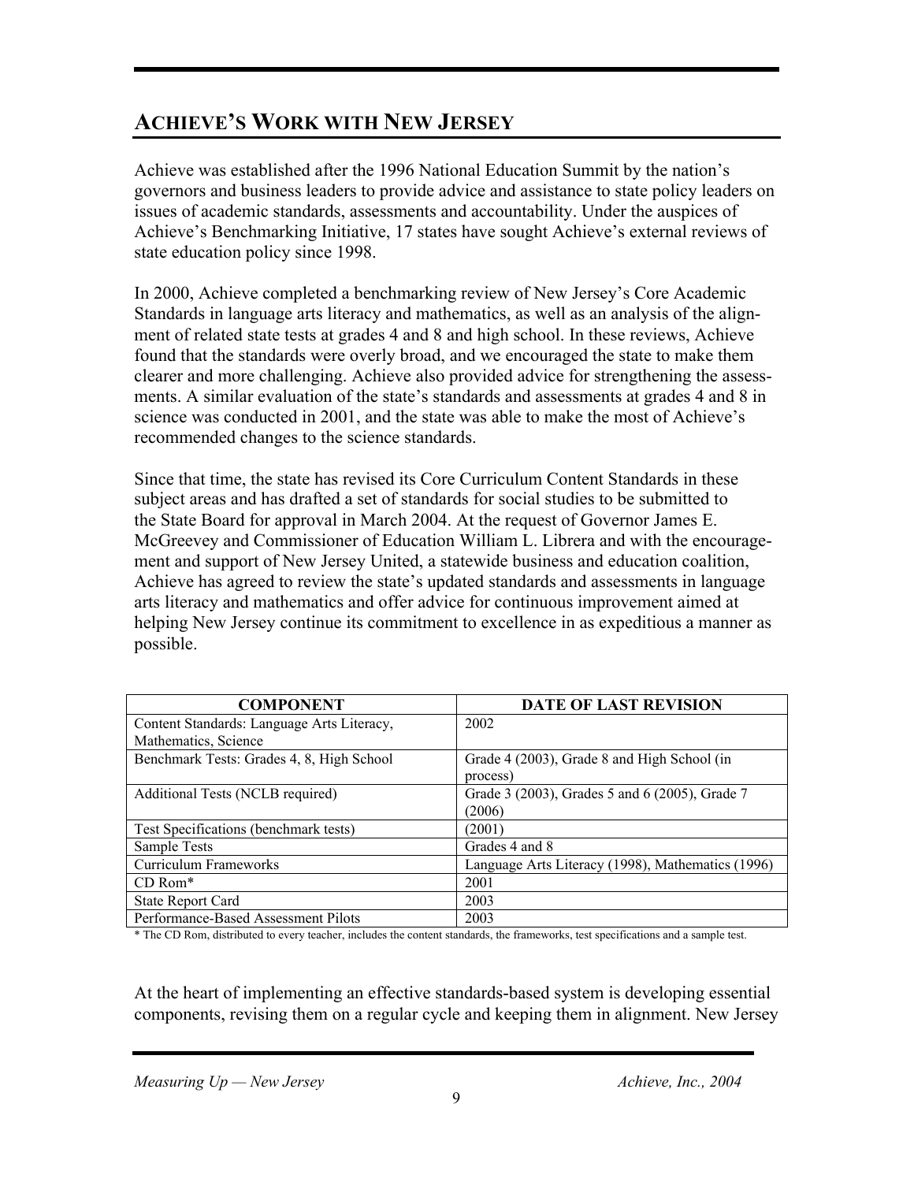## ACHIEVE'S WORK WITH NEW JERSEY

Achieve was established after the 1996 National Education Summit by the nation's governors and business leaders to provide advice and assistance to state policy leaders on issues of academic standards, assessments and accountability. Under the auspices of Achieve's Benchmarking Initiative, 17 states have sought Achieve's external reviews of state education policy since 1998.

In 2000, Achieve completed a benchmarking review of New Jersey's Core Academic Standards in language arts literacy and mathematics, as well as an analysis of the alignment of related state tests at grades 4 and 8 and high school. In these reviews, Achieve found that the standards were overly broad, and we encouraged the state to make them clearer and more challenging. Achieve also provided advice for strengthening the assessments. A similar evaluation of the state's standards and assessments at grades 4 and 8 in science was conducted in 2001, and the state was able to make the most of Achieve's recommended changes to the science standards.

Since that time, the state has revised its Core Curriculum Content Standards in these subject areas and has drafted a set of standards for social studies to be submitted to the State Board for approval in March 2004. At the request of Governor James E. McGreevey and Commissioner of Education William L. Librera and with the encouragement and support of New Jersey United, a statewide business and education coalition, Achieve has agreed to review the state's updated standards and assessments in language arts literacy and mathematics and offer advice for continuous improvement aimed at helping New Jersey continue its commitment to excellence in as expeditious a manner as possible.

| COMPONENT | DATE OF LAST REVISION |
|---|---|
| Content Standards: Language Arts Literacy, Mathematics, Science | 2002 |
| Benchmark Tests: Grades 4, 8, High School | Grade 4 (2003), Grade 8 and High School (in process) |
| Additional Tests (NCLB required) | Grade 3 (2003), Grades 5 and 6 (2005), Grade 7 (2006) |
| Test Specifications (benchmark tests) | (2001) |
| Sample Tests | Grades 4 and 8 |
| Curriculum Frameworks | Language Arts Literacy (1998), Mathematics (1996) |
| CD Rom* | 2001 |
| State Report Card | 2003 |
| Performance-Based Assessment Pilots | 2003 |

* The CD Rom, distributed to every teacher, includes the content standards, the frameworks, test specifications and a sample test.

At the heart of implementing an effective standards-based system is developing essential components, revising them on a regular cycle and keeping them in alignment. New Jersey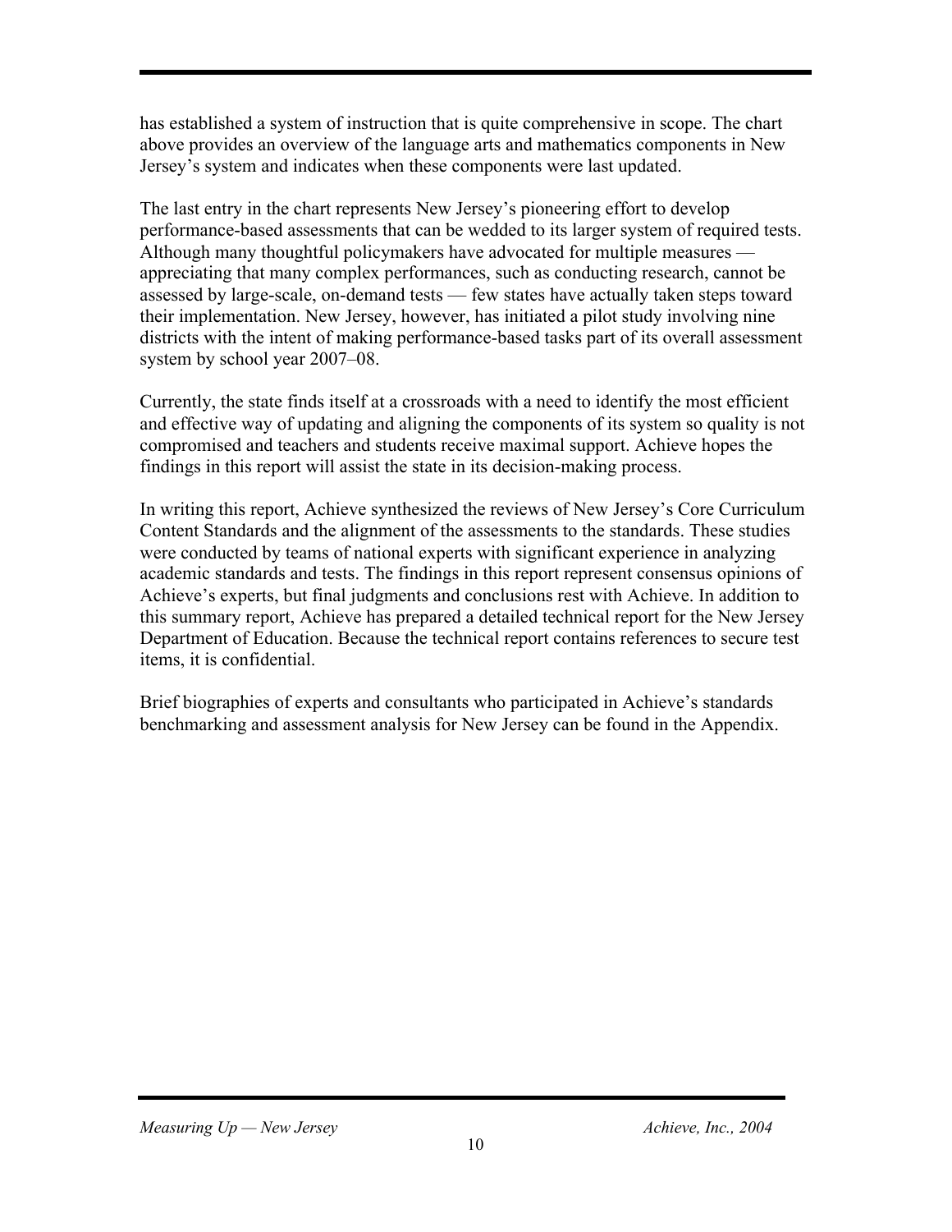has established a system of instruction that is quite comprehensive in scope. The chart above provides an overview of the language arts and mathematics components in New Jersey's system and indicates when these components were last updated.

The last entry in the chart represents New Jersey's pioneering effort to develop performance-based assessments that can be wedded to its larger system of required tests. Although many thoughtful policymakers have advocated for multiple measures — appreciating that many complex performances, such as conducting research, cannot be assessed by large-scale, on-demand tests — few states have actually taken steps toward their implementation. New Jersey, however, has initiated a pilot study involving nine districts with the intent of making performance-based tasks part of its overall assessment system by school year 2007–08.

Currently, the state finds itself at a crossroads with a need to identify the most efficient and effective way of updating and aligning the components of its system so quality is not compromised and teachers and students receive maximal support. Achieve hopes the findings in this report will assist the state in its decision-making process.

In writing this report, Achieve synthesized the reviews of New Jersey's Core Curriculum Content Standards and the alignment of the assessments to the standards. These studies were conducted by teams of national experts with significant experience in analyzing academic standards and tests. The findings in this report represent consensus opinions of Achieve's experts, but final judgments and conclusions rest with Achieve. In addition to this summary report, Achieve has prepared a detailed technical report for the New Jersey Department of Education. Because the technical report contains references to secure test items, it is confidential.

Brief biographies of experts and consultants who participated in Achieve's standards benchmarking and assessment analysis for New Jersey can be found in the Appendix.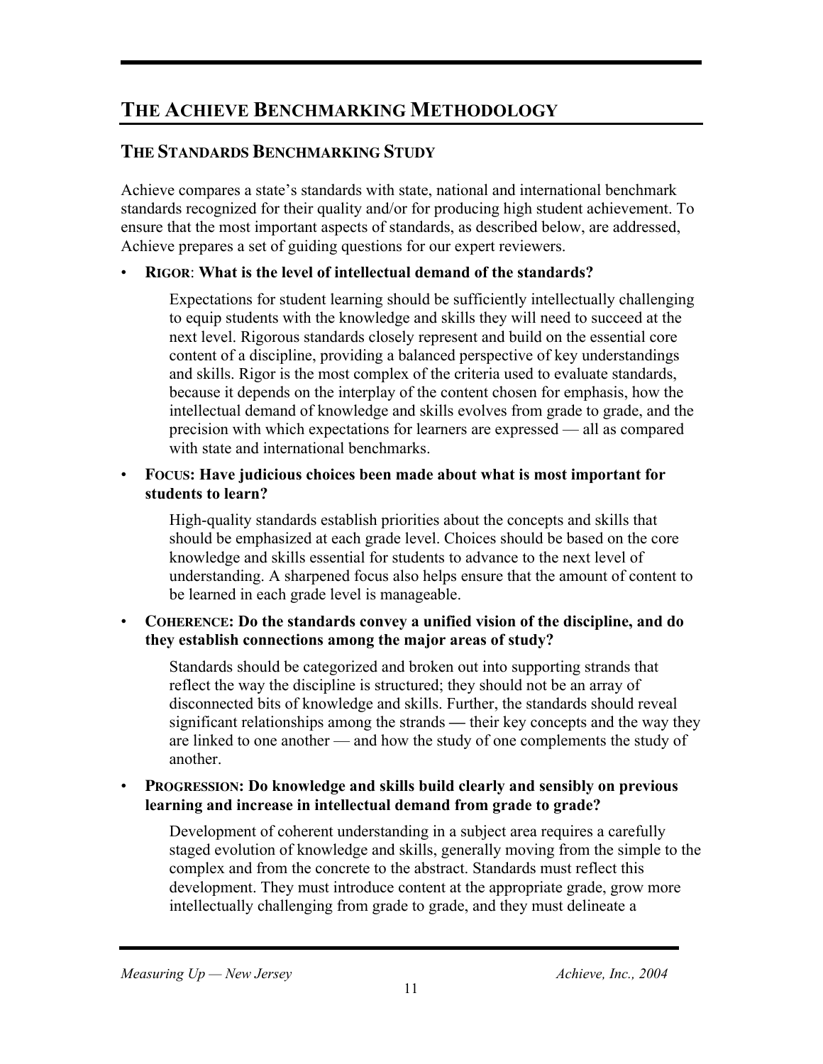# THE ACHIEVE BENCHMARKING METHODOLOGY

## THE STANDARDS BENCHMARKING STUDY

Achieve compares a state's standards with state, national and international benchmark standards recognized for their quality and/or for producing high student achievement. To ensure that the most important aspects of standards, as described below, are addressed, Achieve prepares a set of guiding questions for our expert reviewers.

- **RIGOR: What is the level of intellectual demand of the standards?**

  Expectations for student learning should be sufficiently intellectually challenging to equip students with the knowledge and skills they will need to succeed at the next level. Rigorous standards closely represent and build on the essential core content of a discipline, providing a balanced perspective of key understandings and skills. Rigor is the most complex of the criteria used to evaluate standards, because it depends on the interplay of the content chosen for emphasis, how the intellectual demand of knowledge and skills evolves from grade to grade, and the precision with which expectations for learners are expressed — all as compared with state and international benchmarks.

- **FOCUS: Have judicious choices been made about what is most important for students to learn?**

  High-quality standards establish priorities about the concepts and skills that should be emphasized at each grade level. Choices should be based on the core knowledge and skills essential for students to advance to the next level of understanding. A sharpened focus also helps ensure that the amount of content to be learned in each grade level is manageable.

- **COHERENCE: Do the standards convey a unified vision of the discipline, and do they establish connections among the major areas of study?**

  Standards should be categorized and broken out into supporting strands that reflect the way the discipline is structured; they should not be an array of disconnected bits of knowledge and skills. Further, the standards should reveal significant relationships among the strands — their key concepts and the way they are linked to one another — and how the study of one complements the study of another.

- **PROGRESSION: Do knowledge and skills build clearly and sensibly on previous learning and increase in intellectual demand from grade to grade?**

  Development of coherent understanding in a subject area requires a carefully staged evolution of knowledge and skills, generally moving from the simple to the complex and from the concrete to the abstract. Standards must reflect this development. They must introduce content at the appropriate grade, grow more intellectually challenging from grade to grade, and they must delineate a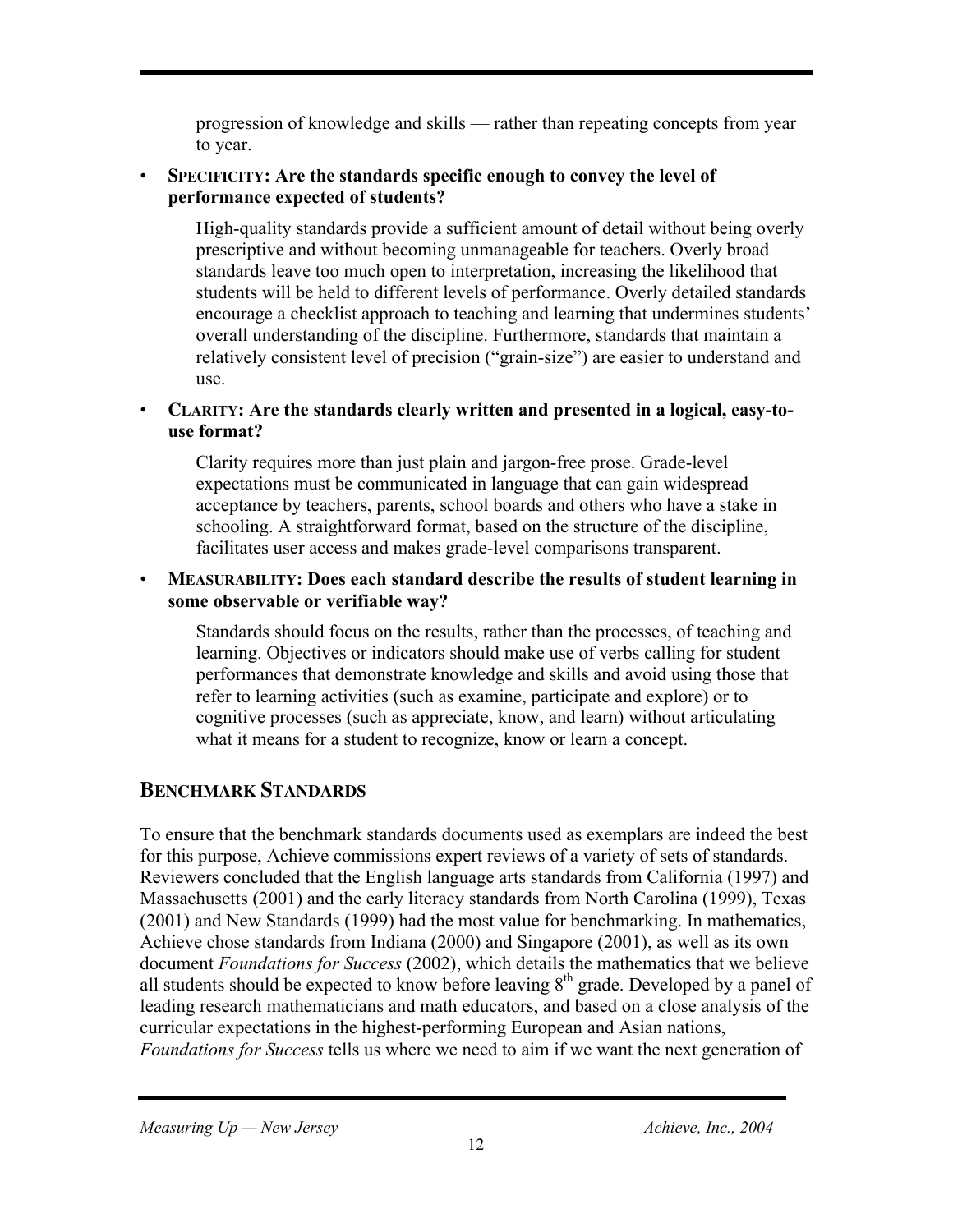progression of knowledge and skills — rather than repeating concepts from year to year.

- **SPECIFICITY: Are the standards specific enough to convey the level of performance expected of students?**

  High-quality standards provide a sufficient amount of detail without being overly prescriptive and without becoming unmanageable for teachers. Overly broad standards leave too much open to interpretation, increasing the likelihood that students will be held to different levels of performance. Overly detailed standards encourage a checklist approach to teaching and learning that undermines students' overall understanding of the discipline. Furthermore, standards that maintain a relatively consistent level of precision ("grain-size") are easier to understand and use.

- **CLARITY: Are the standards clearly written and presented in a logical, easy-to-use format?**

  Clarity requires more than just plain and jargon-free prose. Grade-level expectations must be communicated in language that can gain widespread acceptance by teachers, parents, school boards and others who have a stake in schooling. A straightforward format, based on the structure of the discipline, facilitates user access and makes grade-level comparisons transparent.

- **MEASURABILITY: Does each standard describe the results of student learning in some observable or verifiable way?**

  Standards should focus on the results, rather than the processes, of teaching and learning. Objectives or indicators should make use of verbs calling for student performances that demonstrate knowledge and skills and avoid using those that refer to learning activities (such as examine, participate and explore) or to cognitive processes (such as appreciate, know, and learn) without articulating what it means for a student to recognize, know or learn a concept.

## BENCHMARK STANDARDS

To ensure that the benchmark standards documents used as exemplars are indeed the best for this purpose, Achieve commissions expert reviews of a variety of sets of standards. Reviewers concluded that the English language arts standards from California (1997) and Massachusetts (2001) and the early literacy standards from North Carolina (1999), Texas (2001) and New Standards (1999) had the most value for benchmarking. In mathematics, Achieve chose standards from Indiana (2000) and Singapore (2001), as well as its own document *Foundations for Success* (2002), which details the mathematics that we believe all students should be expected to know before leaving 8th grade. Developed by a panel of leading research mathematicians and math educators, and based on a close analysis of the curricular expectations in the highest-performing European and Asian nations, *Foundations for Success* tells us where we need to aim if we want the next generation of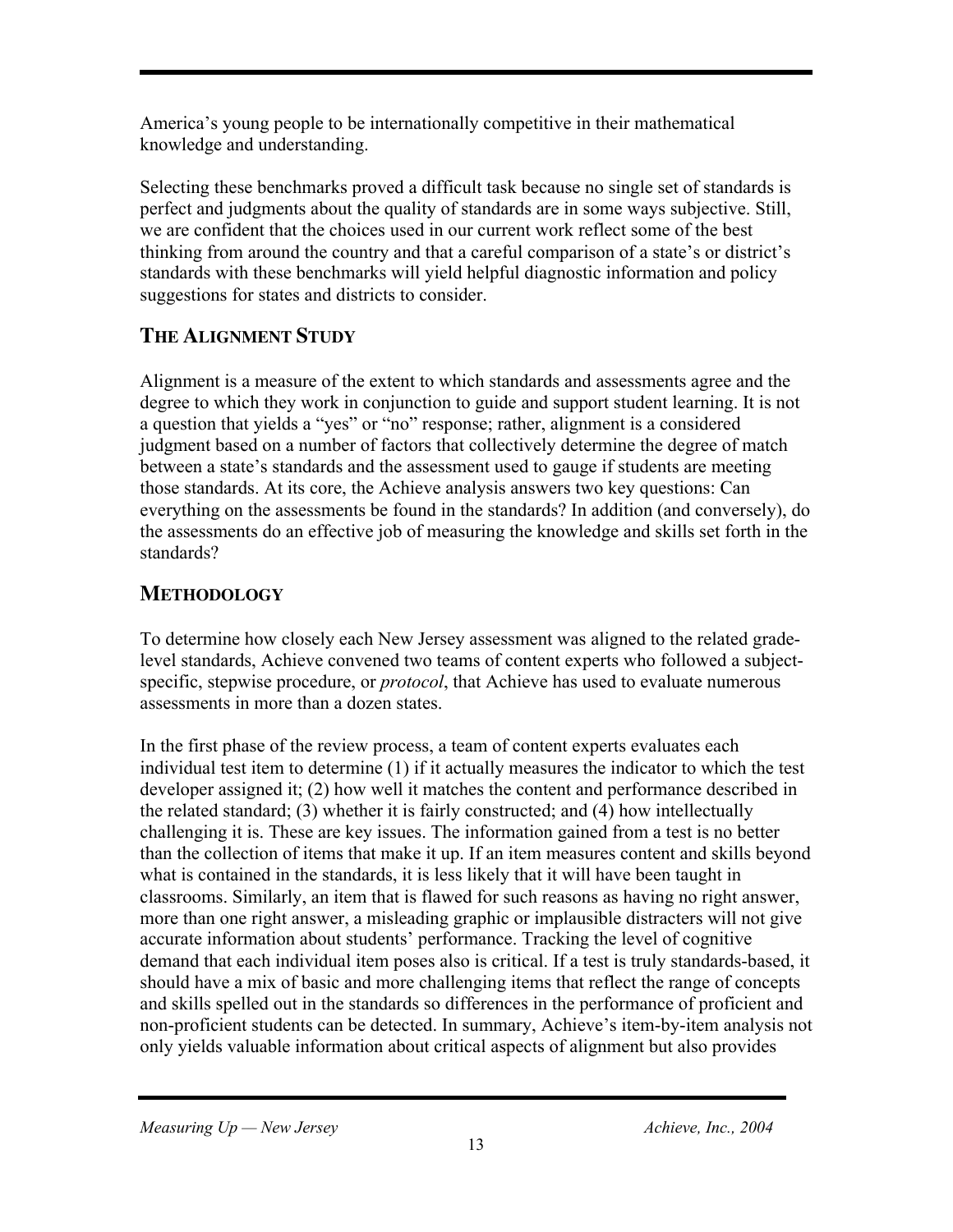America's young people to be internationally competitive in their mathematical knowledge and understanding.

Selecting these benchmarks proved a difficult task because no single set of standards is perfect and judgments about the quality of standards are in some ways subjective. Still, we are confident that the choices used in our current work reflect some of the best thinking from around the country and that a careful comparison of a state's or district's standards with these benchmarks will yield helpful diagnostic information and policy suggestions for states and districts to consider.

## THE ALIGNMENT STUDY

Alignment is a measure of the extent to which standards and assessments agree and the degree to which they work in conjunction to guide and support student learning. It is not a question that yields a "yes" or "no" response; rather, alignment is a considered judgment based on a number of factors that collectively determine the degree of match between a state's standards and the assessment used to gauge if students are meeting those standards. At its core, the Achieve analysis answers two key questions: Can everything on the assessments be found in the standards? In addition (and conversely), do the assessments do an effective job of measuring the knowledge and skills set forth in the standards?

## METHODOLOGY

To determine how closely each New Jersey assessment was aligned to the related grade-level standards, Achieve convened two teams of content experts who followed a subject-specific, stepwise procedure, or *protocol*, that Achieve has used to evaluate numerous assessments in more than a dozen states.

In the first phase of the review process, a team of content experts evaluates each individual test item to determine (1) if it actually measures the indicator to which the test developer assigned it; (2) how well it matches the content and performance described in the related standard; (3) whether it is fairly constructed; and (4) how intellectually challenging it is. These are key issues. The information gained from a test is no better than the collection of items that make it up. If an item measures content and skills beyond what is contained in the standards, it is less likely that it will have been taught in classrooms. Similarly, an item that is flawed for such reasons as having no right answer, more than one right answer, a misleading graphic or implausible distracters will not give accurate information about students' performance. Tracking the level of cognitive demand that each individual item poses also is critical. If a test is truly standards-based, it should have a mix of basic and more challenging items that reflect the range of concepts and skills spelled out in the standards so differences in the performance of proficient and non-proficient students can be detected. In summary, Achieve's item-by-item analysis not only yields valuable information about critical aspects of alignment but also provides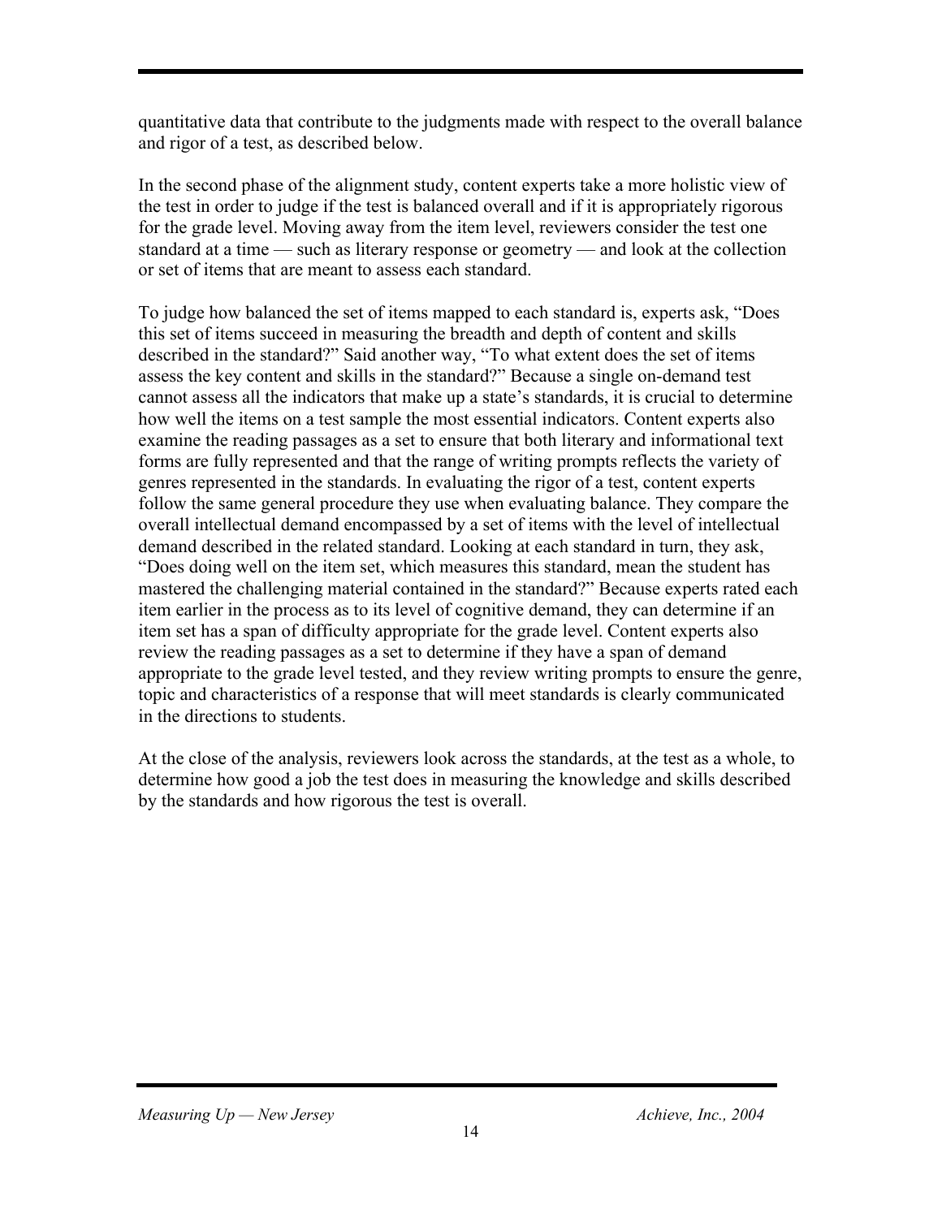quantitative data that contribute to the judgments made with respect to the overall balance and rigor of a test, as described below.

In the second phase of the alignment study, content experts take a more holistic view of the test in order to judge if the test is balanced overall and if it is appropriately rigorous for the grade level. Moving away from the item level, reviewers consider the test one standard at a time — such as literary response or geometry — and look at the collection or set of items that are meant to assess each standard.

To judge how balanced the set of items mapped to each standard is, experts ask, "Does this set of items succeed in measuring the breadth and depth of content and skills described in the standard?" Said another way, "To what extent does the set of items assess the key content and skills in the standard?" Because a single on-demand test cannot assess all the indicators that make up a state's standards, it is crucial to determine how well the items on a test sample the most essential indicators. Content experts also examine the reading passages as a set to ensure that both literary and informational text forms are fully represented and that the range of writing prompts reflects the variety of genres represented in the standards. In evaluating the rigor of a test, content experts follow the same general procedure they use when evaluating balance. They compare the overall intellectual demand encompassed by a set of items with the level of intellectual demand described in the related standard. Looking at each standard in turn, they ask, "Does doing well on the item set, which measures this standard, mean the student has mastered the challenging material contained in the standard?" Because experts rated each item earlier in the process as to its level of cognitive demand, they can determine if an item set has a span of difficulty appropriate for the grade level. Content experts also review the reading passages as a set to determine if they have a span of demand appropriate to the grade level tested, and they review writing prompts to ensure the genre, topic and characteristics of a response that will meet standards is clearly communicated in the directions to students.

At the close of the analysis, reviewers look across the standards, at the test as a whole, to determine how good a job the test does in measuring the knowledge and skills described by the standards and how rigorous the test is overall.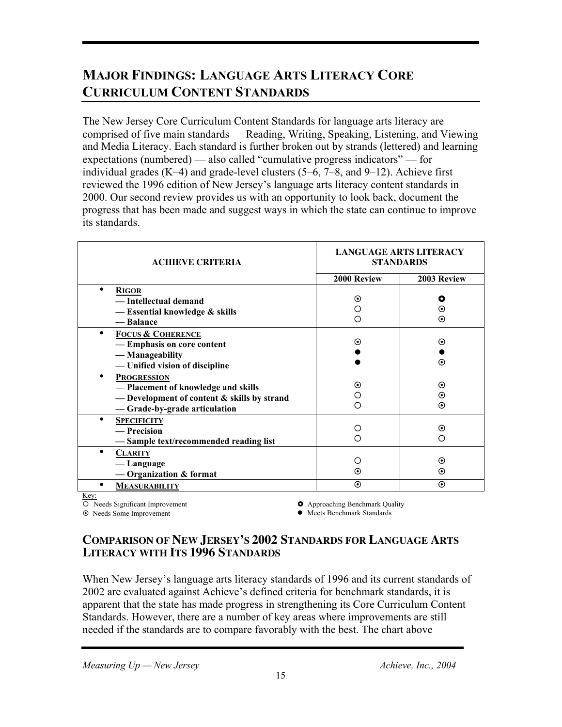## MAJOR FINDINGS: LANGUAGE ARTS LITERACY CORE CURRICULUM CONTENT STANDARDS

The New Jersey Core Curriculum Content Standards for language arts literacy are comprised of five main standards — Reading, Writing, Speaking, Listening, and Viewing and Media Literacy. Each standard is further broken out by strands (lettered) and learning expectations (numbered) — also called "cumulative progress indicators" — for individual grades (K–4) and grade-level clusters (5–6, 7–8, and 9–12). Achieve first reviewed the 1996 edition of New Jersey's language arts literacy content standards in 2000. Our second review provides us with an opportunity to look back, document the progress that has been made and suggest ways in which the state can continue to improve its standards.

| ACHIEVE CRITERIA | LANGUAGE ARTS LITERACY STANDARDS | |
|---|---|---|
| | 2000 Review | 2003 Review |
| **RIGOR** | | |
| — Intellectual demand | ⊙ | ✪ |
| — Essential knowledge & skills | ○ | ⊙ |
| — Balance | ○ | ⊙ |
| **FOCUS & COHERENCE** | | |
| — Emphasis on core content | ⊙ | ⊙ |
| — Manageability | ● | ● |
| — Unified vision of discipline | ● | ⊙ |
| **PROGRESSION** | | |
| — Placement of knowledge and skills | ⊙ | ⊙ |
| — Development of content & skills by strand | ○ | ⊙ |
| — Grade-by-grade articulation | ○ | ⊙ |
| **SPECIFICITY** | | |
| — Precision | ○ | ⊙ |
| — Sample text/recommended reading list | ○ | ○ |
| **CLARITY** | | |
| — Language | ○ | ⊙ |
| — Organization & format | ⊙ | ⊙ |
| **MEASURABILITY** | ⊙ | ⊙ |

Key:
○ Needs Significant Improvement
⊙ Needs Some Improvement
✪ Approaching Benchmark Quality
● Meets Benchmark Standards

## COMPARISON OF NEW JERSEY'S 2002 STANDARDS FOR LANGUAGE ARTS LITERACY WITH ITS 1996 STANDARDS

When New Jersey's language arts literacy standards of 1996 and its current standards of 2002 are evaluated against Achieve's defined criteria for benchmark standards, it is apparent that the state has made progress in strengthening its Core Curriculum Content Standards. However, there are a number of key areas where improvements are still needed if the standards are to compare favorably with the best. The chart above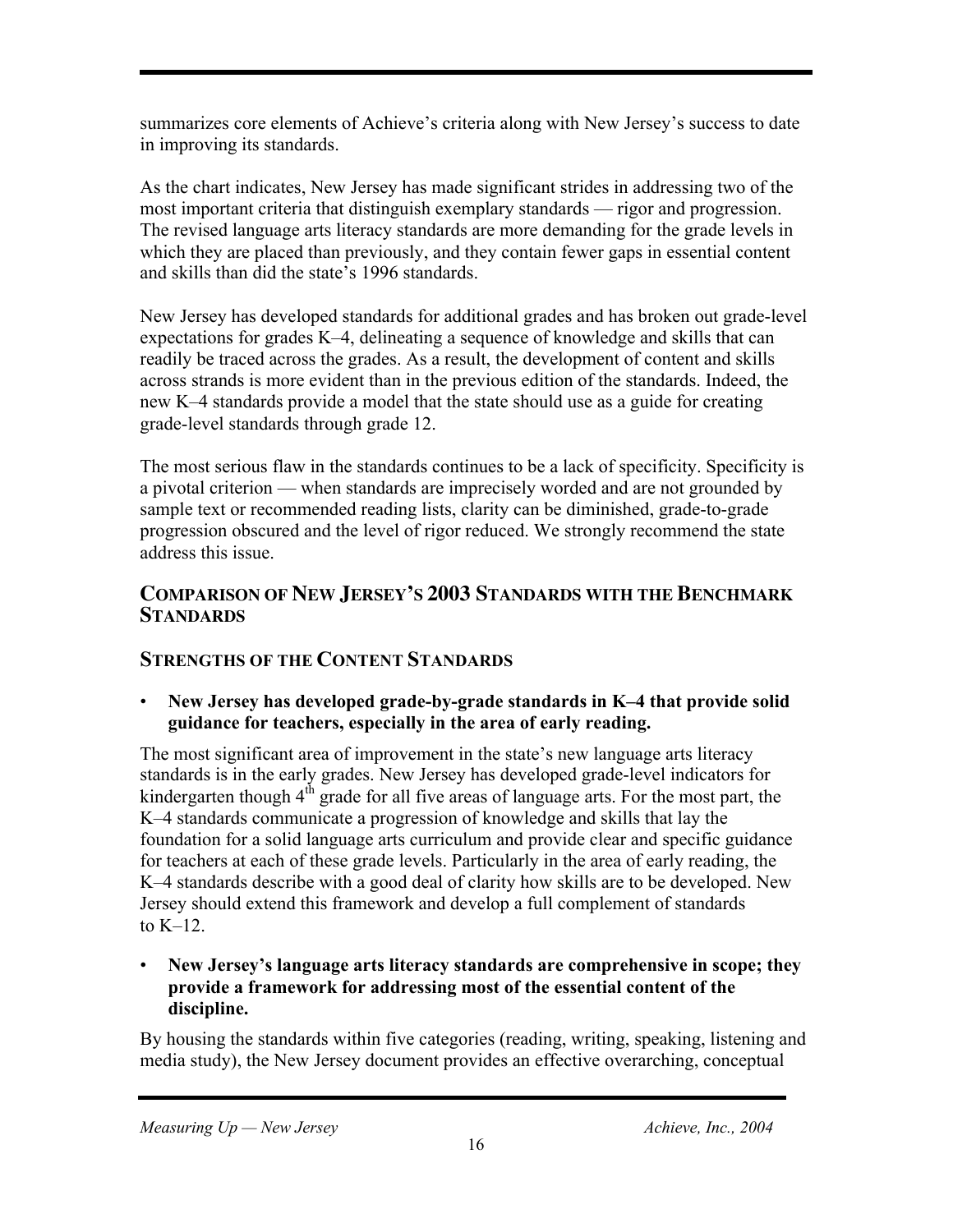summarizes core elements of Achieve's criteria along with New Jersey's success to date in improving its standards.

As the chart indicates, New Jersey has made significant strides in addressing two of the most important criteria that distinguish exemplary standards — rigor and progression. The revised language arts literacy standards are more demanding for the grade levels in which they are placed than previously, and they contain fewer gaps in essential content and skills than did the state's 1996 standards.

New Jersey has developed standards for additional grades and has broken out grade-level expectations for grades K–4, delineating a sequence of knowledge and skills that can readily be traced across the grades. As a result, the development of content and skills across strands is more evident than in the previous edition of the standards. Indeed, the new K–4 standards provide a model that the state should use as a guide for creating grade-level standards through grade 12.

The most serious flaw in the standards continues to be a lack of specificity. Specificity is a pivotal criterion — when standards are imprecisely worded and are not grounded by sample text or recommended reading lists, clarity can be diminished, grade-to-grade progression obscured and the level of rigor reduced. We strongly recommend the state address this issue.

## Comparison of New Jersey's 2003 Standards with the Benchmark Standards

### Strengths of the Content Standards

- **New Jersey has developed grade-by-grade standards in K–4 that provide solid guidance for teachers, especially in the area of early reading.**

The most significant area of improvement in the state's new language arts literacy standards is in the early grades. New Jersey has developed grade-level indicators for kindergarten though 4th grade for all five areas of language arts. For the most part, the K–4 standards communicate a progression of knowledge and skills that lay the foundation for a solid language arts curriculum and provide clear and specific guidance for teachers at each of these grade levels. Particularly in the area of early reading, the K–4 standards describe with a good deal of clarity how skills are to be developed. New Jersey should extend this framework and develop a full complement of standards to K–12.

- **New Jersey's language arts literacy standards are comprehensive in scope; they provide a framework for addressing most of the essential content of the discipline.**

By housing the standards within five categories (reading, writing, speaking, listening and media study), the New Jersey document provides an effective overarching, conceptual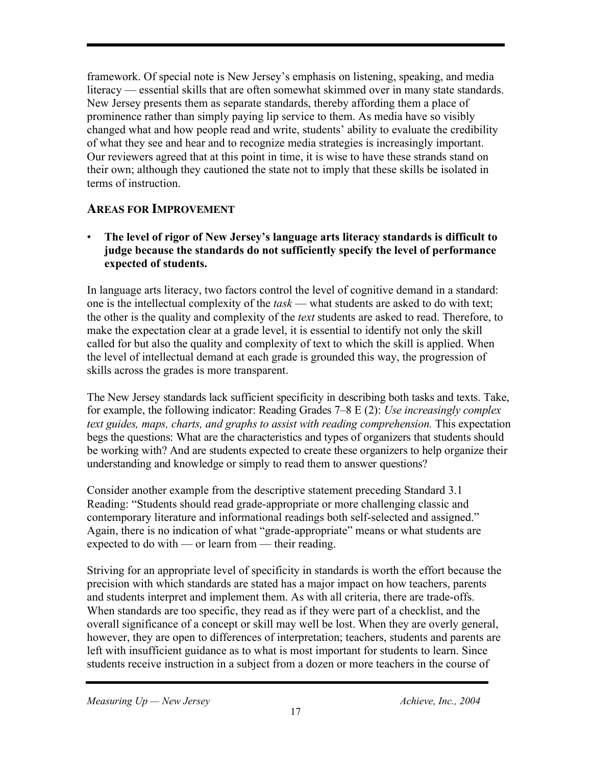framework. Of special note is New Jersey's emphasis on listening, speaking, and media literacy — essential skills that are often somewhat skimmed over in many state standards. New Jersey presents them as separate standards, thereby affording them a place of prominence rather than simply paying lip service to them. As media have so visibly changed what and how people read and write, students' ability to evaluate the credibility of what they see and hear and to recognize media strategies is increasingly important. Our reviewers agreed that at this point in time, it is wise to have these strands stand on their own; although they cautioned the state not to imply that these skills be isolated in terms of instruction.

## AREAS FOR IMPROVEMENT

- **The level of rigor of New Jersey's language arts literacy standards is difficult to judge because the standards do not sufficiently specify the level of performance expected of students.**

In language arts literacy, two factors control the level of cognitive demand in a standard: one is the intellectual complexity of the *task* — what students are asked to do with text; the other is the quality and complexity of the *text* students are asked to read. Therefore, to make the expectation clear at a grade level, it is essential to identify not only the skill called for but also the quality and complexity of text to which the skill is applied. When the level of intellectual demand at each grade is grounded this way, the progression of skills across the grades is more transparent.

The New Jersey standards lack sufficient specificity in describing both tasks and texts. Take, for example, the following indicator: Reading Grades 7–8 E (2): *Use increasingly complex text guides, maps, charts, and graphs to assist with reading comprehension.* This expectation begs the questions: What are the characteristics and types of organizers that students should be working with? And are students expected to create these organizers to help organize their understanding and knowledge or simply to read them to answer questions?

Consider another example from the descriptive statement preceding Standard 3.1 Reading: "Students should read grade-appropriate or more challenging classic and contemporary literature and informational readings both self-selected and assigned." Again, there is no indication of what "grade-appropriate" means or what students are expected to do with — or learn from — their reading.

Striving for an appropriate level of specificity in standards is worth the effort because the precision with which standards are stated has a major impact on how teachers, parents and students interpret and implement them. As with all criteria, there are trade-offs. When standards are too specific, they read as if they were part of a checklist, and the overall significance of a concept or skill may well be lost. When they are overly general, however, they are open to differences of interpretation; teachers, students and parents are left with insufficient guidance as to what is most important for students to learn. Since students receive instruction in a subject from a dozen or more teachers in the course of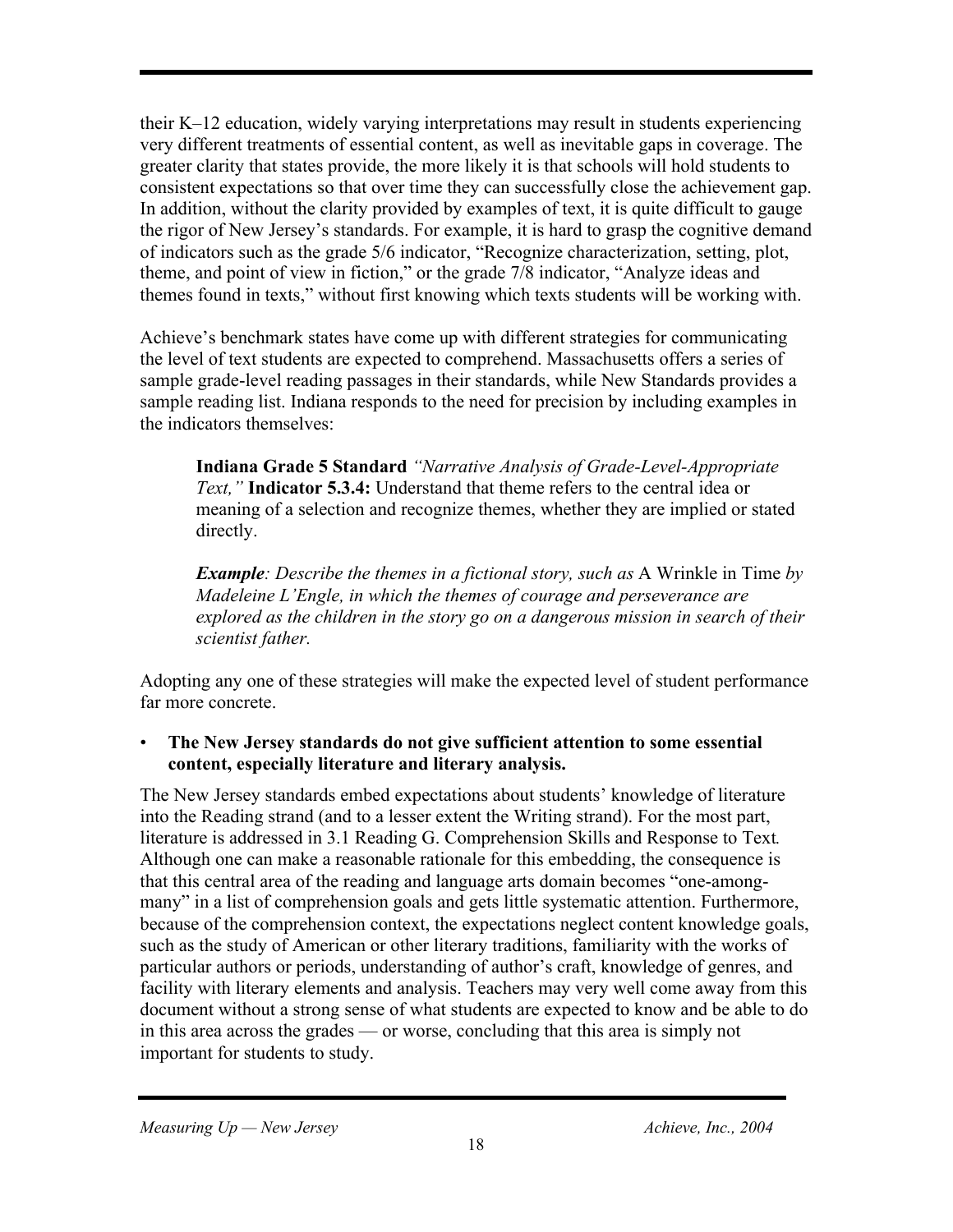their K–12 education, widely varying interpretations may result in students experiencing very different treatments of essential content, as well as inevitable gaps in coverage. The greater clarity that states provide, the more likely it is that schools will hold students to consistent expectations so that over time they can successfully close the achievement gap. In addition, without the clarity provided by examples of text, it is quite difficult to gauge the rigor of New Jersey's standards. For example, it is hard to grasp the cognitive demand of indicators such as the grade 5/6 indicator, "Recognize characterization, setting, plot, theme, and point of view in fiction," or the grade 7/8 indicator, "Analyze ideas and themes found in texts," without first knowing which texts students will be working with.

Achieve's benchmark states have come up with different strategies for communicating the level of text students are expected to comprehend. Massachusetts offers a series of sample grade-level reading passages in their standards, while New Standards provides a sample reading list. Indiana responds to the need for precision by including examples in the indicators themselves:

> **Indiana Grade 5 Standard** *"Narrative Analysis of Grade-Level-Appropriate Text,"* **Indicator 5.3.4:** Understand that theme refers to the central idea or meaning of a selection and recognize themes, whether they are implied or stated directly.
>
> ***Example****: Describe the themes in a fictional story, such as* A Wrinkle in Time *by Madeleine L'Engle, in which the themes of courage and perseverance are explored as the children in the story go on a dangerous mission in search of their scientist father.*

Adopting any one of these strategies will make the expected level of student performance far more concrete.

- **The New Jersey standards do not give sufficient attention to some essential content, especially literature and literary analysis.**

The New Jersey standards embed expectations about students' knowledge of literature into the Reading strand (and to a lesser extent the Writing strand). For the most part, literature is addressed in 3.1 Reading G. Comprehension Skills and Response to Text*.* Although one can make a reasonable rationale for this embedding, the consequence is that this central area of the reading and language arts domain becomes "one-among-many" in a list of comprehension goals and gets little systematic attention. Furthermore, because of the comprehension context, the expectations neglect content knowledge goals, such as the study of American or other literary traditions, familiarity with the works of particular authors or periods, understanding of author's craft, knowledge of genres, and facility with literary elements and analysis. Teachers may very well come away from this document without a strong sense of what students are expected to know and be able to do in this area across the grades — or worse, concluding that this area is simply not important for students to study.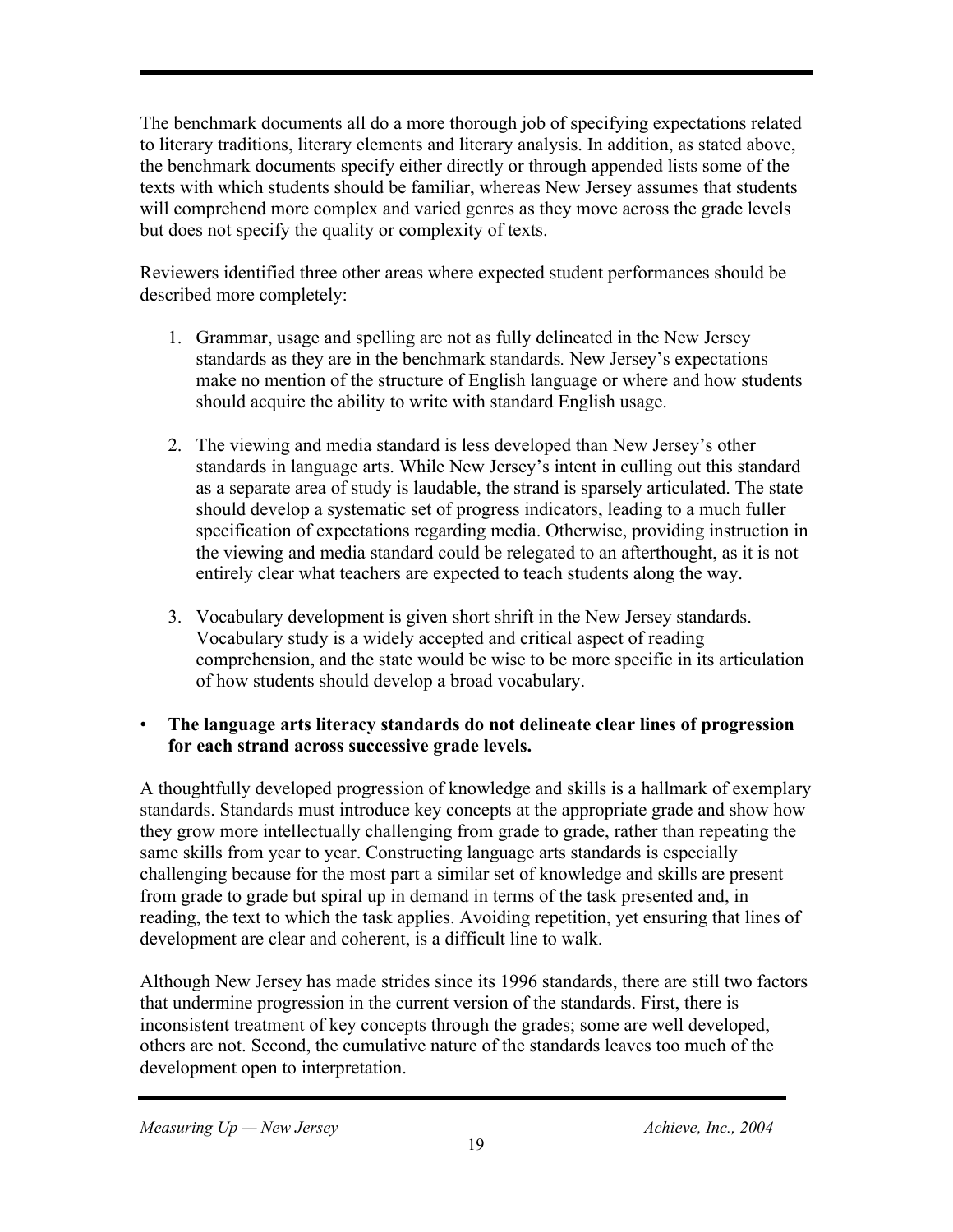The benchmark documents all do a more thorough job of specifying expectations related to literary traditions, literary elements and literary analysis. In addition, as stated above, the benchmark documents specify either directly or through appended lists some of the texts with which students should be familiar, whereas New Jersey assumes that students will comprehend more complex and varied genres as they move across the grade levels but does not specify the quality or complexity of texts.

Reviewers identified three other areas where expected student performances should be described more completely:

1. Grammar, usage and spelling are not as fully delineated in the New Jersey standards as they are in the benchmark standards*.* New Jersey's expectations make no mention of the structure of English language or where and how students should acquire the ability to write with standard English usage.

2. The viewing and media standard is less developed than New Jersey's other standards in language arts. While New Jersey's intent in culling out this standard as a separate area of study is laudable, the strand is sparsely articulated. The state should develop a systematic set of progress indicators, leading to a much fuller specification of expectations regarding media. Otherwise, providing instruction in the viewing and media standard could be relegated to an afterthought, as it is not entirely clear what teachers are expected to teach students along the way.

3. Vocabulary development is given short shrift in the New Jersey standards. Vocabulary study is a widely accepted and critical aspect of reading comprehension, and the state would be wise to be more specific in its articulation of how students should develop a broad vocabulary.

- **The language arts literacy standards do not delineate clear lines of progression for each strand across successive grade levels.**

A thoughtfully developed progression of knowledge and skills is a hallmark of exemplary standards. Standards must introduce key concepts at the appropriate grade and show how they grow more intellectually challenging from grade to grade, rather than repeating the same skills from year to year. Constructing language arts standards is especially challenging because for the most part a similar set of knowledge and skills are present from grade to grade but spiral up in demand in terms of the task presented and, in reading, the text to which the task applies. Avoiding repetition, yet ensuring that lines of development are clear and coherent, is a difficult line to walk.

Although New Jersey has made strides since its 1996 standards, there are still two factors that undermine progression in the current version of the standards. First, there is inconsistent treatment of key concepts through the grades; some are well developed, others are not. Second, the cumulative nature of the standards leaves too much of the development open to interpretation.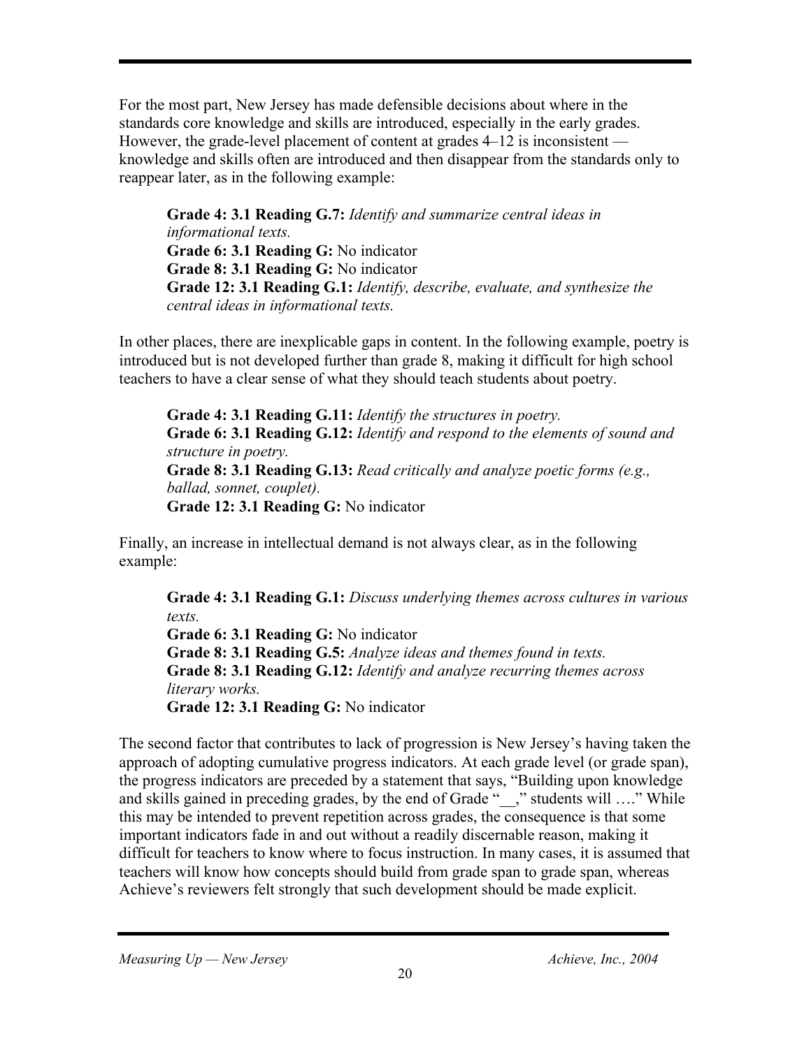For the most part, New Jersey has made defensible decisions about where in the standards core knowledge and skills are introduced, especially in the early grades. However, the grade-level placement of content at grades 4–12 is inconsistent — knowledge and skills often are introduced and then disappear from the standards only to reappear later, as in the following example:

> **Grade 4: 3.1 Reading G.7:** *Identify and summarize central ideas in informational texts.*
> **Grade 6: 3.1 Reading G:** No indicator
> **Grade 8: 3.1 Reading G:** No indicator
> **Grade 12: 3.1 Reading G.1:** *Identify, describe, evaluate, and synthesize the central ideas in informational texts.*

In other places, there are inexplicable gaps in content. In the following example, poetry is introduced but is not developed further than grade 8, making it difficult for high school teachers to have a clear sense of what they should teach students about poetry.

> **Grade 4: 3.1 Reading G.11:** *Identify the structures in poetry.*
> **Grade 6: 3.1 Reading G.12:** *Identify and respond to the elements of sound and structure in poetry.*
> **Grade 8: 3.1 Reading G.13:** *Read critically and analyze poetic forms (e.g., ballad, sonnet, couplet).*
> **Grade 12: 3.1 Reading G:** No indicator

Finally, an increase in intellectual demand is not always clear, as in the following example:

> **Grade 4: 3.1 Reading G.1:** *Discuss underlying themes across cultures in various texts.*
> **Grade 6: 3.1 Reading G:** No indicator
> **Grade 8: 3.1 Reading G.5:** *Analyze ideas and themes found in texts.*
> **Grade 8: 3.1 Reading G.12:** *Identify and analyze recurring themes across literary works.*
> **Grade 12: 3.1 Reading G:** No indicator

The second factor that contributes to lack of progression is New Jersey's having taken the approach of adopting cumulative progress indicators. At each grade level (or grade span), the progress indicators are preceded by a statement that says, "Building upon knowledge and skills gained in preceding grades, by the end of Grade "__," students will …." While this may be intended to prevent repetition across grades, the consequence is that some important indicators fade in and out without a readily discernable reason, making it difficult for teachers to know where to focus instruction. In many cases, it is assumed that teachers will know how concepts should build from grade span to grade span, whereas Achieve's reviewers felt strongly that such development should be made explicit.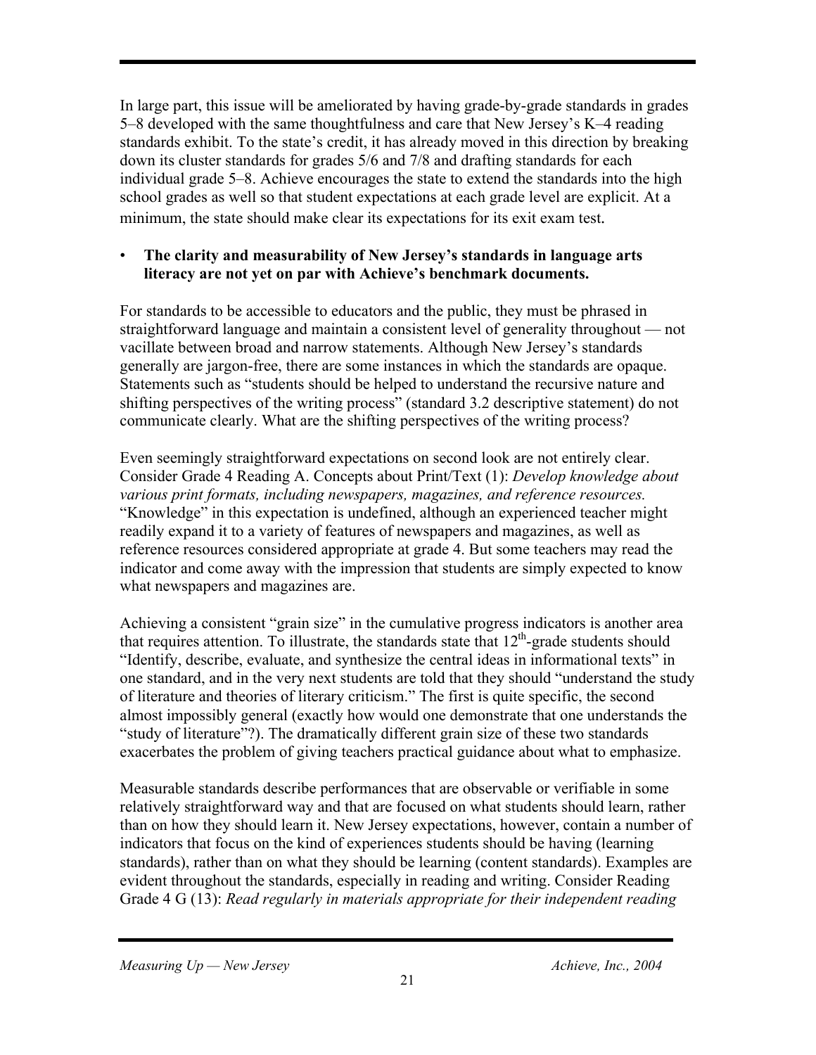In large part, this issue will be ameliorated by having grade-by-grade standards in grades 5–8 developed with the same thoughtfulness and care that New Jersey's K–4 reading standards exhibit. To the state's credit, it has already moved in this direction by breaking down its cluster standards for grades 5/6 and 7/8 and drafting standards for each individual grade 5–8. Achieve encourages the state to extend the standards into the high school grades as well so that student expectations at each grade level are explicit. At a minimum, the state should make clear its expectations for its exit exam test.

- **The clarity and measurability of New Jersey's standards in language arts literacy are not yet on par with Achieve's benchmark documents.**

For standards to be accessible to educators and the public, they must be phrased in straightforward language and maintain a consistent level of generality throughout — not vacillate between broad and narrow statements. Although New Jersey's standards generally are jargon-free, there are some instances in which the standards are opaque. Statements such as "students should be helped to understand the recursive nature and shifting perspectives of the writing process" (standard 3.2 descriptive statement) do not communicate clearly. What are the shifting perspectives of the writing process?

Even seemingly straightforward expectations on second look are not entirely clear. Consider Grade 4 Reading A. Concepts about Print/Text (1): *Develop knowledge about various print formats, including newspapers, magazines, and reference resources.* "Knowledge" in this expectation is undefined, although an experienced teacher might readily expand it to a variety of features of newspapers and magazines, as well as reference resources considered appropriate at grade 4. But some teachers may read the indicator and come away with the impression that students are simply expected to know what newspapers and magazines are.

Achieving a consistent "grain size" in the cumulative progress indicators is another area that requires attention. To illustrate, the standards state that 12th-grade students should "Identify, describe, evaluate, and synthesize the central ideas in informational texts" in one standard, and in the very next students are told that they should "understand the study of literature and theories of literary criticism." The first is quite specific, the second almost impossibly general (exactly how would one demonstrate that one understands the "study of literature"?). The dramatically different grain size of these two standards exacerbates the problem of giving teachers practical guidance about what to emphasize.

Measurable standards describe performances that are observable or verifiable in some relatively straightforward way and that are focused on what students should learn, rather than on how they should learn it. New Jersey expectations, however, contain a number of indicators that focus on the kind of experiences students should be having (learning standards), rather than on what they should be learning (content standards). Examples are evident throughout the standards, especially in reading and writing. Consider Reading Grade 4 G (13): *Read regularly in materials appropriate for their independent reading*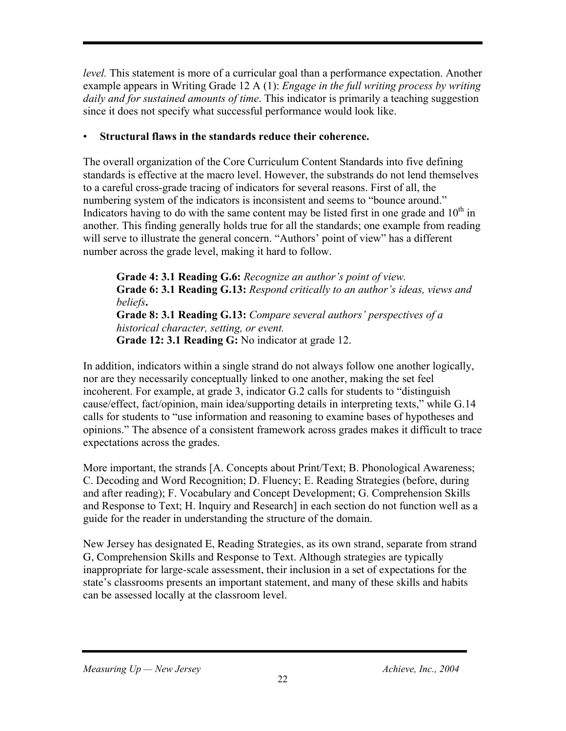*level.* This statement is more of a curricular goal than a performance expectation. Another example appears in Writing Grade 12 A (1): *Engage in the full writing process by writing daily and for sustained amounts of time*. This indicator is primarily a teaching suggestion since it does not specify what successful performance would look like.

- **Structural flaws in the standards reduce their coherence.**

The overall organization of the Core Curriculum Content Standards into five defining standards is effective at the macro level. However, the substrands do not lend themselves to a careful cross-grade tracing of indicators for several reasons. First of all, the numbering system of the indicators is inconsistent and seems to "bounce around." Indicators having to do with the same content may be listed first in one grade and 10th in another. This finding generally holds true for all the standards; one example from reading will serve to illustrate the general concern. "Authors' point of view" has a different number across the grade level, making it hard to follow.

> **Grade 4: 3.1 Reading G.6:** *Recognize an author's point of view.*
> **Grade 6: 3.1 Reading G.13:** *Respond critically to an author's ideas, views and beliefs***.**
> **Grade 8: 3.1 Reading G.13:** *Compare several authors' perspectives of a historical character, setting, or event.*
> **Grade 12: 3.1 Reading G:** No indicator at grade 12.

In addition, indicators within a single strand do not always follow one another logically, nor are they necessarily conceptually linked to one another, making the set feel incoherent. For example, at grade 3, indicator G.2 calls for students to "distinguish cause/effect, fact/opinion, main idea/supporting details in interpreting texts," while G.14 calls for students to "use information and reasoning to examine bases of hypotheses and opinions." The absence of a consistent framework across grades makes it difficult to trace expectations across the grades.

More important, the strands [A. Concepts about Print/Text; B. Phonological Awareness; C. Decoding and Word Recognition; D. Fluency; E. Reading Strategies (before, during and after reading); F. Vocabulary and Concept Development; G. Comprehension Skills and Response to Text; H. Inquiry and Research] in each section do not function well as a guide for the reader in understanding the structure of the domain.

New Jersey has designated E, Reading Strategies, as its own strand, separate from strand G, Comprehension Skills and Response to Text. Although strategies are typically inappropriate for large-scale assessment, their inclusion in a set of expectations for the state's classrooms presents an important statement, and many of these skills and habits can be assessed locally at the classroom level.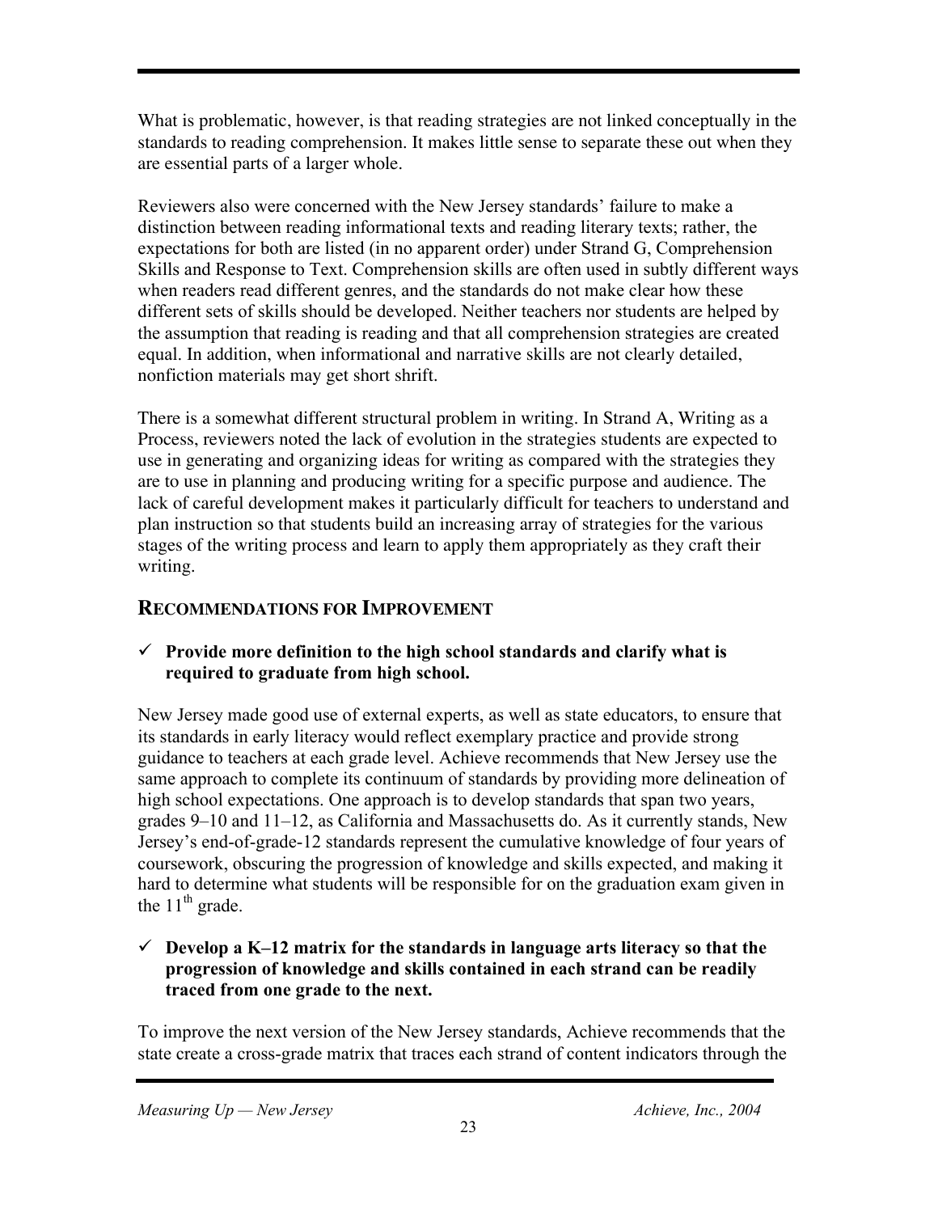What is problematic, however, is that reading strategies are not linked conceptually in the standards to reading comprehension. It makes little sense to separate these out when they are essential parts of a larger whole.

Reviewers also were concerned with the New Jersey standards' failure to make a distinction between reading informational texts and reading literary texts; rather, the expectations for both are listed (in no apparent order) under Strand G, Comprehension Skills and Response to Text. Comprehension skills are often used in subtly different ways when readers read different genres, and the standards do not make clear how these different sets of skills should be developed. Neither teachers nor students are helped by the assumption that reading is reading and that all comprehension strategies are created equal. In addition, when informational and narrative skills are not clearly detailed, nonfiction materials may get short shrift.

There is a somewhat different structural problem in writing. In Strand A, Writing as a Process, reviewers noted the lack of evolution in the strategies students are expected to use in generating and organizing ideas for writing as compared with the strategies they are to use in planning and producing writing for a specific purpose and audience. The lack of careful development makes it particularly difficult for teachers to understand and plan instruction so that students build an increasing array of strategies for the various stages of the writing process and learn to apply them appropriately as they craft their writing.

## RECOMMENDATIONS FOR IMPROVEMENT

✓ **Provide more definition to the high school standards and clarify what is required to graduate from high school.**

New Jersey made good use of external experts, as well as state educators, to ensure that its standards in early literacy would reflect exemplary practice and provide strong guidance to teachers at each grade level. Achieve recommends that New Jersey use the same approach to complete its continuum of standards by providing more delineation of high school expectations. One approach is to develop standards that span two years, grades 9–10 and 11–12, as California and Massachusetts do. As it currently stands, New Jersey's end-of-grade-12 standards represent the cumulative knowledge of four years of coursework, obscuring the progression of knowledge and skills expected, and making it hard to determine what students will be responsible for on the graduation exam given in the 11th grade.

✓ **Develop a K–12 matrix for the standards in language arts literacy so that the progression of knowledge and skills contained in each strand can be readily traced from one grade to the next.**

To improve the next version of the New Jersey standards, Achieve recommends that the state create a cross-grade matrix that traces each strand of content indicators through the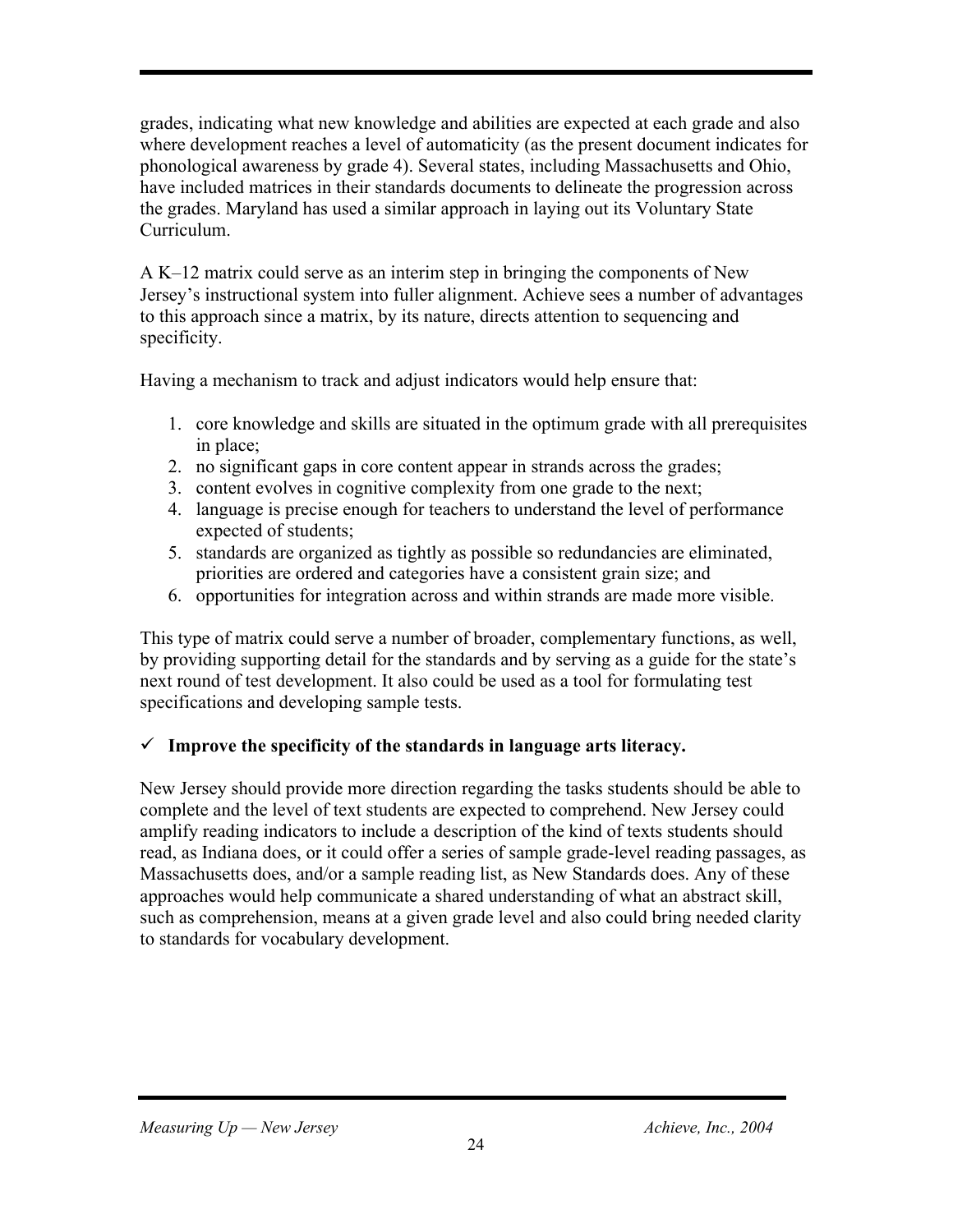grades, indicating what new knowledge and abilities are expected at each grade and also where development reaches a level of automaticity (as the present document indicates for phonological awareness by grade 4). Several states, including Massachusetts and Ohio, have included matrices in their standards documents to delineate the progression across the grades. Maryland has used a similar approach in laying out its Voluntary State Curriculum.

A K–12 matrix could serve as an interim step in bringing the components of New Jersey's instructional system into fuller alignment. Achieve sees a number of advantages to this approach since a matrix, by its nature, directs attention to sequencing and specificity.

Having a mechanism to track and adjust indicators would help ensure that:

1. core knowledge and skills are situated in the optimum grade with all prerequisites in place;
2. no significant gaps in core content appear in strands across the grades;
3. content evolves in cognitive complexity from one grade to the next;
4. language is precise enough for teachers to understand the level of performance expected of students;
5. standards are organized as tightly as possible so redundancies are eliminated, priorities are ordered and categories have a consistent grain size; and
6. opportunities for integration across and within strands are made more visible.

This type of matrix could serve a number of broader, complementary functions, as well, by providing supporting detail for the standards and by serving as a guide for the state's next round of test development. It also could be used as a tool for formulating test specifications and developing sample tests.

✓ **Improve the specificity of the standards in language arts literacy.**

New Jersey should provide more direction regarding the tasks students should be able to complete and the level of text students are expected to comprehend. New Jersey could amplify reading indicators to include a description of the kind of texts students should read, as Indiana does, or it could offer a series of sample grade-level reading passages, as Massachusetts does, and/or a sample reading list, as New Standards does. Any of these approaches would help communicate a shared understanding of what an abstract skill, such as comprehension, means at a given grade level and also could bring needed clarity to standards for vocabulary development.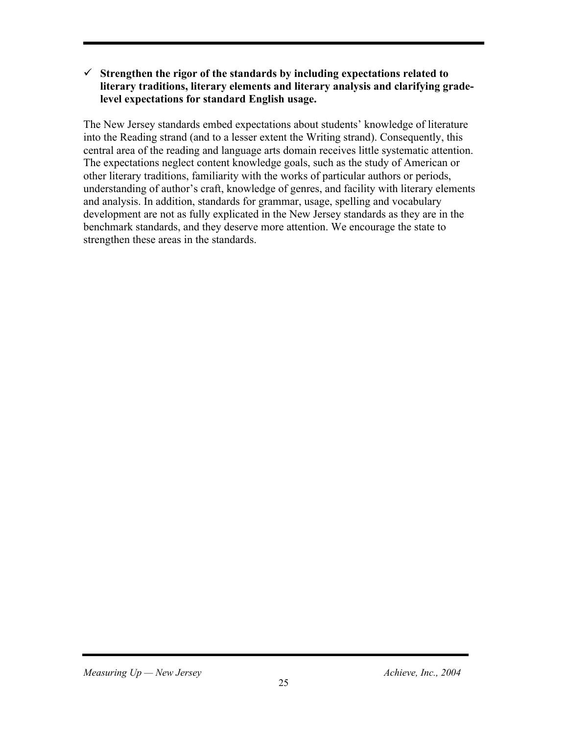- ✓ **Strengthen the rigor of the standards by including expectations related to literary traditions, literary elements and literary analysis and clarifying grade-level expectations for standard English usage.**

The New Jersey standards embed expectations about students' knowledge of literature into the Reading strand (and to a lesser extent the Writing strand). Consequently, this central area of the reading and language arts domain receives little systematic attention. The expectations neglect content knowledge goals, such as the study of American or other literary traditions, familiarity with the works of particular authors or periods, understanding of author's craft, knowledge of genres, and facility with literary elements and analysis. In addition, standards for grammar, usage, spelling and vocabulary development are not as fully explicated in the New Jersey standards as they are in the benchmark standards, and they deserve more attention. We encourage the state to strengthen these areas in the standards.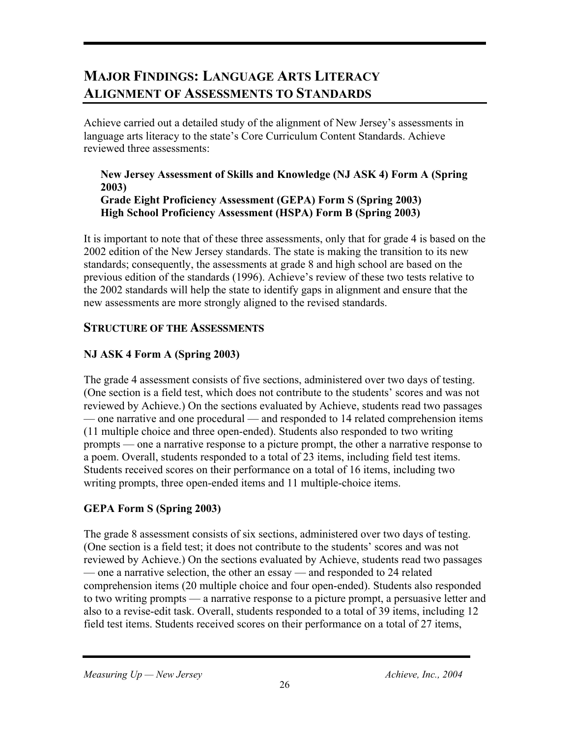# MAJOR FINDINGS: LANGUAGE ARTS LITERACY ALIGNMENT OF ASSESSMENTS TO STANDARDS

Achieve carried out a detailed study of the alignment of New Jersey's assessments in language arts literacy to the state's Core Curriculum Content Standards. Achieve reviewed three assessments:

**New Jersey Assessment of Skills and Knowledge (NJ ASK 4) Form A (Spring 2003)**
**Grade Eight Proficiency Assessment (GEPA) Form S (Spring 2003)**
**High School Proficiency Assessment (HSPA) Form B (Spring 2003)**

It is important to note that of these three assessments, only that for grade 4 is based on the 2002 edition of the New Jersey standards. The state is making the transition to its new standards; consequently, the assessments at grade 8 and high school are based on the previous edition of the standards (1996). Achieve's review of these two tests relative to the 2002 standards will help the state to identify gaps in alignment and ensure that the new assessments are more strongly aligned to the revised standards.

## STRUCTURE OF THE ASSESSMENTS

### NJ ASK 4 Form A (Spring 2003)

The grade 4 assessment consists of five sections, administered over two days of testing. (One section is a field test, which does not contribute to the students' scores and was not reviewed by Achieve.) On the sections evaluated by Achieve, students read two passages — one narrative and one procedural — and responded to 14 related comprehension items (11 multiple choice and three open-ended). Students also responded to two writing prompts — one a narrative response to a picture prompt, the other a narrative response to a poem. Overall, students responded to a total of 23 items, including field test items. Students received scores on their performance on a total of 16 items, including two writing prompts, three open-ended items and 11 multiple-choice items.

### GEPA Form S (Spring 2003)

The grade 8 assessment consists of six sections, administered over two days of testing. (One section is a field test; it does not contribute to the students' scores and was not reviewed by Achieve.) On the sections evaluated by Achieve, students read two passages — one a narrative selection, the other an essay — and responded to 24 related comprehension items (20 multiple choice and four open-ended). Students also responded to two writing prompts — a narrative response to a picture prompt, a persuasive letter and also to a revise-edit task. Overall, students responded to a total of 39 items, including 12 field test items. Students received scores on their performance on a total of 27 items,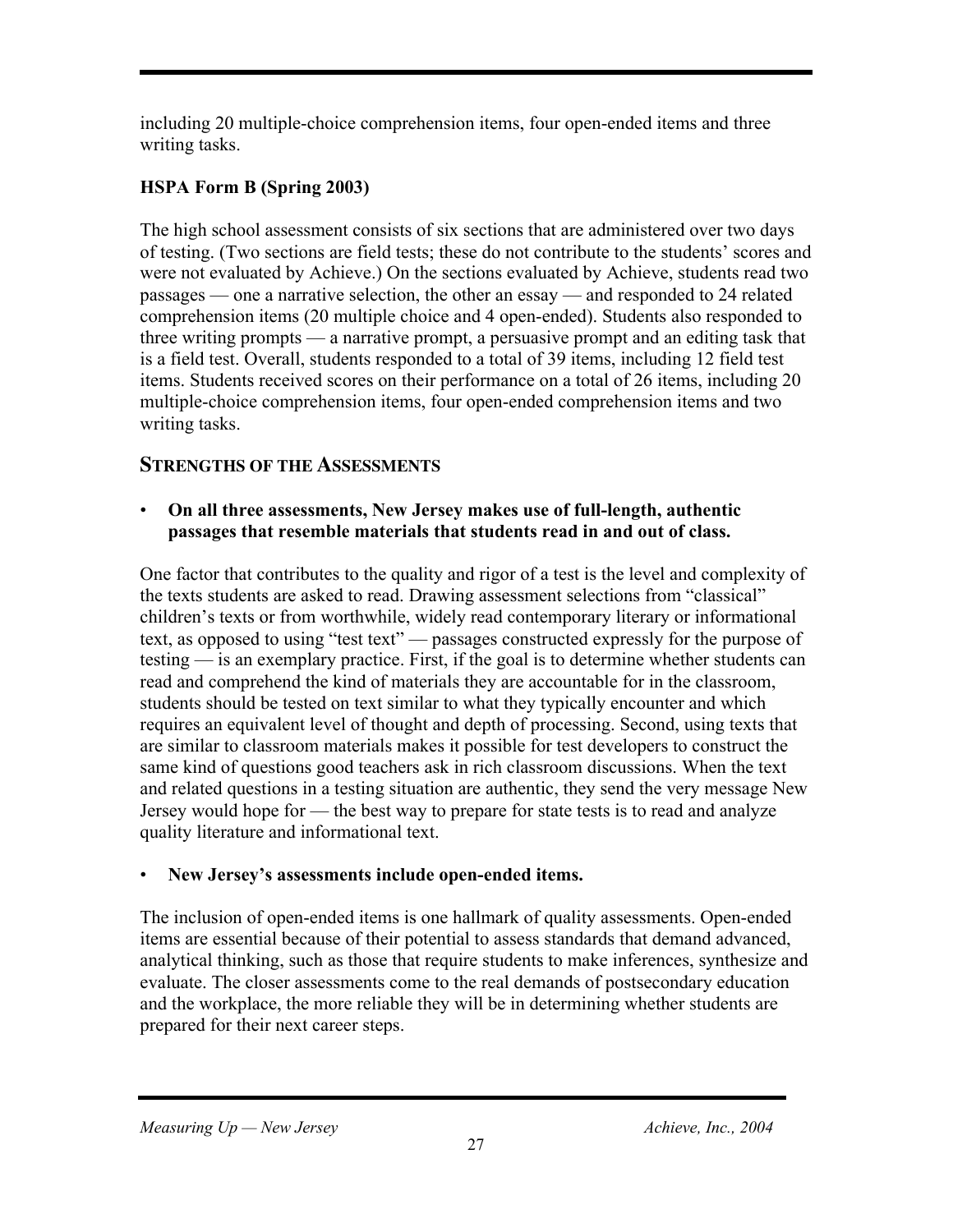including 20 multiple-choice comprehension items, four open-ended items and three writing tasks.

### HSPA Form B (Spring 2003)

The high school assessment consists of six sections that are administered over two days of testing. (Two sections are field tests; these do not contribute to the students' scores and were not evaluated by Achieve.) On the sections evaluated by Achieve, students read two passages — one a narrative selection, the other an essay — and responded to 24 related comprehension items (20 multiple choice and 4 open-ended). Students also responded to three writing prompts — a narrative prompt, a persuasive prompt and an editing task that is a field test. Overall, students responded to a total of 39 items, including 12 field test items. Students received scores on their performance on a total of 26 items, including 20 multiple-choice comprehension items, four open-ended comprehension items and two writing tasks.

## Strengths of the Assessments

- **On all three assessments, New Jersey makes use of full-length, authentic passages that resemble materials that students read in and out of class.**

One factor that contributes to the quality and rigor of a test is the level and complexity of the texts students are asked to read. Drawing assessment selections from "classical" children's texts or from worthwhile, widely read contemporary literary or informational text, as opposed to using "test text" — passages constructed expressly for the purpose of testing — is an exemplary practice. First, if the goal is to determine whether students can read and comprehend the kind of materials they are accountable for in the classroom, students should be tested on text similar to what they typically encounter and which requires an equivalent level of thought and depth of processing. Second, using texts that are similar to classroom materials makes it possible for test developers to construct the same kind of questions good teachers ask in rich classroom discussions. When the text and related questions in a testing situation are authentic, they send the very message New Jersey would hope for — the best way to prepare for state tests is to read and analyze quality literature and informational text.

- **New Jersey's assessments include open-ended items.**

The inclusion of open-ended items is one hallmark of quality assessments. Open-ended items are essential because of their potential to assess standards that demand advanced, analytical thinking, such as those that require students to make inferences, synthesize and evaluate. The closer assessments come to the real demands of postsecondary education and the workplace, the more reliable they will be in determining whether students are prepared for their next career steps.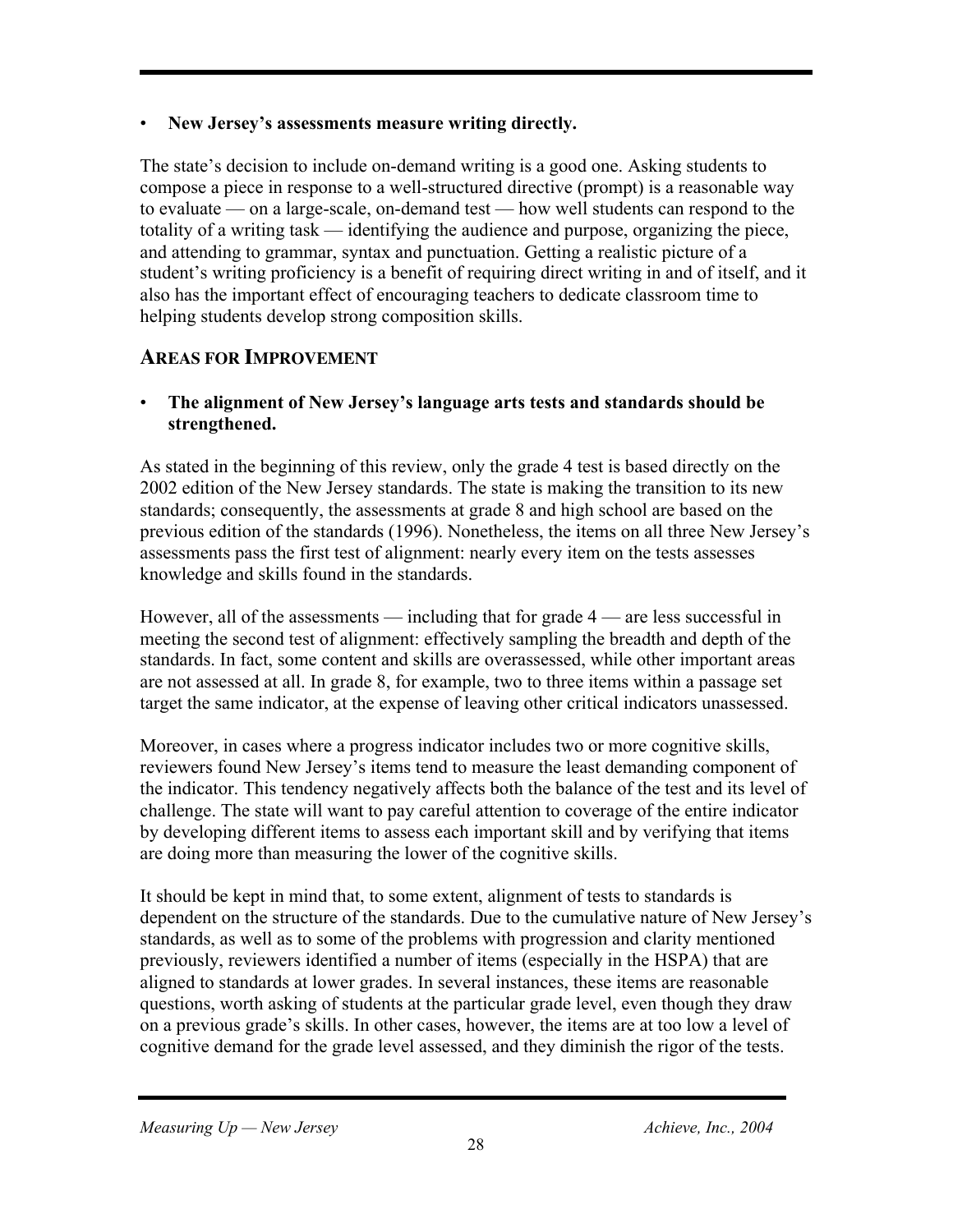- **New Jersey's assessments measure writing directly.**

The state's decision to include on-demand writing is a good one. Asking students to compose a piece in response to a well-structured directive (prompt) is a reasonable way to evaluate — on a large-scale, on-demand test — how well students can respond to the totality of a writing task — identifying the audience and purpose, organizing the piece, and attending to grammar, syntax and punctuation. Getting a realistic picture of a student's writing proficiency is a benefit of requiring direct writing in and of itself, and it also has the important effect of encouraging teachers to dedicate classroom time to helping students develop strong composition skills.

## AREAS FOR IMPROVEMENT

- **The alignment of New Jersey's language arts tests and standards should be strengthened.**

As stated in the beginning of this review, only the grade 4 test is based directly on the 2002 edition of the New Jersey standards. The state is making the transition to its new standards; consequently, the assessments at grade 8 and high school are based on the previous edition of the standards (1996). Nonetheless, the items on all three New Jersey's assessments pass the first test of alignment: nearly every item on the tests assesses knowledge and skills found in the standards.

However, all of the assessments — including that for grade 4 — are less successful in meeting the second test of alignment: effectively sampling the breadth and depth of the standards. In fact, some content and skills are overassessed, while other important areas are not assessed at all. In grade 8, for example, two to three items within a passage set target the same indicator, at the expense of leaving other critical indicators unassessed.

Moreover, in cases where a progress indicator includes two or more cognitive skills, reviewers found New Jersey's items tend to measure the least demanding component of the indicator. This tendency negatively affects both the balance of the test and its level of challenge. The state will want to pay careful attention to coverage of the entire indicator by developing different items to assess each important skill and by verifying that items are doing more than measuring the lower of the cognitive skills.

It should be kept in mind that, to some extent, alignment of tests to standards is dependent on the structure of the standards. Due to the cumulative nature of New Jersey's standards, as well as to some of the problems with progression and clarity mentioned previously, reviewers identified a number of items (especially in the HSPA) that are aligned to standards at lower grades. In several instances, these items are reasonable questions, worth asking of students at the particular grade level, even though they draw on a previous grade's skills. In other cases, however, the items are at too low a level of cognitive demand for the grade level assessed, and they diminish the rigor of the tests.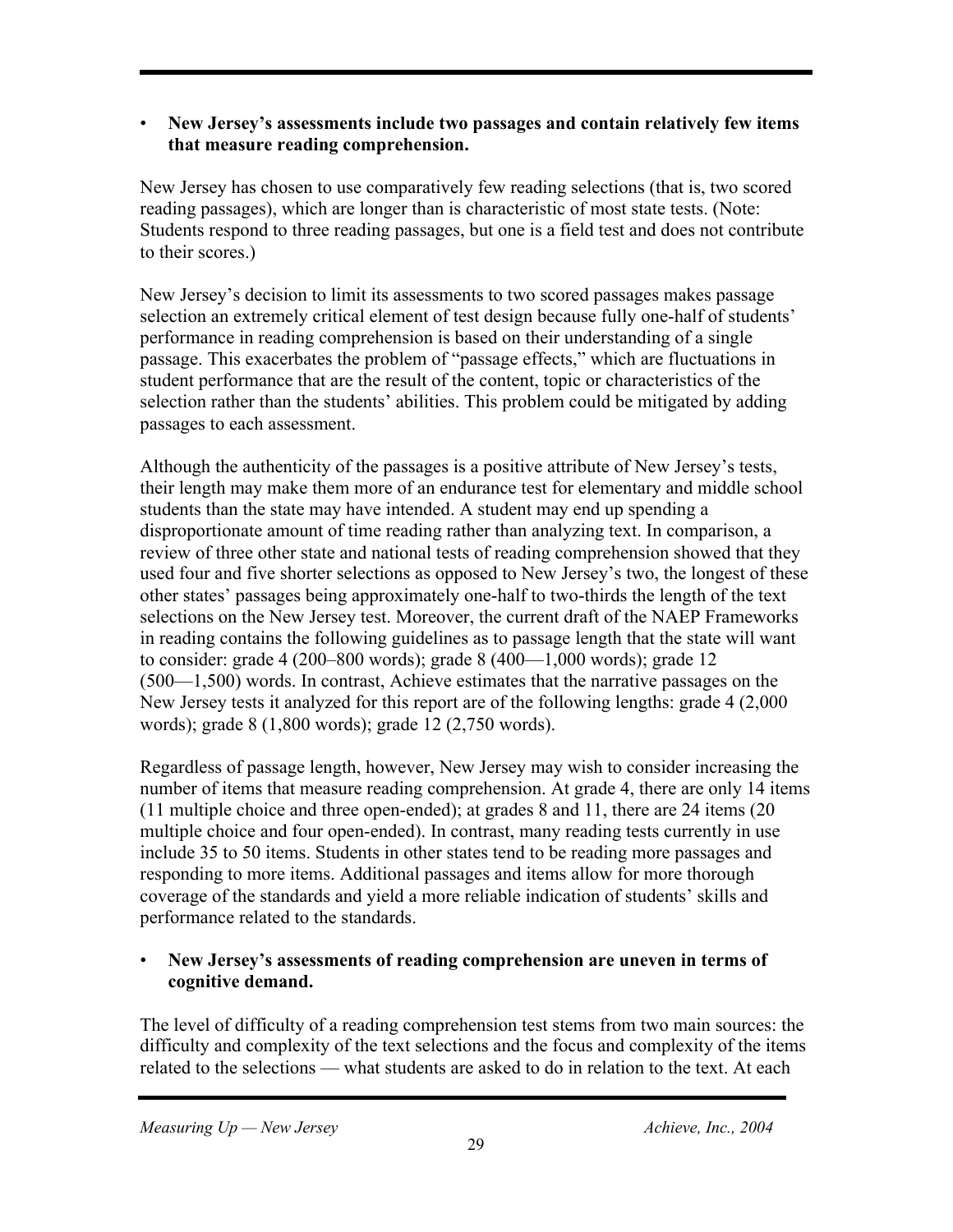- **New Jersey's assessments include two passages and contain relatively few items that measure reading comprehension.**

New Jersey has chosen to use comparatively few reading selections (that is, two scored reading passages), which are longer than is characteristic of most state tests. (Note: Students respond to three reading passages, but one is a field test and does not contribute to their scores.)

New Jersey's decision to limit its assessments to two scored passages makes passage selection an extremely critical element of test design because fully one-half of students' performance in reading comprehension is based on their understanding of a single passage. This exacerbates the problem of "passage effects," which are fluctuations in student performance that are the result of the content, topic or characteristics of the selection rather than the students' abilities. This problem could be mitigated by adding passages to each assessment.

Although the authenticity of the passages is a positive attribute of New Jersey's tests, their length may make them more of an endurance test for elementary and middle school students than the state may have intended. A student may end up spending a disproportionate amount of time reading rather than analyzing text. In comparison, a review of three other state and national tests of reading comprehension showed that they used four and five shorter selections as opposed to New Jersey's two, the longest of these other states' passages being approximately one-half to two-thirds the length of the text selections on the New Jersey test. Moreover, the current draft of the NAEP Frameworks in reading contains the following guidelines as to passage length that the state will want to consider: grade 4 (200–800 words); grade 8 (400—1,000 words); grade 12 (500—1,500) words. In contrast, Achieve estimates that the narrative passages on the New Jersey tests it analyzed for this report are of the following lengths: grade 4 (2,000 words); grade 8 (1,800 words); grade 12 (2,750 words).

Regardless of passage length, however, New Jersey may wish to consider increasing the number of items that measure reading comprehension. At grade 4, there are only 14 items (11 multiple choice and three open-ended); at grades 8 and 11, there are 24 items (20 multiple choice and four open-ended). In contrast, many reading tests currently in use include 35 to 50 items. Students in other states tend to be reading more passages and responding to more items. Additional passages and items allow for more thorough coverage of the standards and yield a more reliable indication of students' skills and performance related to the standards.

- **New Jersey's assessments of reading comprehension are uneven in terms of cognitive demand.**

The level of difficulty of a reading comprehension test stems from two main sources: the difficulty and complexity of the text selections and the focus and complexity of the items related to the selections — what students are asked to do in relation to the text. At each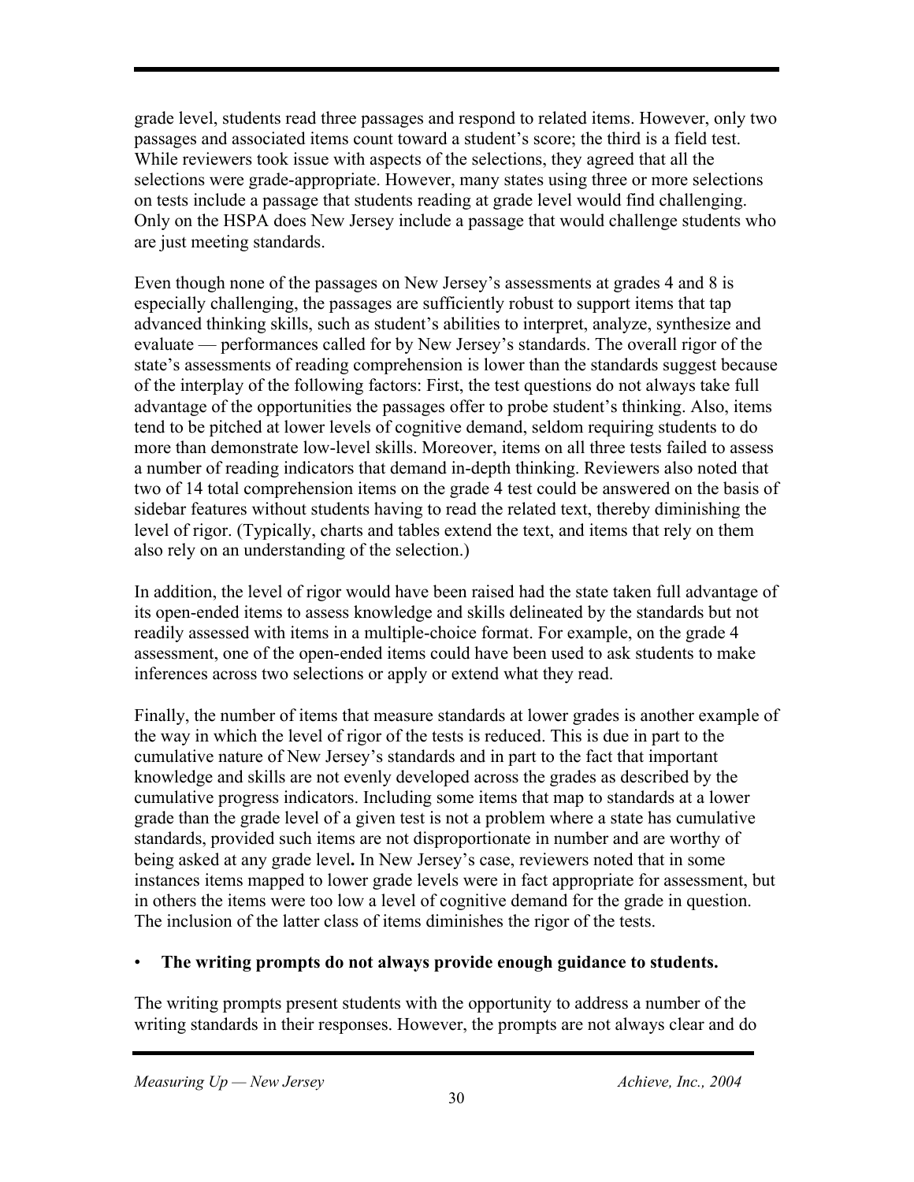grade level, students read three passages and respond to related items. However, only two passages and associated items count toward a student's score; the third is a field test. While reviewers took issue with aspects of the selections, they agreed that all the selections were grade-appropriate. However, many states using three or more selections on tests include a passage that students reading at grade level would find challenging. Only on the HSPA does New Jersey include a passage that would challenge students who are just meeting standards.

Even though none of the passages on New Jersey's assessments at grades 4 and 8 is especially challenging, the passages are sufficiently robust to support items that tap advanced thinking skills, such as student's abilities to interpret, analyze, synthesize and evaluate — performances called for by New Jersey's standards. The overall rigor of the state's assessments of reading comprehension is lower than the standards suggest because of the interplay of the following factors: First, the test questions do not always take full advantage of the opportunities the passages offer to probe student's thinking. Also, items tend to be pitched at lower levels of cognitive demand, seldom requiring students to do more than demonstrate low-level skills. Moreover, items on all three tests failed to assess a number of reading indicators that demand in-depth thinking. Reviewers also noted that two of 14 total comprehension items on the grade 4 test could be answered on the basis of sidebar features without students having to read the related text, thereby diminishing the level of rigor. (Typically, charts and tables extend the text, and items that rely on them also rely on an understanding of the selection.)

In addition, the level of rigor would have been raised had the state taken full advantage of its open-ended items to assess knowledge and skills delineated by the standards but not readily assessed with items in a multiple-choice format. For example, on the grade 4 assessment, one of the open-ended items could have been used to ask students to make inferences across two selections or apply or extend what they read.

Finally, the number of items that measure standards at lower grades is another example of the way in which the level of rigor of the tests is reduced. This is due in part to the cumulative nature of New Jersey's standards and in part to the fact that important knowledge and skills are not evenly developed across the grades as described by the cumulative progress indicators. Including some items that map to standards at a lower grade than the grade level of a given test is not a problem where a state has cumulative standards, provided such items are not disproportionate in number and are worthy of being asked at any grade level**.** In New Jersey's case, reviewers noted that in some instances items mapped to lower grade levels were in fact appropriate for assessment, but in others the items were too low a level of cognitive demand for the grade in question. The inclusion of the latter class of items diminishes the rigor of the tests.

- **The writing prompts do not always provide enough guidance to students.**

The writing prompts present students with the opportunity to address a number of the writing standards in their responses. However, the prompts are not always clear and do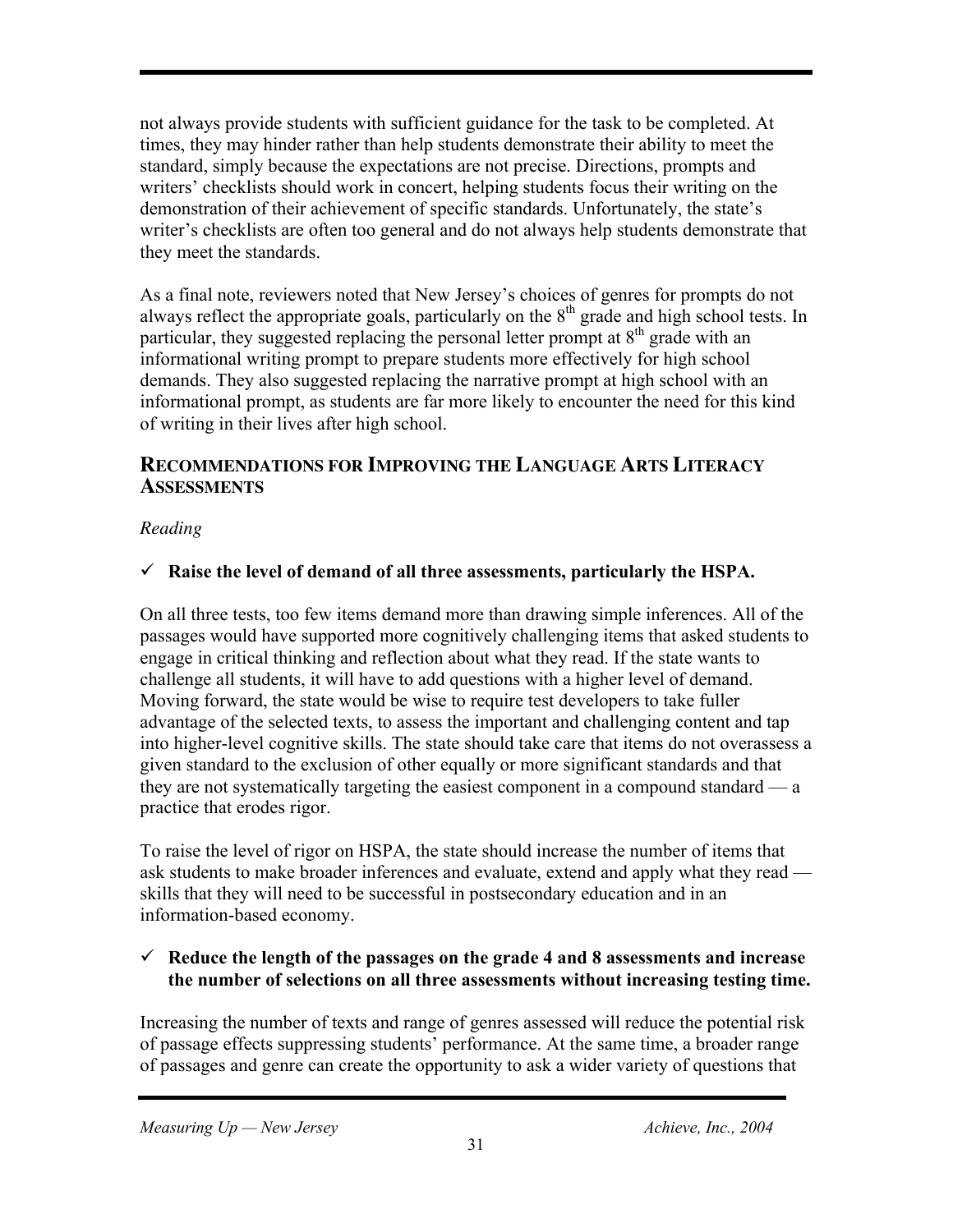not always provide students with sufficient guidance for the task to be completed. At times, they may hinder rather than help students demonstrate their ability to meet the standard, simply because the expectations are not precise. Directions, prompts and writers' checklists should work in concert, helping students focus their writing on the demonstration of their achievement of specific standards. Unfortunately, the state's writer's checklists are often too general and do not always help students demonstrate that they meet the standards.

As a final note, reviewers noted that New Jersey's choices of genres for prompts do not always reflect the appropriate goals, particularly on the 8th grade and high school tests. In particular, they suggested replacing the personal letter prompt at 8th grade with an informational writing prompt to prepare students more effectively for high school demands. They also suggested replacing the narrative prompt at high school with an informational prompt, as students are far more likely to encounter the need for this kind of writing in their lives after high school.

## RECOMMENDATIONS FOR IMPROVING THE LANGUAGE ARTS LITERACY ASSESSMENTS

*Reading*

✓ **Raise the level of demand of all three assessments, particularly the HSPA.**

On all three tests, too few items demand more than drawing simple inferences. All of the passages would have supported more cognitively challenging items that asked students to engage in critical thinking and reflection about what they read. If the state wants to challenge all students, it will have to add questions with a higher level of demand. Moving forward, the state would be wise to require test developers to take fuller advantage of the selected texts, to assess the important and challenging content and tap into higher-level cognitive skills. The state should take care that items do not overassess a given standard to the exclusion of other equally or more significant standards and that they are not systematically targeting the easiest component in a compound standard — a practice that erodes rigor.

To raise the level of rigor on HSPA, the state should increase the number of items that ask students to make broader inferences and evaluate, extend and apply what they read — skills that they will need to be successful in postsecondary education and in an information-based economy.

✓ **Reduce the length of the passages on the grade 4 and 8 assessments and increase the number of selections on all three assessments without increasing testing time.**

Increasing the number of texts and range of genres assessed will reduce the potential risk of passage effects suppressing students' performance. At the same time, a broader range of passages and genre can create the opportunity to ask a wider variety of questions that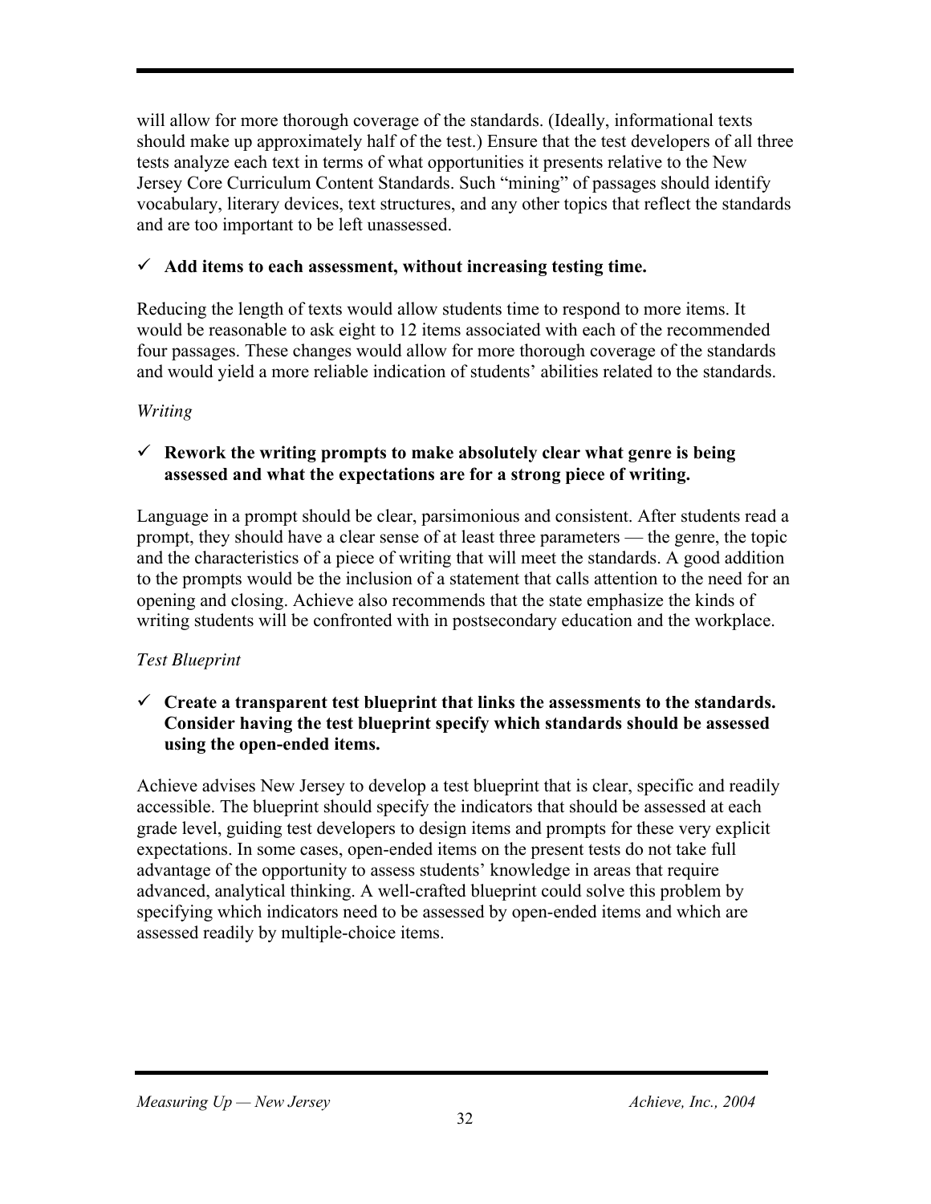will allow for more thorough coverage of the standards. (Ideally, informational texts should make up approximately half of the test.) Ensure that the test developers of all three tests analyze each text in terms of what opportunities it presents relative to the New Jersey Core Curriculum Content Standards. Such "mining" of passages should identify vocabulary, literary devices, text structures, and any other topics that reflect the standards and are too important to be left unassessed.

- ✓ **Add items to each assessment, without increasing testing time.**

Reducing the length of texts would allow students time to respond to more items. It would be reasonable to ask eight to 12 items associated with each of the recommended four passages. These changes would allow for more thorough coverage of the standards and would yield a more reliable indication of students' abilities related to the standards.

*Writing*

- ✓ **Rework the writing prompts to make absolutely clear what genre is being assessed and what the expectations are for a strong piece of writing.**

Language in a prompt should be clear, parsimonious and consistent. After students read a prompt, they should have a clear sense of at least three parameters — the genre, the topic and the characteristics of a piece of writing that will meet the standards. A good addition to the prompts would be the inclusion of a statement that calls attention to the need for an opening and closing. Achieve also recommends that the state emphasize the kinds of writing students will be confronted with in postsecondary education and the workplace.

*Test Blueprint*

- ✓ **Create a transparent test blueprint that links the assessments to the standards. Consider having the test blueprint specify which standards should be assessed using the open-ended items.**

Achieve advises New Jersey to develop a test blueprint that is clear, specific and readily accessible. The blueprint should specify the indicators that should be assessed at each grade level, guiding test developers to design items and prompts for these very explicit expectations. In some cases, open-ended items on the present tests do not take full advantage of the opportunity to assess students' knowledge in areas that require advanced, analytical thinking. A well-crafted blueprint could solve this problem by specifying which indicators need to be assessed by open-ended items and which are assessed readily by multiple-choice items.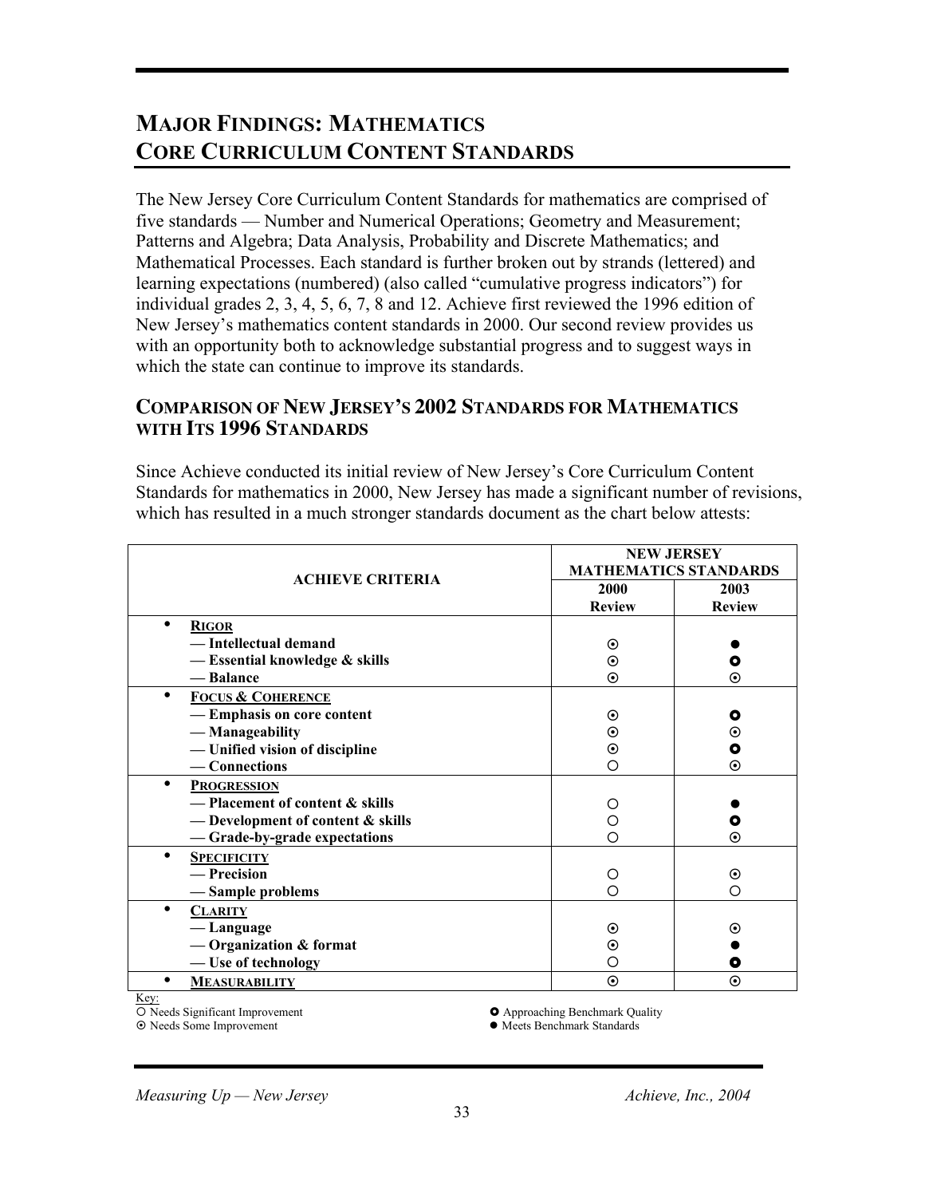# MAJOR FINDINGS: MATHEMATICS CORE CURRICULUM CONTENT STANDARDS

The New Jersey Core Curriculum Content Standards for mathematics are comprised of five standards — Number and Numerical Operations; Geometry and Measurement; Patterns and Algebra; Data Analysis, Probability and Discrete Mathematics; and Mathematical Processes. Each standard is further broken out by strands (lettered) and learning expectations (numbered) (also called "cumulative progress indicators") for individual grades 2, 3, 4, 5, 6, 7, 8 and 12. Achieve first reviewed the 1996 edition of New Jersey's mathematics content standards in 2000. Our second review provides us with an opportunity both to acknowledge substantial progress and to suggest ways in which the state can continue to improve its standards.

## COMPARISON OF NEW JERSEY'S 2002 STANDARDS FOR MATHEMATICS WITH ITS 1996 STANDARDS

Since Achieve conducted its initial review of New Jersey's Core Curriculum Content Standards for mathematics in 2000, New Jersey has made a significant number of revisions, which has resulted in a much stronger standards document as the chart below attests:

| ACHIEVE CRITERIA | NEW JERSEY MATHEMATICS STANDARDS 2000 Review | NEW JERSEY MATHEMATICS STANDARDS 2003 Review |
|---|---|---|
| • **RIGOR** | | |
| — Intellectual demand | ⊙ | ● |
| — Essential knowledge & skills | ⊙ | ⭘ |
| — Balance | ⊙ | ⊙ |
| • **FOCUS & COHERENCE** | | |
| — Emphasis on core content | ⊙ | ⭘ |
| — Manageability | ⊙ | ⊙ |
| — Unified vision of discipline | ⊙ | ⭘ |
| — Connections | ○ | ⊙ |
| • **PROGRESSION** | | |
| — Placement of content & skills | ○ | ● |
| — Development of content & skills | ○ | ⭘ |
| — Grade-by-grade expectations | ○ | ⊙ |
| • **SPECIFICITY** | | |
| — Precision | ○ | ⊙ |
| — Sample problems | ○ | ○ |
| • **CLARITY** | | |
| — Language | ⊙ | ⊙ |
| — Organization & format | ⊙ | ● |
| — Use of technology | ○ | ⭘ |
| • **MEASURABILITY** | ⊙ | ⊙ |

Key:
○ Needs Significant Improvement
⊙ Needs Some Improvement
⭘ Approaching Benchmark Quality
● Meets Benchmark Standards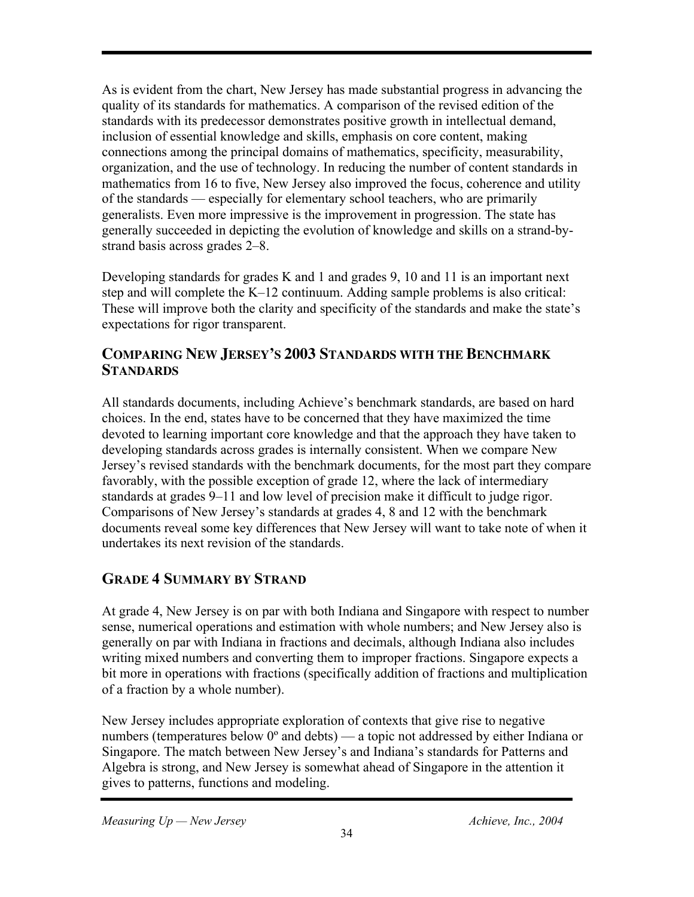As is evident from the chart, New Jersey has made substantial progress in advancing the quality of its standards for mathematics. A comparison of the revised edition of the standards with its predecessor demonstrates positive growth in intellectual demand, inclusion of essential knowledge and skills, emphasis on core content, making connections among the principal domains of mathematics, specificity, measurability, organization, and the use of technology. In reducing the number of content standards in mathematics from 16 to five, New Jersey also improved the focus, coherence and utility of the standards — especially for elementary school teachers, who are primarily generalists. Even more impressive is the improvement in progression. The state has generally succeeded in depicting the evolution of knowledge and skills on a strand-by-strand basis across grades 2–8.

Developing standards for grades K and 1 and grades 9, 10 and 11 is an important next step and will complete the K–12 continuum. Adding sample problems is also critical: These will improve both the clarity and specificity of the standards and make the state's expectations for rigor transparent.

## COMPARING NEW JERSEY'S 2003 STANDARDS WITH THE BENCHMARK STANDARDS

All standards documents, including Achieve's benchmark standards, are based on hard choices. In the end, states have to be concerned that they have maximized the time devoted to learning important core knowledge and that the approach they have taken to developing standards across grades is internally consistent. When we compare New Jersey's revised standards with the benchmark documents, for the most part they compare favorably, with the possible exception of grade 12, where the lack of intermediary standards at grades 9–11 and low level of precision make it difficult to judge rigor. Comparisons of New Jersey's standards at grades 4, 8 and 12 with the benchmark documents reveal some key differences that New Jersey will want to take note of when it undertakes its next revision of the standards.

## GRADE 4 SUMMARY BY STRAND

At grade 4, New Jersey is on par with both Indiana and Singapore with respect to number sense, numerical operations and estimation with whole numbers; and New Jersey also is generally on par with Indiana in fractions and decimals, although Indiana also includes writing mixed numbers and converting them to improper fractions. Singapore expects a bit more in operations with fractions (specifically addition of fractions and multiplication of a fraction by a whole number).

New Jersey includes appropriate exploration of contexts that give rise to negative numbers (temperatures below 0º and debts) — a topic not addressed by either Indiana or Singapore. The match between New Jersey's and Indiana's standards for Patterns and Algebra is strong, and New Jersey is somewhat ahead of Singapore in the attention it gives to patterns, functions and modeling.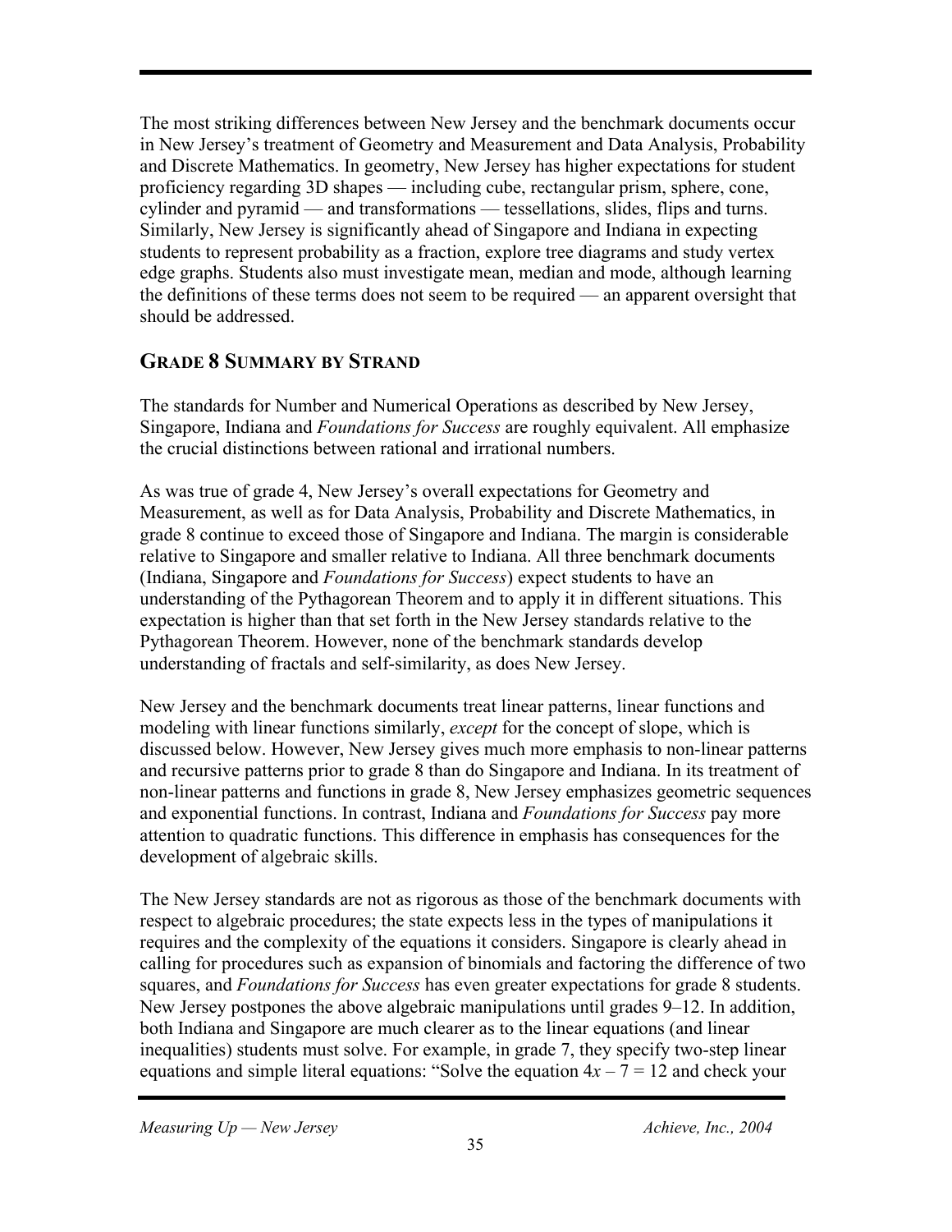The most striking differences between New Jersey and the benchmark documents occur in New Jersey's treatment of Geometry and Measurement and Data Analysis, Probability and Discrete Mathematics. In geometry, New Jersey has higher expectations for student proficiency regarding 3D shapes — including cube, rectangular prism, sphere, cone, cylinder and pyramid — and transformations — tessellations, slides, flips and turns. Similarly, New Jersey is significantly ahead of Singapore and Indiana in expecting students to represent probability as a fraction, explore tree diagrams and study vertex edge graphs. Students also must investigate mean, median and mode, although learning the definitions of these terms does not seem to be required — an apparent oversight that should be addressed.

## GRADE 8 SUMMARY BY STRAND

The standards for Number and Numerical Operations as described by New Jersey, Singapore, Indiana and *Foundations for Success* are roughly equivalent. All emphasize the crucial distinctions between rational and irrational numbers.

As was true of grade 4, New Jersey's overall expectations for Geometry and Measurement, as well as for Data Analysis, Probability and Discrete Mathematics, in grade 8 continue to exceed those of Singapore and Indiana. The margin is considerable relative to Singapore and smaller relative to Indiana. All three benchmark documents (Indiana, Singapore and *Foundations for Success*) expect students to have an understanding of the Pythagorean Theorem and to apply it in different situations. This expectation is higher than that set forth in the New Jersey standards relative to the Pythagorean Theorem. However, none of the benchmark standards develop understanding of fractals and self-similarity, as does New Jersey.

New Jersey and the benchmark documents treat linear patterns, linear functions and modeling with linear functions similarly, *except* for the concept of slope, which is discussed below. However, New Jersey gives much more emphasis to non-linear patterns and recursive patterns prior to grade 8 than do Singapore and Indiana. In its treatment of non-linear patterns and functions in grade 8, New Jersey emphasizes geometric sequences and exponential functions. In contrast, Indiana and *Foundations for Success* pay more attention to quadratic functions. This difference in emphasis has consequences for the development of algebraic skills.

The New Jersey standards are not as rigorous as those of the benchmark documents with respect to algebraic procedures; the state expects less in the types of manipulations it requires and the complexity of the equations it considers. Singapore is clearly ahead in calling for procedures such as expansion of binomials and factoring the difference of two squares, and *Foundations for Success* has even greater expectations for grade 8 students. New Jersey postpones the above algebraic manipulations until grades 9–12. In addition, both Indiana and Singapore are much clearer as to the linear equations (and linear inequalities) students must solve. For example, in grade 7, they specify two-step linear equations and simple literal equations: "Solve the equation $4x - 7 = 12$ and check your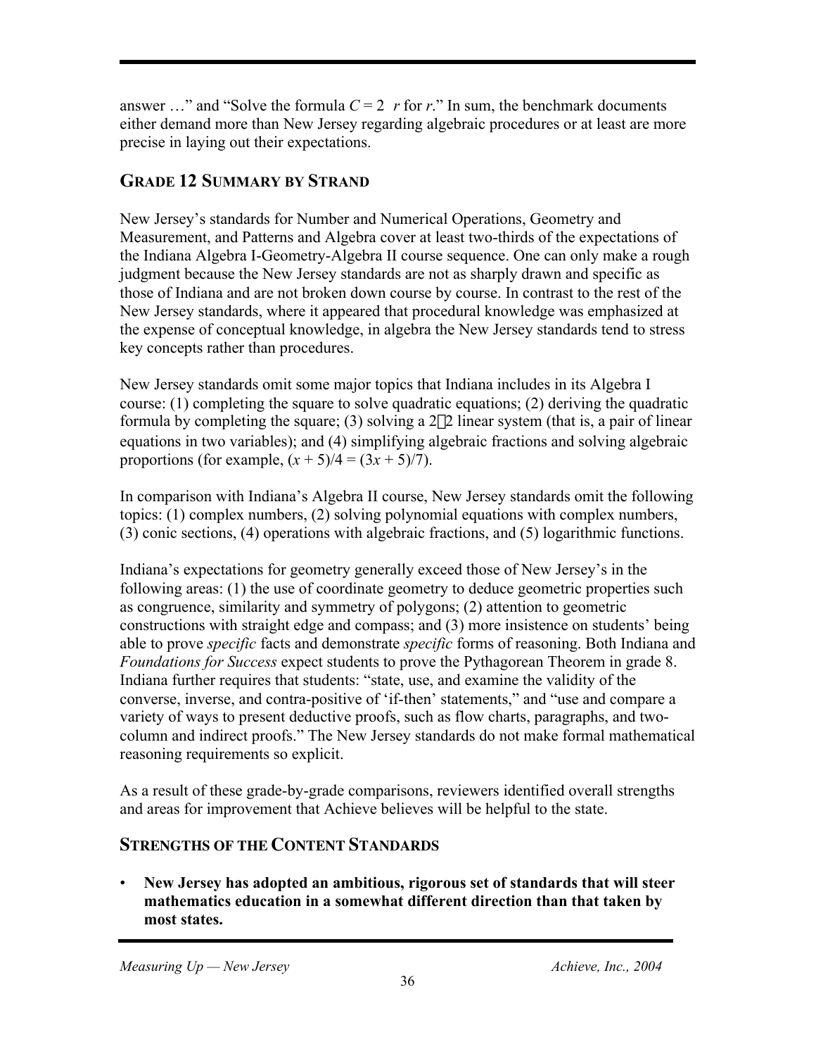answer …" and "Solve the formula $C = 2\pi r$ for $r$." In sum, the benchmark documents either demand more than New Jersey regarding algebraic procedures or at least are more precise in laying out their expectations.

## GRADE 12 SUMMARY BY STRAND

New Jersey's standards for Number and Numerical Operations, Geometry and Measurement, and Patterns and Algebra cover at least two-thirds of the expectations of the Indiana Algebra I-Geometry-Algebra II course sequence. One can only make a rough judgment because the New Jersey standards are not as sharply drawn and specific as those of Indiana and are not broken down course by course. In contrast to the rest of the New Jersey standards, where it appeared that procedural knowledge was emphasized at the expense of conceptual knowledge, in algebra the New Jersey standards tend to stress key concepts rather than procedures.

New Jersey standards omit some major topics that Indiana includes in its Algebra I course: (1) completing the square to solve quadratic equations; (2) deriving the quadratic formula by completing the square; (3) solving a $2 \times 2$ linear system (that is, a pair of linear equations in two variables); and (4) simplifying algebraic fractions and solving algebraic proportions (for example, $(x + 5)/4 = (3x + 5)/7$).

In comparison with Indiana's Algebra II course, New Jersey standards omit the following topics: (1) complex numbers, (2) solving polynomial equations with complex numbers, (3) conic sections, (4) operations with algebraic fractions, and (5) logarithmic functions.

Indiana's expectations for geometry generally exceed those of New Jersey's in the following areas: (1) the use of coordinate geometry to deduce geometric properties such as congruence, similarity and symmetry of polygons; (2) attention to geometric constructions with straight edge and compass; and (3) more insistence on students' being able to prove *specific* facts and demonstrate *specific* forms of reasoning. Both Indiana and *Foundations for Success* expect students to prove the Pythagorean Theorem in grade 8. Indiana further requires that students: "state, use, and examine the validity of the converse, inverse, and contra-positive of 'if-then' statements," and "use and compare a variety of ways to present deductive proofs, such as flow charts, paragraphs, and two-column and indirect proofs." The New Jersey standards do not make formal mathematical reasoning requirements so explicit.

As a result of these grade-by-grade comparisons, reviewers identified overall strengths and areas for improvement that Achieve believes will be helpful to the state.

## STRENGTHS OF THE CONTENT STANDARDS

- **New Jersey has adopted an ambitious, rigorous set of standards that will steer mathematics education in a somewhat different direction than that taken by most states.**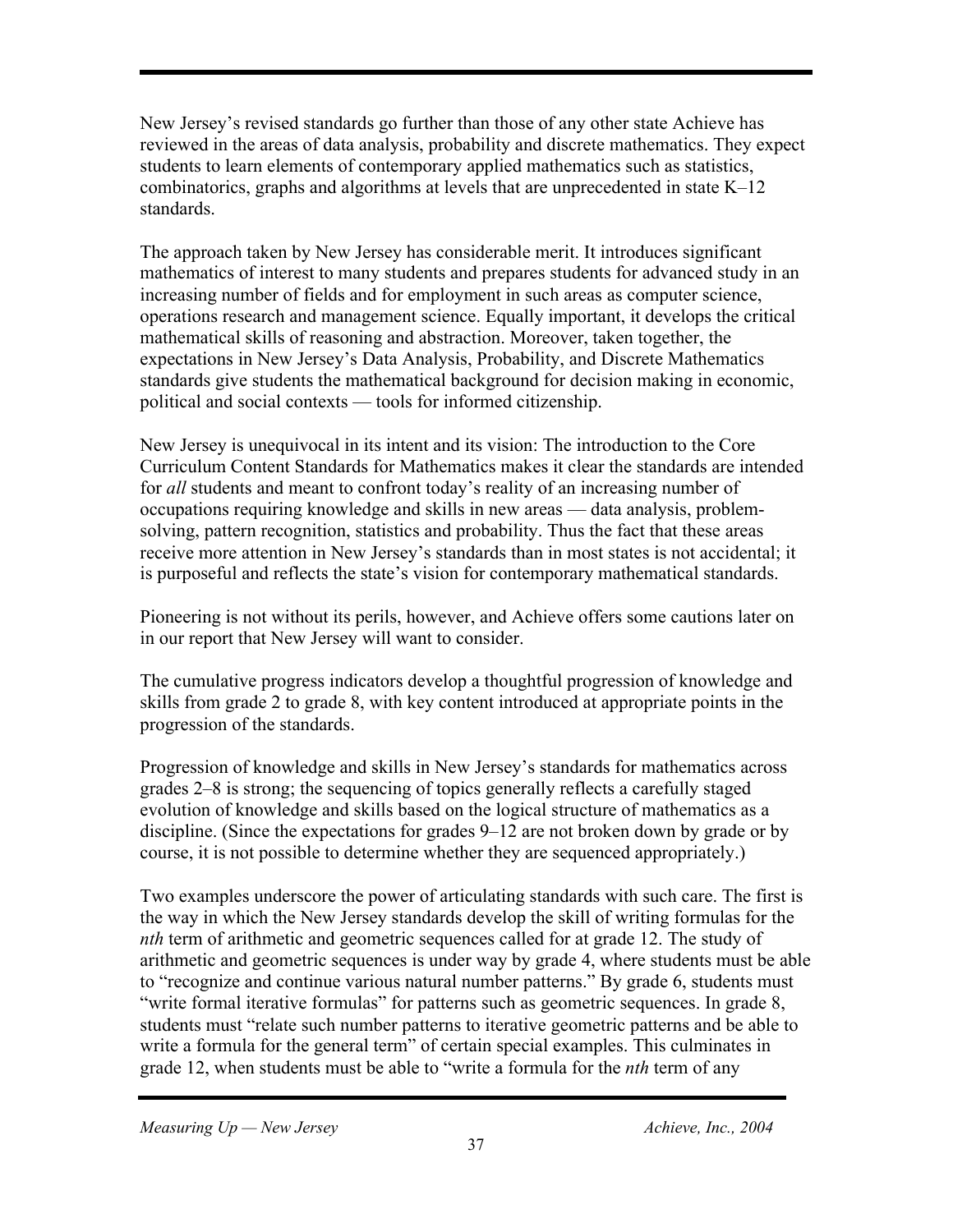New Jersey's revised standards go further than those of any other state Achieve has reviewed in the areas of data analysis, probability and discrete mathematics. They expect students to learn elements of contemporary applied mathematics such as statistics, combinatorics, graphs and algorithms at levels that are unprecedented in state K–12 standards.

The approach taken by New Jersey has considerable merit. It introduces significant mathematics of interest to many students and prepares students for advanced study in an increasing number of fields and for employment in such areas as computer science, operations research and management science. Equally important, it develops the critical mathematical skills of reasoning and abstraction. Moreover, taken together, the expectations in New Jersey's Data Analysis, Probability, and Discrete Mathematics standards give students the mathematical background for decision making in economic, political and social contexts — tools for informed citizenship.

New Jersey is unequivocal in its intent and its vision: The introduction to the Core Curriculum Content Standards for Mathematics makes it clear the standards are intended for *all* students and meant to confront today's reality of an increasing number of occupations requiring knowledge and skills in new areas — data analysis, problem-solving, pattern recognition, statistics and probability. Thus the fact that these areas receive more attention in New Jersey's standards than in most states is not accidental; it is purposeful and reflects the state's vision for contemporary mathematical standards.

Pioneering is not without its perils, however, and Achieve offers some cautions later on in our report that New Jersey will want to consider.

The cumulative progress indicators develop a thoughtful progression of knowledge and skills from grade 2 to grade 8, with key content introduced at appropriate points in the progression of the standards.

Progression of knowledge and skills in New Jersey's standards for mathematics across grades 2–8 is strong; the sequencing of topics generally reflects a carefully staged evolution of knowledge and skills based on the logical structure of mathematics as a discipline. (Since the expectations for grades 9–12 are not broken down by grade or by course, it is not possible to determine whether they are sequenced appropriately.)

Two examples underscore the power of articulating standards with such care. The first is the way in which the New Jersey standards develop the skill of writing formulas for the *nth* term of arithmetic and geometric sequences called for at grade 12. The study of arithmetic and geometric sequences is under way by grade 4, where students must be able to "recognize and continue various natural number patterns." By grade 6, students must "write formal iterative formulas" for patterns such as geometric sequences. In grade 8, students must "relate such number patterns to iterative geometric patterns and be able to write a formula for the general term" of certain special examples. This culminates in grade 12, when students must be able to "write a formula for the *nth* term of any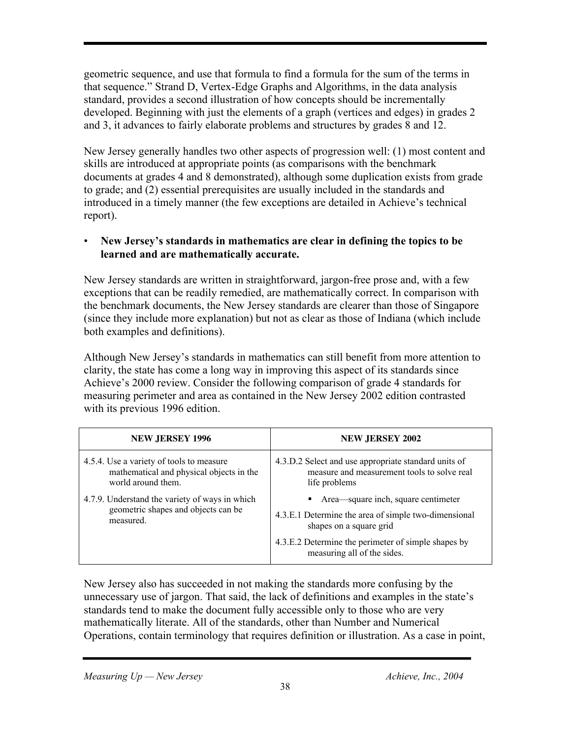geometric sequence, and use that formula to find a formula for the sum of the terms in that sequence." Strand D, Vertex-Edge Graphs and Algorithms, in the data analysis standard, provides a second illustration of how concepts should be incrementally developed. Beginning with just the elements of a graph (vertices and edges) in grades 2 and 3, it advances to fairly elaborate problems and structures by grades 8 and 12.

New Jersey generally handles two other aspects of progression well: (1) most content and skills are introduced at appropriate points (as comparisons with the benchmark documents at grades 4 and 8 demonstrated), although some duplication exists from grade to grade; and (2) essential prerequisites are usually included in the standards and introduced in a timely manner (the few exceptions are detailed in Achieve's technical report).

- **New Jersey's standards in mathematics are clear in defining the topics to be learned and are mathematically accurate.**

New Jersey standards are written in straightforward, jargon-free prose and, with a few exceptions that can be readily remedied, are mathematically correct. In comparison with the benchmark documents, the New Jersey standards are clearer than those of Singapore (since they include more explanation) but not as clear as those of Indiana (which include both examples and definitions).

Although New Jersey's standards in mathematics can still benefit from more attention to clarity, the state has come a long way in improving this aspect of its standards since Achieve's 2000 review. Consider the following comparison of grade 4 standards for measuring perimeter and area as contained in the New Jersey 2002 edition contrasted with its previous 1996 edition.

| NEW JERSEY 1996 | NEW JERSEY 2002 |
|---|---|
| 4.5.4. Use a variety of tools to measure mathematical and physical objects in the world around them.<br><br>4.7.9. Understand the variety of ways in which geometric shapes and objects can be measured. | 4.3.D.2 Select and use appropriate standard units of measure and measurement tools to solve real life problems<br>▪ Area—square inch, square centimeter<br><br>4.3.E.1 Determine the area of simple two-dimensional shapes on a square grid<br><br>4.3.E.2 Determine the perimeter of simple shapes by measuring all of the sides. |

New Jersey also has succeeded in not making the standards more confusing by the unnecessary use of jargon. That said, the lack of definitions and examples in the state's standards tend to make the document fully accessible only to those who are very mathematically literate. All of the standards, other than Number and Numerical Operations, contain terminology that requires definition or illustration. As a case in point,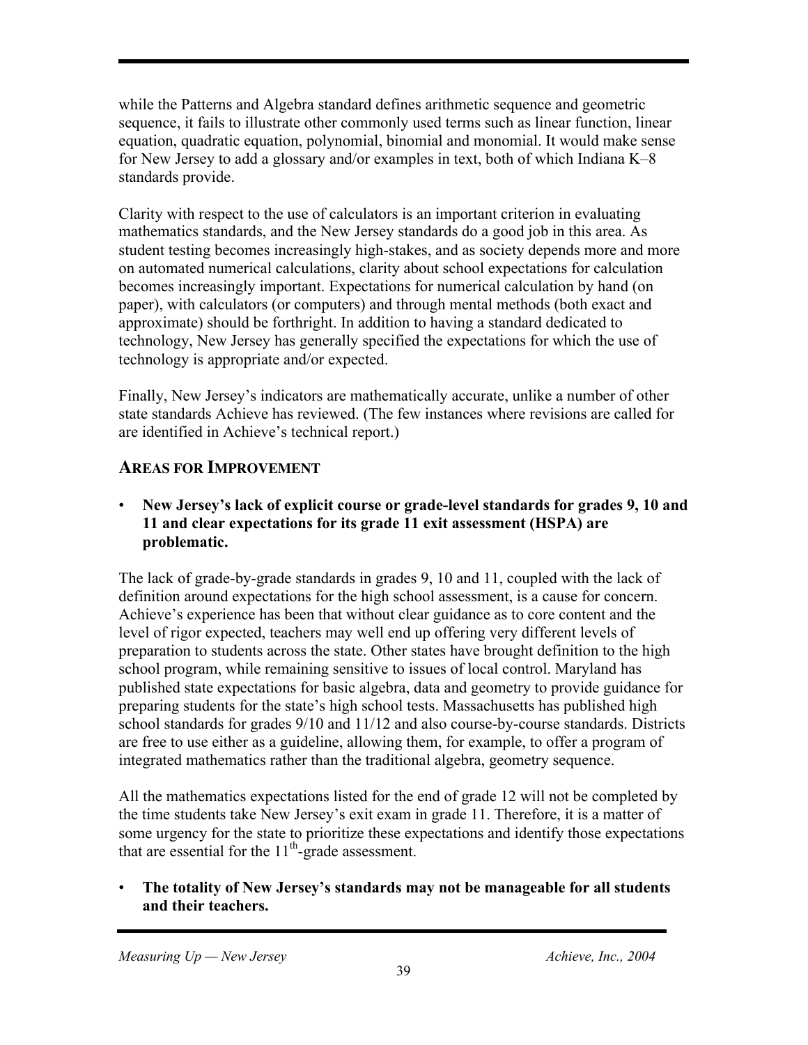while the Patterns and Algebra standard defines arithmetic sequence and geometric sequence, it fails to illustrate other commonly used terms such as linear function, linear equation, quadratic equation, polynomial, binomial and monomial. It would make sense for New Jersey to add a glossary and/or examples in text, both of which Indiana K–8 standards provide.

Clarity with respect to the use of calculators is an important criterion in evaluating mathematics standards, and the New Jersey standards do a good job in this area. As student testing becomes increasingly high-stakes, and as society depends more and more on automated numerical calculations, clarity about school expectations for calculation becomes increasingly important. Expectations for numerical calculation by hand (on paper), with calculators (or computers) and through mental methods (both exact and approximate) should be forthright. In addition to having a standard dedicated to technology, New Jersey has generally specified the expectations for which the use of technology is appropriate and/or expected.

Finally, New Jersey's indicators are mathematically accurate, unlike a number of other state standards Achieve has reviewed. (The few instances where revisions are called for are identified in Achieve's technical report.)

## AREAS FOR IMPROVEMENT

- **New Jersey's lack of explicit course or grade-level standards for grades 9, 10 and 11 and clear expectations for its grade 11 exit assessment (HSPA) are problematic.**

The lack of grade-by-grade standards in grades 9, 10 and 11, coupled with the lack of definition around expectations for the high school assessment, is a cause for concern. Achieve's experience has been that without clear guidance as to core content and the level of rigor expected, teachers may well end up offering very different levels of preparation to students across the state. Other states have brought definition to the high school program, while remaining sensitive to issues of local control. Maryland has published state expectations for basic algebra, data and geometry to provide guidance for preparing students for the state's high school tests. Massachusetts has published high school standards for grades 9/10 and 11/12 and also course-by-course standards. Districts are free to use either as a guideline, allowing them, for example, to offer a program of integrated mathematics rather than the traditional algebra, geometry sequence.

All the mathematics expectations listed for the end of grade 12 will not be completed by the time students take New Jersey's exit exam in grade 11. Therefore, it is a matter of some urgency for the state to prioritize these expectations and identify those expectations that are essential for the 11th-grade assessment.

- **The totality of New Jersey's standards may not be manageable for all students and their teachers.**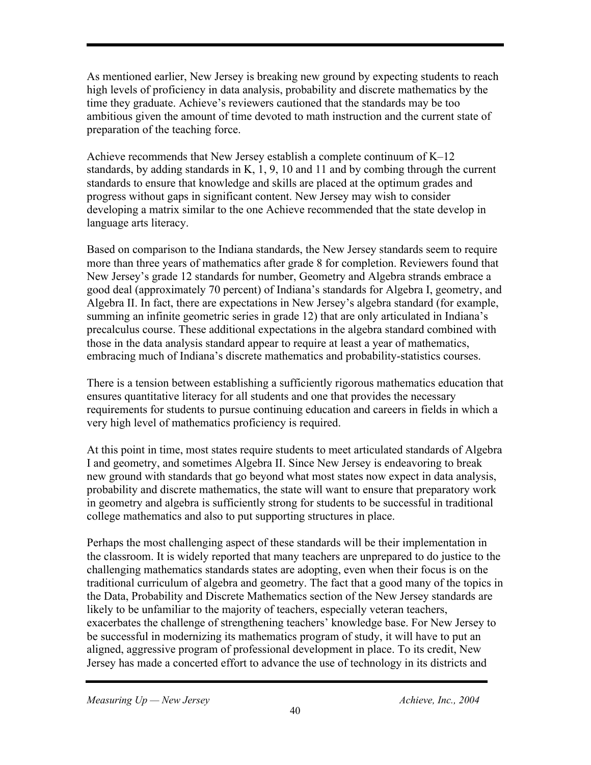As mentioned earlier, New Jersey is breaking new ground by expecting students to reach high levels of proficiency in data analysis, probability and discrete mathematics by the time they graduate. Achieve's reviewers cautioned that the standards may be too ambitious given the amount of time devoted to math instruction and the current state of preparation of the teaching force.

Achieve recommends that New Jersey establish a complete continuum of K–12 standards, by adding standards in K, 1, 9, 10 and 11 and by combing through the current standards to ensure that knowledge and skills are placed at the optimum grades and progress without gaps in significant content. New Jersey may wish to consider developing a matrix similar to the one Achieve recommended that the state develop in language arts literacy.

Based on comparison to the Indiana standards, the New Jersey standards seem to require more than three years of mathematics after grade 8 for completion. Reviewers found that New Jersey's grade 12 standards for number, Geometry and Algebra strands embrace a good deal (approximately 70 percent) of Indiana's standards for Algebra I, geometry, and Algebra II. In fact, there are expectations in New Jersey's algebra standard (for example, summing an infinite geometric series in grade 12) that are only articulated in Indiana's precalculus course. These additional expectations in the algebra standard combined with those in the data analysis standard appear to require at least a year of mathematics, embracing much of Indiana's discrete mathematics and probability-statistics courses.

There is a tension between establishing a sufficiently rigorous mathematics education that ensures quantitative literacy for all students and one that provides the necessary requirements for students to pursue continuing education and careers in fields in which a very high level of mathematics proficiency is required.

At this point in time, most states require students to meet articulated standards of Algebra I and geometry, and sometimes Algebra II. Since New Jersey is endeavoring to break new ground with standards that go beyond what most states now expect in data analysis, probability and discrete mathematics, the state will want to ensure that preparatory work in geometry and algebra is sufficiently strong for students to be successful in traditional college mathematics and also to put supporting structures in place.

Perhaps the most challenging aspect of these standards will be their implementation in the classroom. It is widely reported that many teachers are unprepared to do justice to the challenging mathematics standards states are adopting, even when their focus is on the traditional curriculum of algebra and geometry. The fact that a good many of the topics in the Data, Probability and Discrete Mathematics section of the New Jersey standards are likely to be unfamiliar to the majority of teachers, especially veteran teachers, exacerbates the challenge of strengthening teachers' knowledge base. For New Jersey to be successful in modernizing its mathematics program of study, it will have to put an aligned, aggressive program of professional development in place. To its credit, New Jersey has made a concerted effort to advance the use of technology in its districts and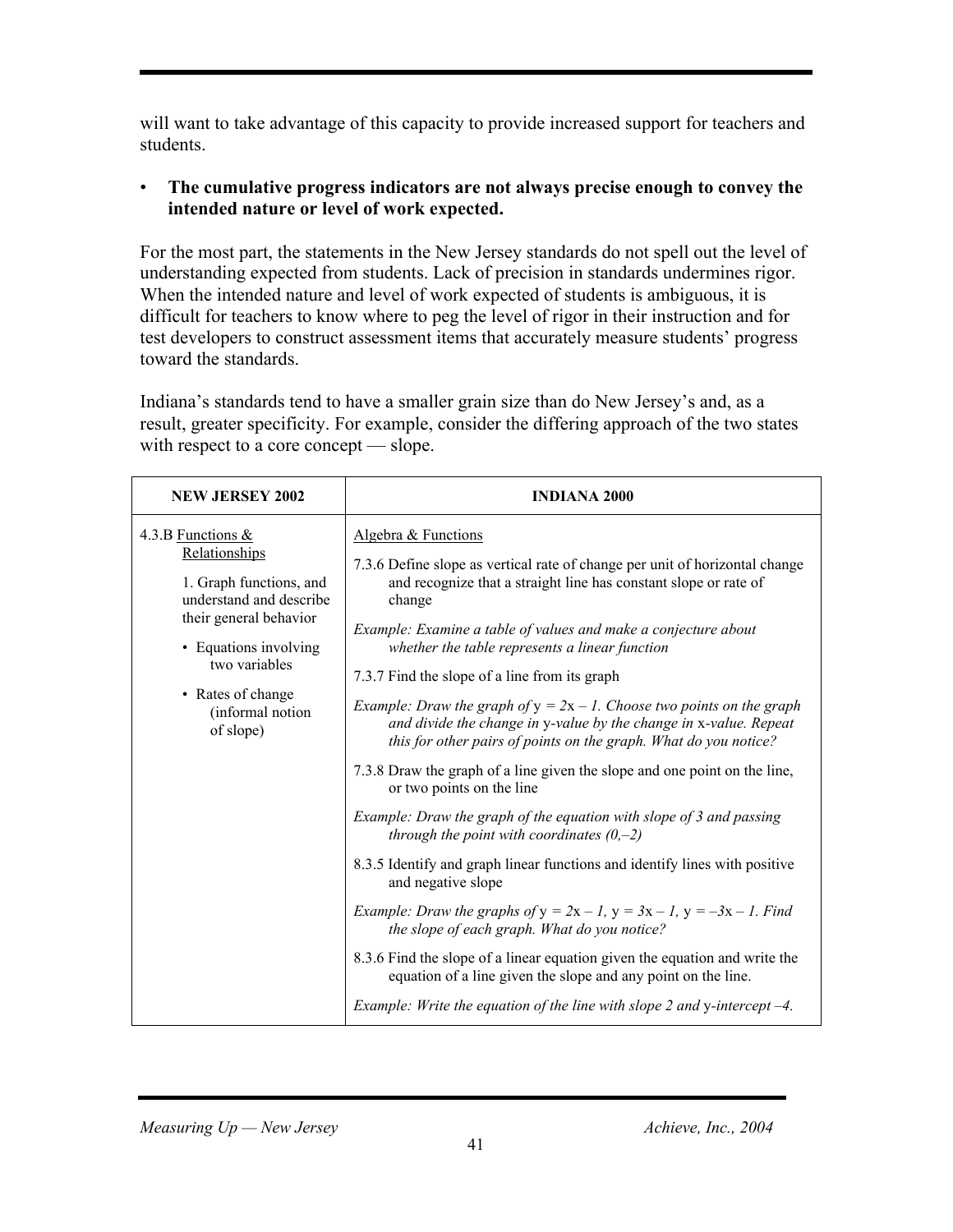will want to take advantage of this capacity to provide increased support for teachers and students.

- **The cumulative progress indicators are not always precise enough to convey the intended nature or level of work expected.**

For the most part, the statements in the New Jersey standards do not spell out the level of understanding expected from students. Lack of precision in standards undermines rigor. When the intended nature and level of work expected of students is ambiguous, it is difficult for teachers to know where to peg the level of rigor in their instruction and for test developers to construct assessment items that accurately measure students' progress toward the standards.

Indiana's standards tend to have a smaller grain size than do New Jersey's and, as a result, greater specificity. For example, consider the differing approach of the two states with respect to a core concept — slope.

| NEW JERSEY 2002 | INDIANA 2000 |
|---|---|
| 4.3.B Functions & Relationships<br><br>1. Graph functions, and understand and describe their general behavior<br>• Equations involving two variables<br>• Rates of change (informal notion of slope) | Algebra & Functions<br><br>7.3.6 Define slope as vertical rate of change per unit of horizontal change and recognize that a straight line has constant slope or rate of change<br><br>*Example: Examine a table of values and make a conjecture about whether the table represents a linear function*<br><br>7.3.7 Find the slope of a line from its graph<br><br>*Example: Draw the graph of* $y = 2x - 1$*. Choose two points on the graph and divide the change in* y*-value by the change in* x*-value. Repeat this for other pairs of points on the graph. What do you notice?*<br><br>7.3.8 Draw the graph of a line given the slope and one point on the line, or two points on the line<br><br>*Example: Draw the graph of the equation with slope of 3 and passing through the point with coordinates* $(0, -2)$<br><br>8.3.5 Identify and graph linear functions and identify lines with positive and negative slope<br><br>*Example: Draw the graphs of* $y = 2x - 1$*,* $y = 3x - 1$*,* $y = -3x - 1$*. Find the slope of each graph. What do you notice?*<br><br>8.3.6 Find the slope of a linear equation given the equation and write the equation of a line given the slope and any point on the line.<br><br>*Example: Write the equation of the line with slope 2 and* y*-intercept* $-4$*.* |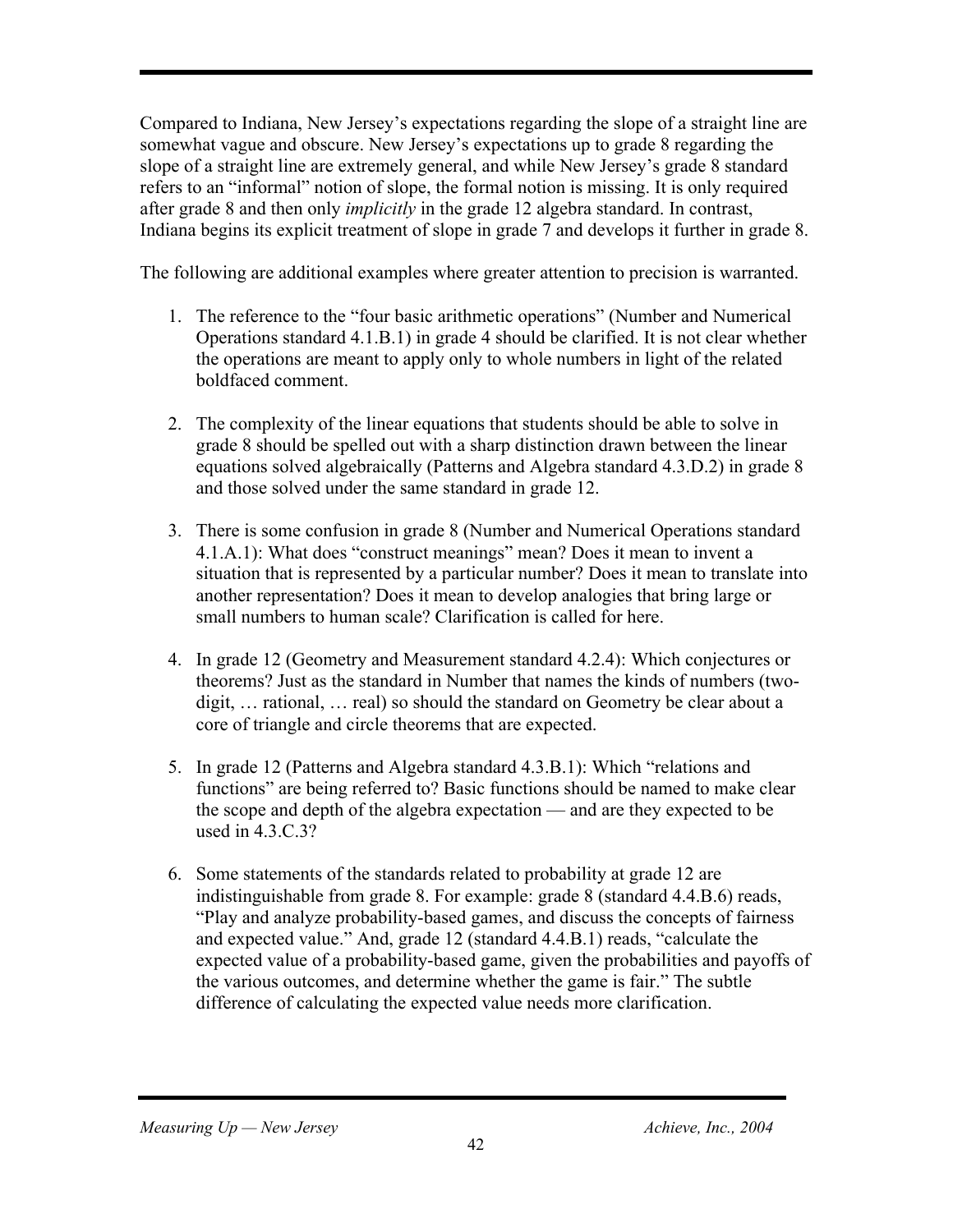Compared to Indiana, New Jersey's expectations regarding the slope of a straight line are somewhat vague and obscure. New Jersey's expectations up to grade 8 regarding the slope of a straight line are extremely general, and while New Jersey's grade 8 standard refers to an "informal" notion of slope, the formal notion is missing. It is only required after grade 8 and then only *implicitly* in the grade 12 algebra standard. In contrast, Indiana begins its explicit treatment of slope in grade 7 and develops it further in grade 8.

The following are additional examples where greater attention to precision is warranted.

1. The reference to the "four basic arithmetic operations" (Number and Numerical Operations standard 4.1.B.1) in grade 4 should be clarified. It is not clear whether the operations are meant to apply only to whole numbers in light of the related boldfaced comment.

2. The complexity of the linear equations that students should be able to solve in grade 8 should be spelled out with a sharp distinction drawn between the linear equations solved algebraically (Patterns and Algebra standard 4.3.D.2) in grade 8 and those solved under the same standard in grade 12.

3. There is some confusion in grade 8 (Number and Numerical Operations standard 4.1.A.1): What does "construct meanings" mean? Does it mean to invent a situation that is represented by a particular number? Does it mean to translate into another representation? Does it mean to develop analogies that bring large or small numbers to human scale? Clarification is called for here.

4. In grade 12 (Geometry and Measurement standard 4.2.4): Which conjectures or theorems? Just as the standard in Number that names the kinds of numbers (two-digit, … rational, … real) so should the standard on Geometry be clear about a core of triangle and circle theorems that are expected.

5. In grade 12 (Patterns and Algebra standard 4.3.B.1): Which "relations and functions" are being referred to? Basic functions should be named to make clear the scope and depth of the algebra expectation — and are they expected to be used in 4.3.C.3?

6. Some statements of the standards related to probability at grade 12 are indistinguishable from grade 8. For example: grade 8 (standard 4.4.B.6) reads, "Play and analyze probability-based games, and discuss the concepts of fairness and expected value." And, grade 12 (standard 4.4.B.1) reads, "calculate the expected value of a probability-based game, given the probabilities and payoffs of the various outcomes, and determine whether the game is fair." The subtle difference of calculating the expected value needs more clarification.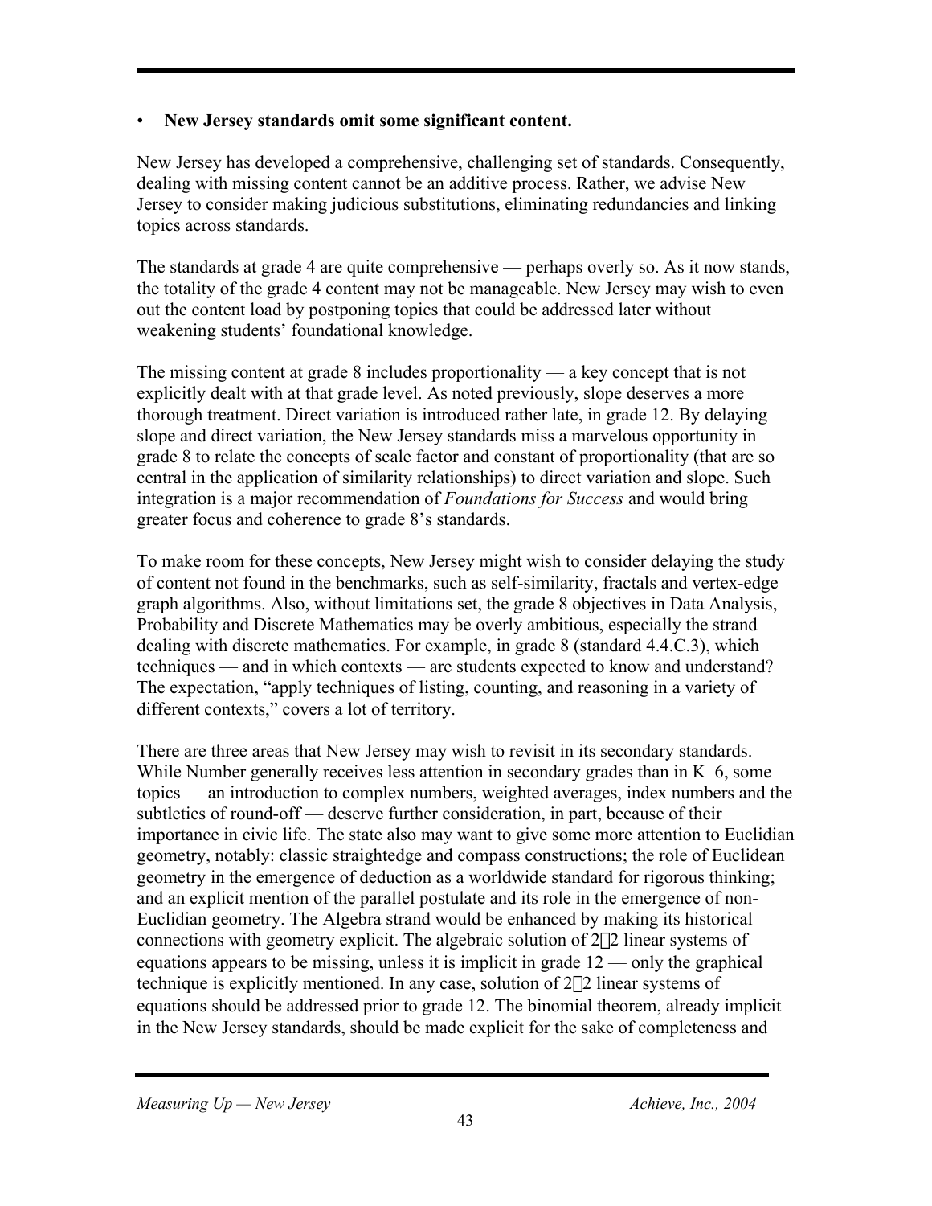- **New Jersey standards omit some significant content.**

New Jersey has developed a comprehensive, challenging set of standards. Consequently, dealing with missing content cannot be an additive process. Rather, we advise New Jersey to consider making judicious substitutions, eliminating redundancies and linking topics across standards.

The standards at grade 4 are quite comprehensive — perhaps overly so. As it now stands, the totality of the grade 4 content may not be manageable. New Jersey may wish to even out the content load by postponing topics that could be addressed later without weakening students' foundational knowledge.

The missing content at grade 8 includes proportionality — a key concept that is not explicitly dealt with at that grade level. As noted previously, slope deserves a more thorough treatment. Direct variation is introduced rather late, in grade 12. By delaying slope and direct variation, the New Jersey standards miss a marvelous opportunity in grade 8 to relate the concepts of scale factor and constant of proportionality (that are so central in the application of similarity relationships) to direct variation and slope. Such integration is a major recommendation of *Foundations for Success* and would bring greater focus and coherence to grade 8's standards.

To make room for these concepts, New Jersey might wish to consider delaying the study of content not found in the benchmarks, such as self-similarity, fractals and vertex-edge graph algorithms. Also, without limitations set, the grade 8 objectives in Data Analysis, Probability and Discrete Mathematics may be overly ambitious, especially the strand dealing with discrete mathematics. For example, in grade 8 (standard 4.4.C.3), which techniques — and in which contexts — are students expected to know and understand? The expectation, "apply techniques of listing, counting, and reasoning in a variety of different contexts," covers a lot of territory.

There are three areas that New Jersey may wish to revisit in its secondary standards. While Number generally receives less attention in secondary grades than in K–6, some topics — an introduction to complex numbers, weighted averages, index numbers and the subtleties of round-off — deserve further consideration, in part, because of their importance in civic life. The state also may want to give some more attention to Euclidian geometry, notably: classic straightedge and compass constructions; the role of Euclidean geometry in the emergence of deduction as a worldwide standard for rigorous thinking; and an explicit mention of the parallel postulate and its role in the emergence of non-Euclidian geometry. The Algebra strand would be enhanced by making its historical connections with geometry explicit. The algebraic solution of $2 \times 2$ linear systems of equations appears to be missing, unless it is implicit in grade 12 — only the graphical technique is explicitly mentioned. In any case, solution of $2 \times 2$ linear systems of equations should be addressed prior to grade 12. The binomial theorem, already implicit in the New Jersey standards, should be made explicit for the sake of completeness and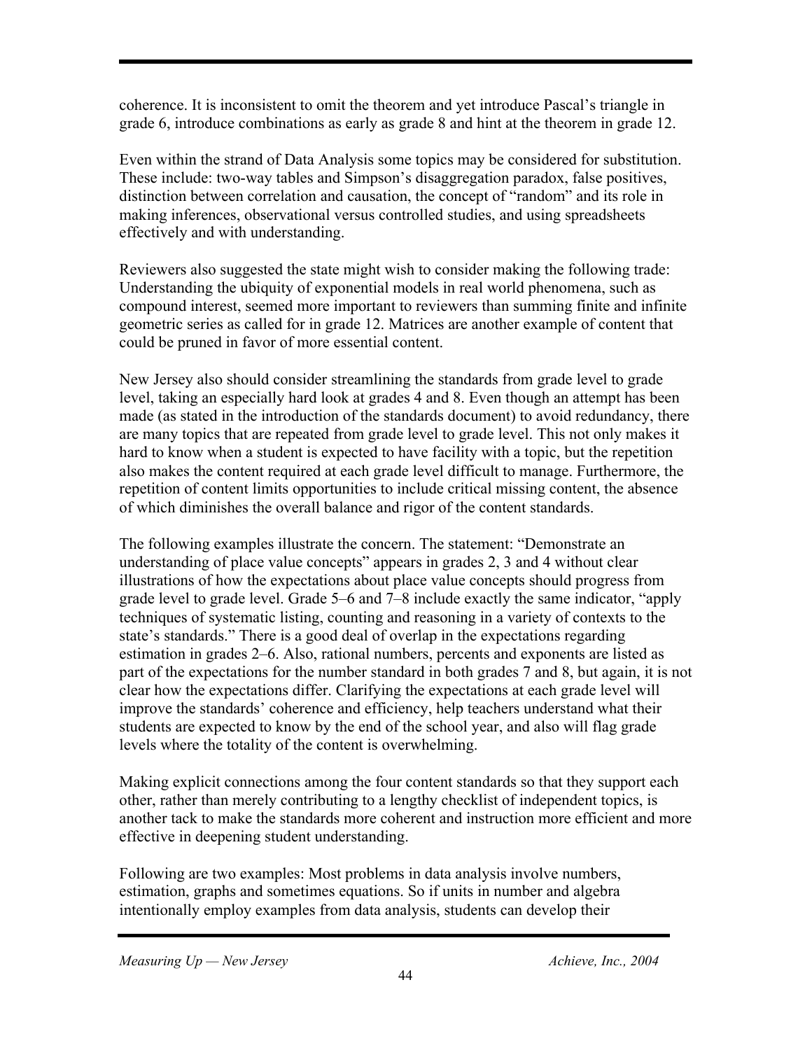coherence. It is inconsistent to omit the theorem and yet introduce Pascal's triangle in grade 6, introduce combinations as early as grade 8 and hint at the theorem in grade 12.

Even within the strand of Data Analysis some topics may be considered for substitution. These include: two-way tables and Simpson's disaggregation paradox, false positives, distinction between correlation and causation, the concept of "random" and its role in making inferences, observational versus controlled studies, and using spreadsheets effectively and with understanding.

Reviewers also suggested the state might wish to consider making the following trade: Understanding the ubiquity of exponential models in real world phenomena, such as compound interest, seemed more important to reviewers than summing finite and infinite geometric series as called for in grade 12. Matrices are another example of content that could be pruned in favor of more essential content.

New Jersey also should consider streamlining the standards from grade level to grade level, taking an especially hard look at grades 4 and 8. Even though an attempt has been made (as stated in the introduction of the standards document) to avoid redundancy, there are many topics that are repeated from grade level to grade level. This not only makes it hard to know when a student is expected to have facility with a topic, but the repetition also makes the content required at each grade level difficult to manage. Furthermore, the repetition of content limits opportunities to include critical missing content, the absence of which diminishes the overall balance and rigor of the content standards.

The following examples illustrate the concern. The statement: "Demonstrate an understanding of place value concepts" appears in grades 2, 3 and 4 without clear illustrations of how the expectations about place value concepts should progress from grade level to grade level. Grade 5–6 and 7–8 include exactly the same indicator, "apply techniques of systematic listing, counting and reasoning in a variety of contexts to the state's standards." There is a good deal of overlap in the expectations regarding estimation in grades 2–6. Also, rational numbers, percents and exponents are listed as part of the expectations for the number standard in both grades 7 and 8, but again, it is not clear how the expectations differ. Clarifying the expectations at each grade level will improve the standards' coherence and efficiency, help teachers understand what their students are expected to know by the end of the school year, and also will flag grade levels where the totality of the content is overwhelming.

Making explicit connections among the four content standards so that they support each other, rather than merely contributing to a lengthy checklist of independent topics, is another tack to make the standards more coherent and instruction more efficient and more effective in deepening student understanding.

Following are two examples: Most problems in data analysis involve numbers, estimation, graphs and sometimes equations. So if units in number and algebra intentionally employ examples from data analysis, students can develop their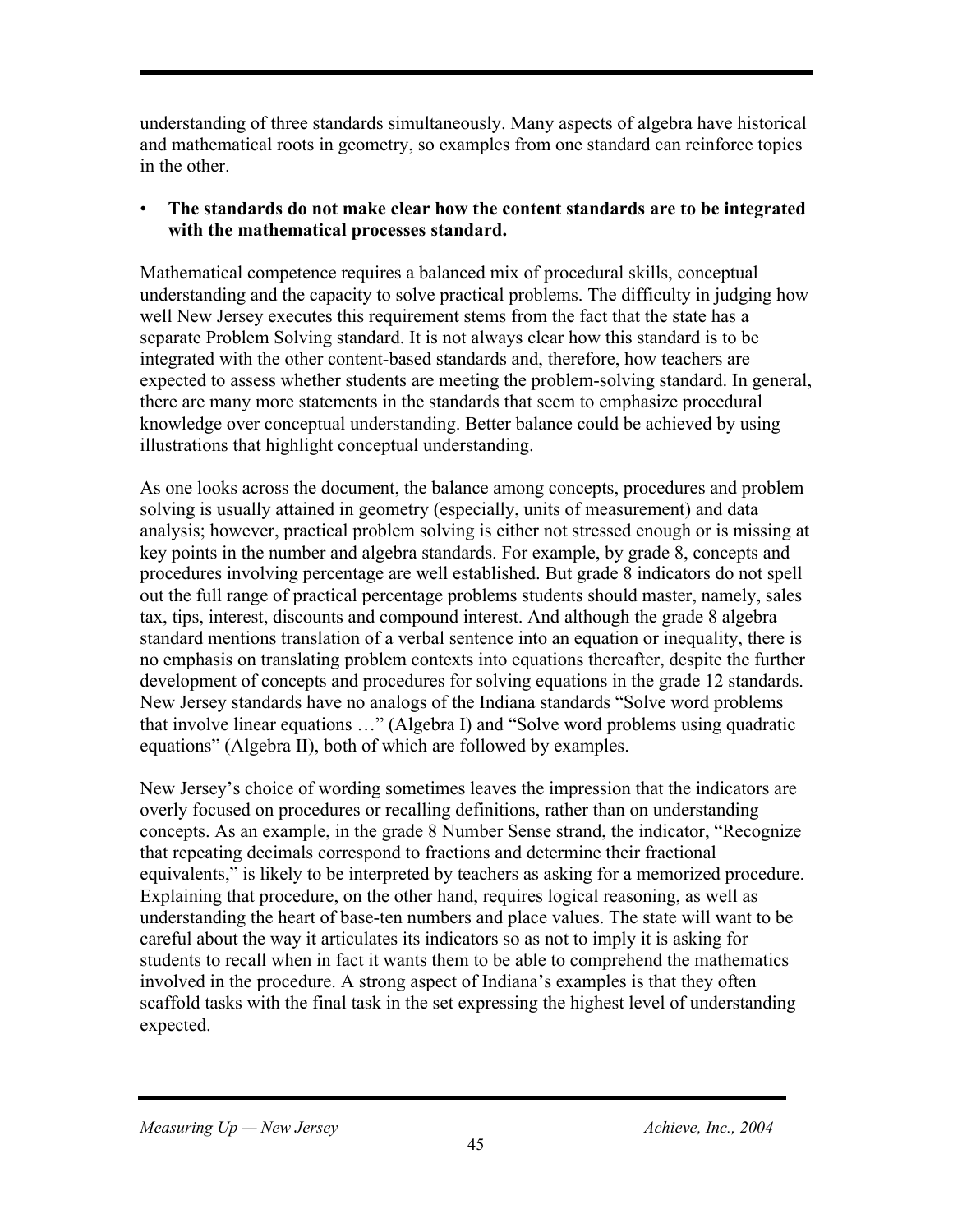understanding of three standards simultaneously. Many aspects of algebra have historical and mathematical roots in geometry, so examples from one standard can reinforce topics in the other.

- **The standards do not make clear how the content standards are to be integrated with the mathematical processes standard.**

Mathematical competence requires a balanced mix of procedural skills, conceptual understanding and the capacity to solve practical problems. The difficulty in judging how well New Jersey executes this requirement stems from the fact that the state has a separate Problem Solving standard. It is not always clear how this standard is to be integrated with the other content-based standards and, therefore, how teachers are expected to assess whether students are meeting the problem-solving standard. In general, there are many more statements in the standards that seem to emphasize procedural knowledge over conceptual understanding. Better balance could be achieved by using illustrations that highlight conceptual understanding.

As one looks across the document, the balance among concepts, procedures and problem solving is usually attained in geometry (especially, units of measurement) and data analysis; however, practical problem solving is either not stressed enough or is missing at key points in the number and algebra standards. For example, by grade 8, concepts and procedures involving percentage are well established. But grade 8 indicators do not spell out the full range of practical percentage problems students should master, namely, sales tax, tips, interest, discounts and compound interest. And although the grade 8 algebra standard mentions translation of a verbal sentence into an equation or inequality, there is no emphasis on translating problem contexts into equations thereafter, despite the further development of concepts and procedures for solving equations in the grade 12 standards. New Jersey standards have no analogs of the Indiana standards "Solve word problems that involve linear equations …" (Algebra I) and "Solve word problems using quadratic equations" (Algebra II), both of which are followed by examples.

New Jersey's choice of wording sometimes leaves the impression that the indicators are overly focused on procedures or recalling definitions, rather than on understanding concepts. As an example, in the grade 8 Number Sense strand, the indicator, "Recognize that repeating decimals correspond to fractions and determine their fractional equivalents," is likely to be interpreted by teachers as asking for a memorized procedure. Explaining that procedure, on the other hand, requires logical reasoning, as well as understanding the heart of base-ten numbers and place values. The state will want to be careful about the way it articulates its indicators so as not to imply it is asking for students to recall when in fact it wants them to be able to comprehend the mathematics involved in the procedure. A strong aspect of Indiana's examples is that they often scaffold tasks with the final task in the set expressing the highest level of understanding expected.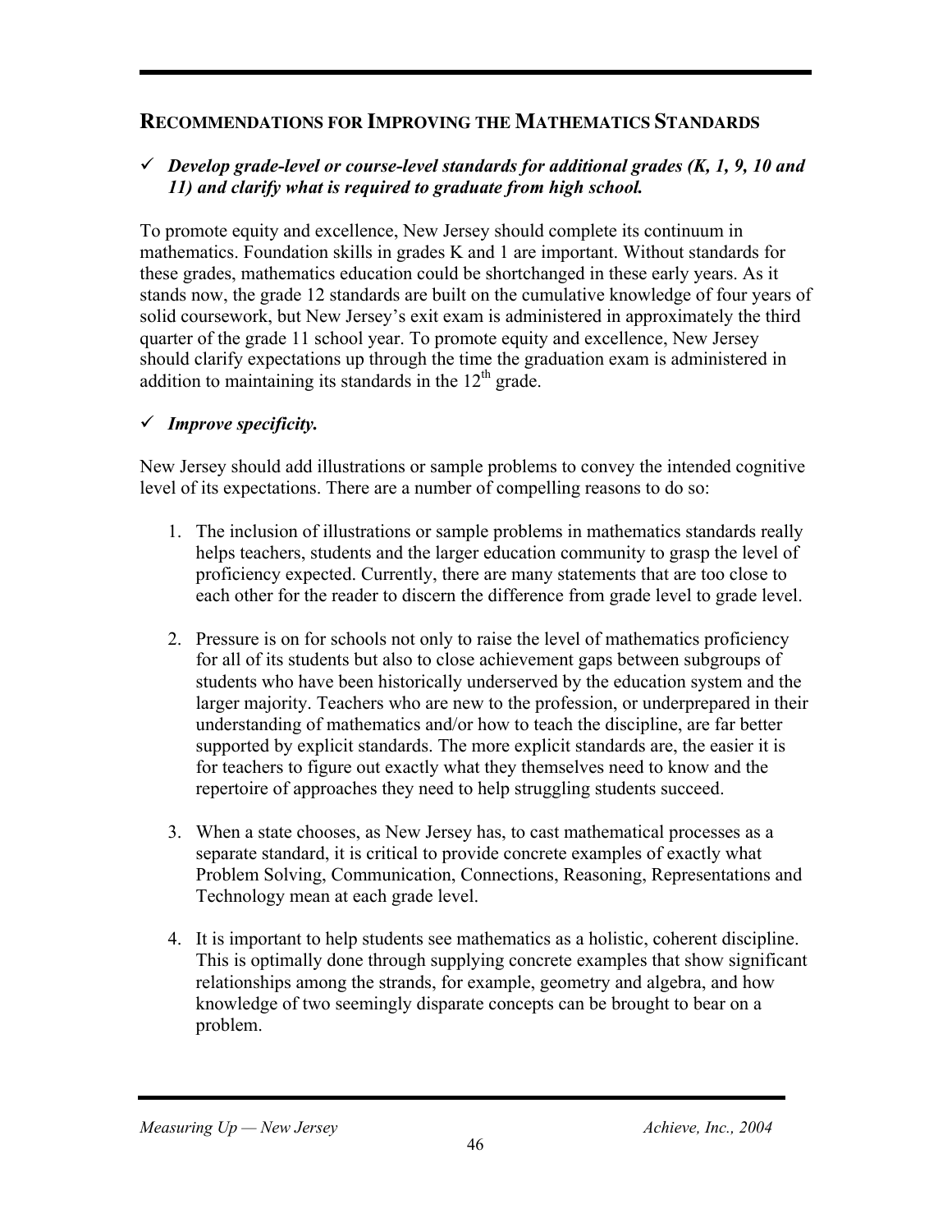## RECOMMENDATIONS FOR IMPROVING THE MATHEMATICS STANDARDS

✓ ***Develop grade-level or course-level standards for additional grades (K, 1, 9, 10 and 11) and clarify what is required to graduate from high school.***

To promote equity and excellence, New Jersey should complete its continuum in mathematics. Foundation skills in grades K and 1 are important. Without standards for these grades, mathematics education could be shortchanged in these early years. As it stands now, the grade 12 standards are built on the cumulative knowledge of four years of solid coursework, but New Jersey's exit exam is administered in approximately the third quarter of the grade 11 school year. To promote equity and excellence, New Jersey should clarify expectations up through the time the graduation exam is administered in addition to maintaining its standards in the 12th grade.

✓ ***Improve specificity.***

New Jersey should add illustrations or sample problems to convey the intended cognitive level of its expectations. There are a number of compelling reasons to do so:

1. The inclusion of illustrations or sample problems in mathematics standards really helps teachers, students and the larger education community to grasp the level of proficiency expected. Currently, there are many statements that are too close to each other for the reader to discern the difference from grade level to grade level.

2. Pressure is on for schools not only to raise the level of mathematics proficiency for all of its students but also to close achievement gaps between subgroups of students who have been historically underserved by the education system and the larger majority. Teachers who are new to the profession, or underprepared in their understanding of mathematics and/or how to teach the discipline, are far better supported by explicit standards. The more explicit standards are, the easier it is for teachers to figure out exactly what they themselves need to know and the repertoire of approaches they need to help struggling students succeed.

3. When a state chooses, as New Jersey has, to cast mathematical processes as a separate standard, it is critical to provide concrete examples of exactly what Problem Solving, Communication, Connections, Reasoning, Representations and Technology mean at each grade level.

4. It is important to help students see mathematics as a holistic, coherent discipline. This is optimally done through supplying concrete examples that show significant relationships among the strands, for example, geometry and algebra, and how knowledge of two seemingly disparate concepts can be brought to bear on a problem.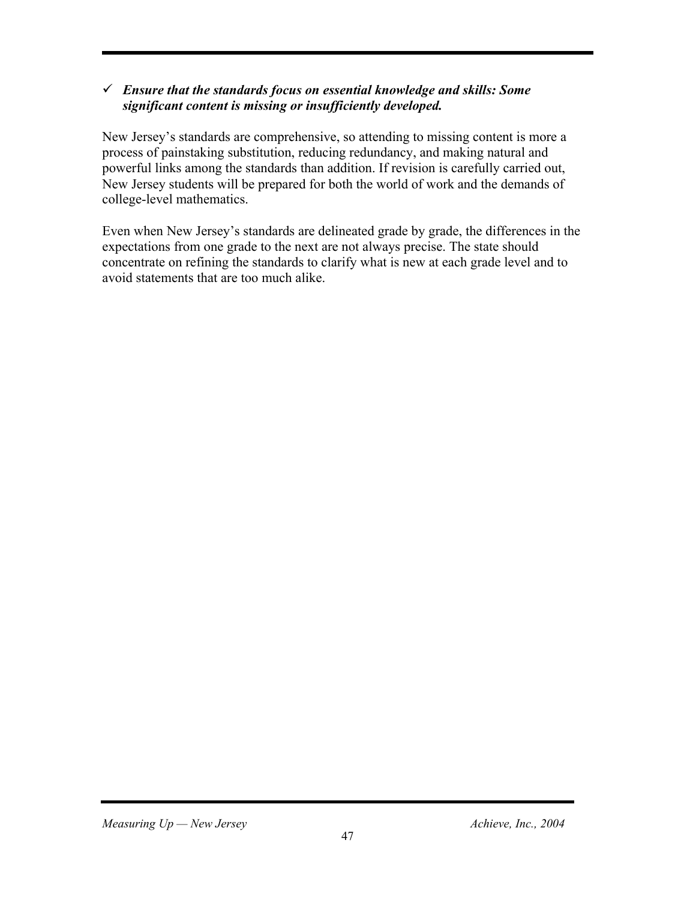- ✓ ***Ensure that the standards focus on essential knowledge and skills: Some significant content is missing or insufficiently developed.***

New Jersey's standards are comprehensive, so attending to missing content is more a process of painstaking substitution, reducing redundancy, and making natural and powerful links among the standards than addition. If revision is carefully carried out, New Jersey students will be prepared for both the world of work and the demands of college-level mathematics.

Even when New Jersey's standards are delineated grade by grade, the differences in the expectations from one grade to the next are not always precise. The state should concentrate on refining the standards to clarify what is new at each grade level and to avoid statements that are too much alike.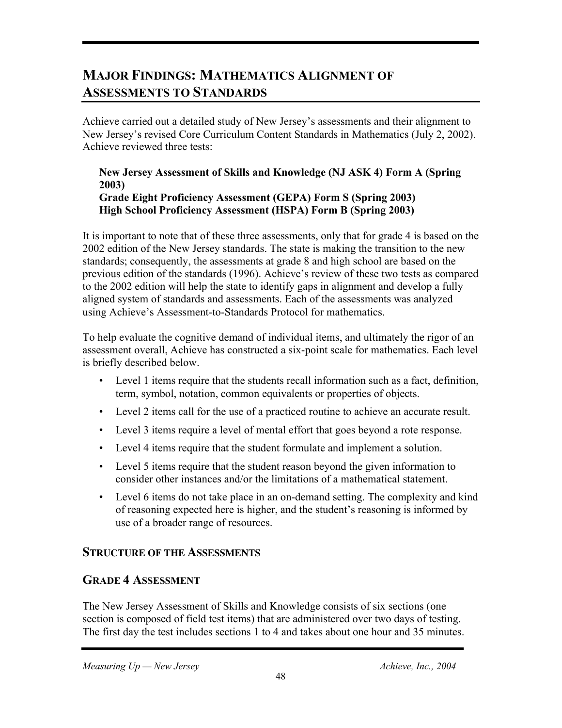## MAJOR FINDINGS: MATHEMATICS ALIGNMENT OF ASSESSMENTS TO STANDARDS

Achieve carried out a detailed study of New Jersey's assessments and their alignment to New Jersey's revised Core Curriculum Content Standards in Mathematics (July 2, 2002). Achieve reviewed three tests:

**New Jersey Assessment of Skills and Knowledge (NJ ASK 4) Form A (Spring 2003)**
**Grade Eight Proficiency Assessment (GEPA) Form S (Spring 2003)**
**High School Proficiency Assessment (HSPA) Form B (Spring 2003)**

It is important to note that of these three assessments, only that for grade 4 is based on the 2002 edition of the New Jersey standards. The state is making the transition to the new standards; consequently, the assessments at grade 8 and high school are based on the previous edition of the standards (1996). Achieve's review of these two tests as compared to the 2002 edition will help the state to identify gaps in alignment and develop a fully aligned system of standards and assessments. Each of the assessments was analyzed using Achieve's Assessment-to-Standards Protocol for mathematics.

To help evaluate the cognitive demand of individual items, and ultimately the rigor of an assessment overall, Achieve has constructed a six-point scale for mathematics. Each level is briefly described below.

- Level 1 items require that the students recall information such as a fact, definition, term, symbol, notation, common equivalents or properties of objects.
- Level 2 items call for the use of a practiced routine to achieve an accurate result.
- Level 3 items require a level of mental effort that goes beyond a rote response.
- Level 4 items require that the student formulate and implement a solution.
- Level 5 items require that the student reason beyond the given information to consider other instances and/or the limitations of a mathematical statement.
- Level 6 items do not take place in an on-demand setting. The complexity and kind of reasoning expected here is higher, and the student's reasoning is informed by use of a broader range of resources.

### STRUCTURE OF THE ASSESSMENTS

### GRADE 4 ASSESSMENT

The New Jersey Assessment of Skills and Knowledge consists of six sections (one section is composed of field test items) that are administered over two days of testing. The first day the test includes sections 1 to 4 and takes about one hour and 35 minutes.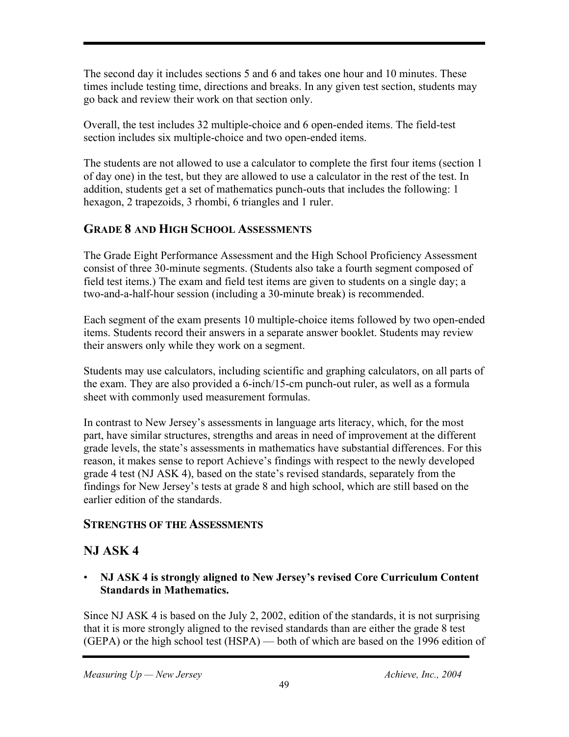The second day it includes sections 5 and 6 and takes one hour and 10 minutes. These times include testing time, directions and breaks. In any given test section, students may go back and review their work on that section only.

Overall, the test includes 32 multiple-choice and 6 open-ended items. The field-test section includes six multiple-choice and two open-ended items.

The students are not allowed to use a calculator to complete the first four items (section 1 of day one) in the test, but they are allowed to use a calculator in the rest of the test. In addition, students get a set of mathematics punch-outs that includes the following: 1 hexagon, 2 trapezoids, 3 rhombi, 6 triangles and 1 ruler.

### GRADE 8 AND HIGH SCHOOL ASSESSMENTS

The Grade Eight Performance Assessment and the High School Proficiency Assessment consist of three 30-minute segments. (Students also take a fourth segment composed of field test items.) The exam and field test items are given to students on a single day; a two-and-a-half-hour session (including a 30-minute break) is recommended.

Each segment of the exam presents 10 multiple-choice items followed by two open-ended items. Students record their answers in a separate answer booklet. Students may review their answers only while they work on a segment.

Students may use calculators, including scientific and graphing calculators, on all parts of the exam. They are also provided a 6-inch/15-cm punch-out ruler, as well as a formula sheet with commonly used measurement formulas.

In contrast to New Jersey's assessments in language arts literacy, which, for the most part, have similar structures, strengths and areas in need of improvement at the different grade levels, the state's assessments in mathematics have substantial differences. For this reason, it makes sense to report Achieve's findings with respect to the newly developed grade 4 test (NJ ASK 4), based on the state's revised standards, separately from the findings for New Jersey's tests at grade 8 and high school, which are still based on the earlier edition of the standards.

### STRENGTHS OF THE ASSESSMENTS

## NJ ASK 4

- **NJ ASK 4 is strongly aligned to New Jersey's revised Core Curriculum Content Standards in Mathematics.**

Since NJ ASK 4 is based on the July 2, 2002, edition of the standards, it is not surprising that it is more strongly aligned to the revised standards than are either the grade 8 test (GEPA) or the high school test (HSPA) — both of which are based on the 1996 edition of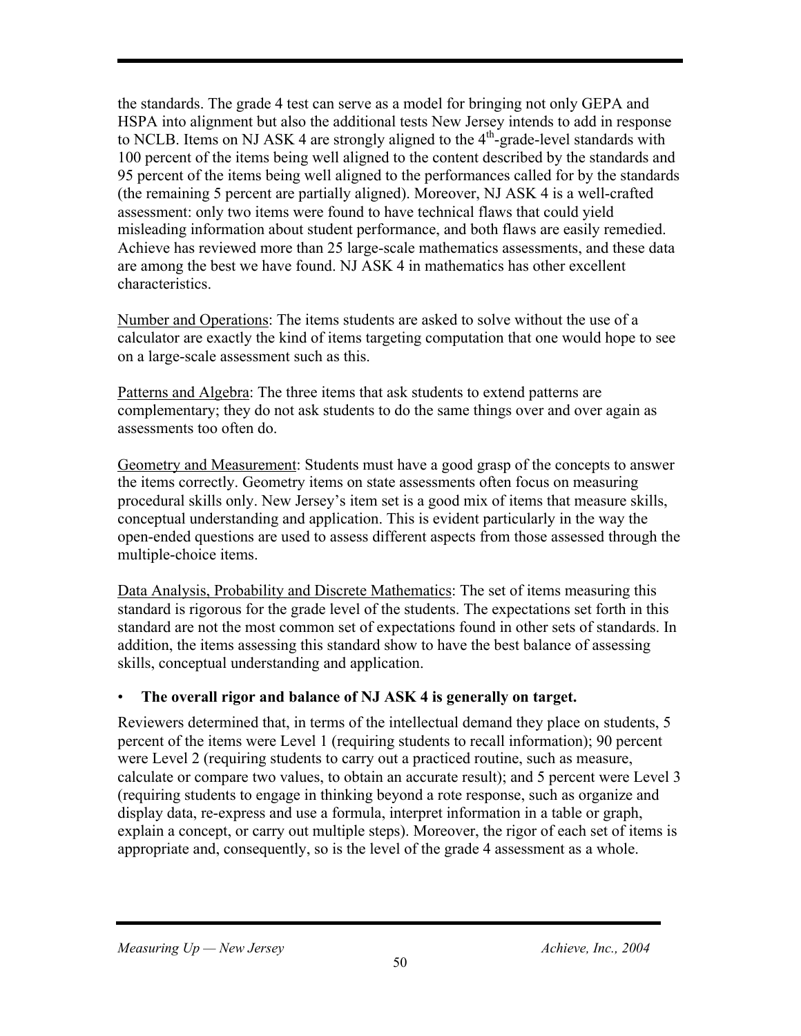the standards. The grade 4 test can serve as a model for bringing not only GEPA and HSPA into alignment but also the additional tests New Jersey intends to add in response to NCLB. Items on NJ ASK 4 are strongly aligned to the 4th-grade-level standards with 100 percent of the items being well aligned to the content described by the standards and 95 percent of the items being well aligned to the performances called for by the standards (the remaining 5 percent are partially aligned). Moreover, NJ ASK 4 is a well-crafted assessment: only two items were found to have technical flaws that could yield misleading information about student performance, and both flaws are easily remedied. Achieve has reviewed more than 25 large-scale mathematics assessments, and these data are among the best we have found. NJ ASK 4 in mathematics has other excellent characteristics.

<u>Number and Operations</u>: The items students are asked to solve without the use of a calculator are exactly the kind of items targeting computation that one would hope to see on a large-scale assessment such as this.

<u>Patterns and Algebra</u>: The three items that ask students to extend patterns are complementary; they do not ask students to do the same things over and over again as assessments too often do.

<u>Geometry and Measurement</u>: Students must have a good grasp of the concepts to answer the items correctly. Geometry items on state assessments often focus on measuring procedural skills only. New Jersey's item set is a good mix of items that measure skills, conceptual understanding and application. This is evident particularly in the way the open-ended questions are used to assess different aspects from those assessed through the multiple-choice items.

<u>Data Analysis, Probability and Discrete Mathematics</u>: The set of items measuring this standard is rigorous for the grade level of the students. The expectations set forth in this standard are not the most common set of expectations found in other sets of standards. In addition, the items assessing this standard show to have the best balance of assessing skills, conceptual understanding and application.

- **The overall rigor and balance of NJ ASK 4 is generally on target.**

Reviewers determined that, in terms of the intellectual demand they place on students, 5 percent of the items were Level 1 (requiring students to recall information); 90 percent were Level 2 (requiring students to carry out a practiced routine, such as measure, calculate or compare two values, to obtain an accurate result); and 5 percent were Level 3 (requiring students to engage in thinking beyond a rote response, such as organize and display data, re-express and use a formula, interpret information in a table or graph, explain a concept, or carry out multiple steps). Moreover, the rigor of each set of items is appropriate and, consequently, so is the level of the grade 4 assessment as a whole.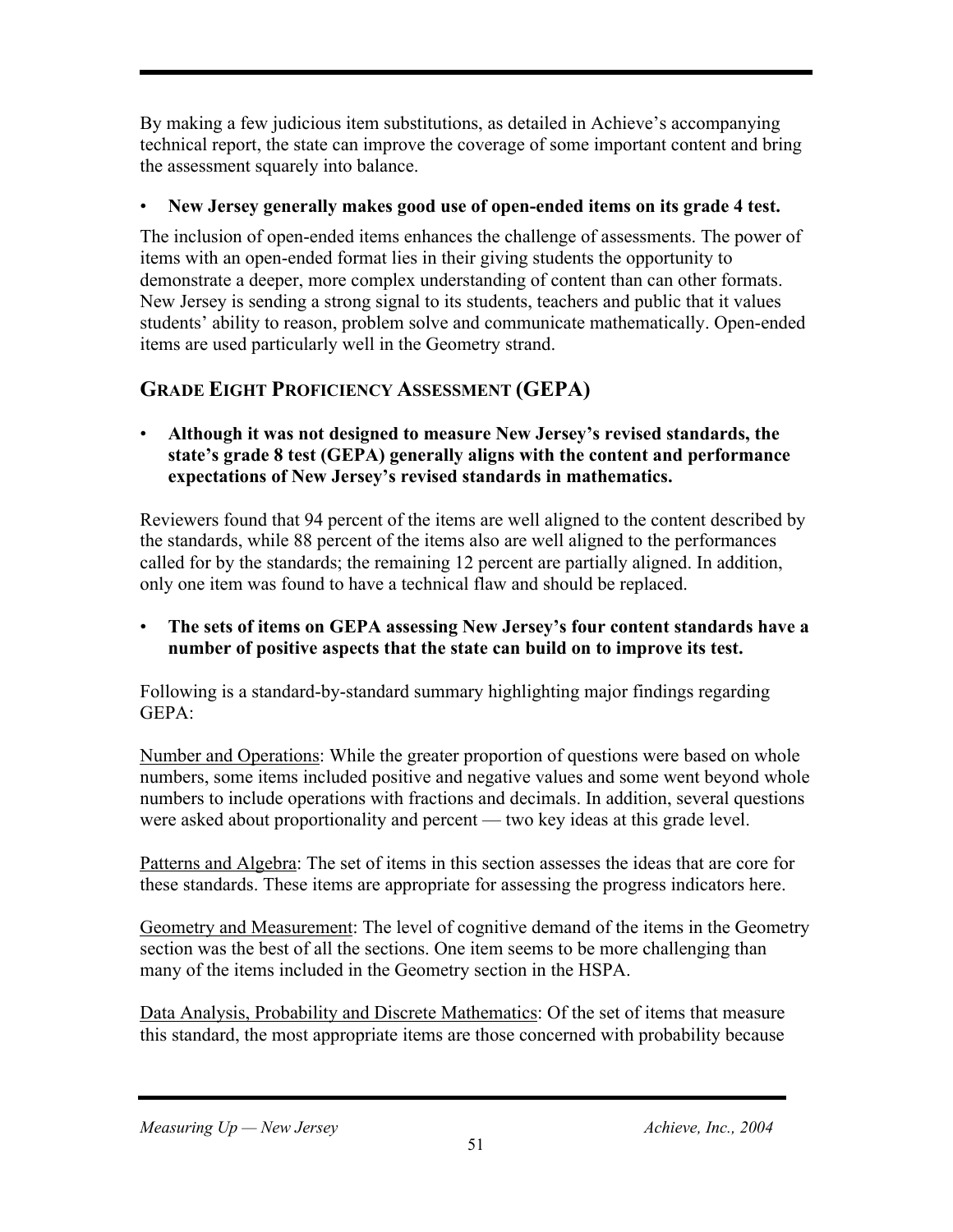By making a few judicious item substitutions, as detailed in Achieve's accompanying technical report, the state can improve the coverage of some important content and bring the assessment squarely into balance.

- **New Jersey generally makes good use of open-ended items on its grade 4 test.**

The inclusion of open-ended items enhances the challenge of assessments. The power of items with an open-ended format lies in their giving students the opportunity to demonstrate a deeper, more complex understanding of content than can other formats. New Jersey is sending a strong signal to its students, teachers and public that it values students' ability to reason, problem solve and communicate mathematically. Open-ended items are used particularly well in the Geometry strand.

## GRADE EIGHT PROFICIENCY ASSESSMENT (GEPA)

- **Although it was not designed to measure New Jersey's revised standards, the state's grade 8 test (GEPA) generally aligns with the content and performance expectations of New Jersey's revised standards in mathematics.**

Reviewers found that 94 percent of the items are well aligned to the content described by the standards, while 88 percent of the items also are well aligned to the performances called for by the standards; the remaining 12 percent are partially aligned. In addition, only one item was found to have a technical flaw and should be replaced.

- **The sets of items on GEPA assessing New Jersey's four content standards have a number of positive aspects that the state can build on to improve its test.**

Following is a standard-by-standard summary highlighting major findings regarding GEPA:

<u>Number and Operations</u>: While the greater proportion of questions were based on whole numbers, some items included positive and negative values and some went beyond whole numbers to include operations with fractions and decimals. In addition, several questions were asked about proportionality and percent — two key ideas at this grade level.

<u>Patterns and Algebra</u>: The set of items in this section assesses the ideas that are core for these standards. These items are appropriate for assessing the progress indicators here.

<u>Geometry and Measurement</u>: The level of cognitive demand of the items in the Geometry section was the best of all the sections. One item seems to be more challenging than many of the items included in the Geometry section in the HSPA.

<u>Data Analysis, Probability and Discrete Mathematics</u>: Of the set of items that measure this standard, the most appropriate items are those concerned with probability because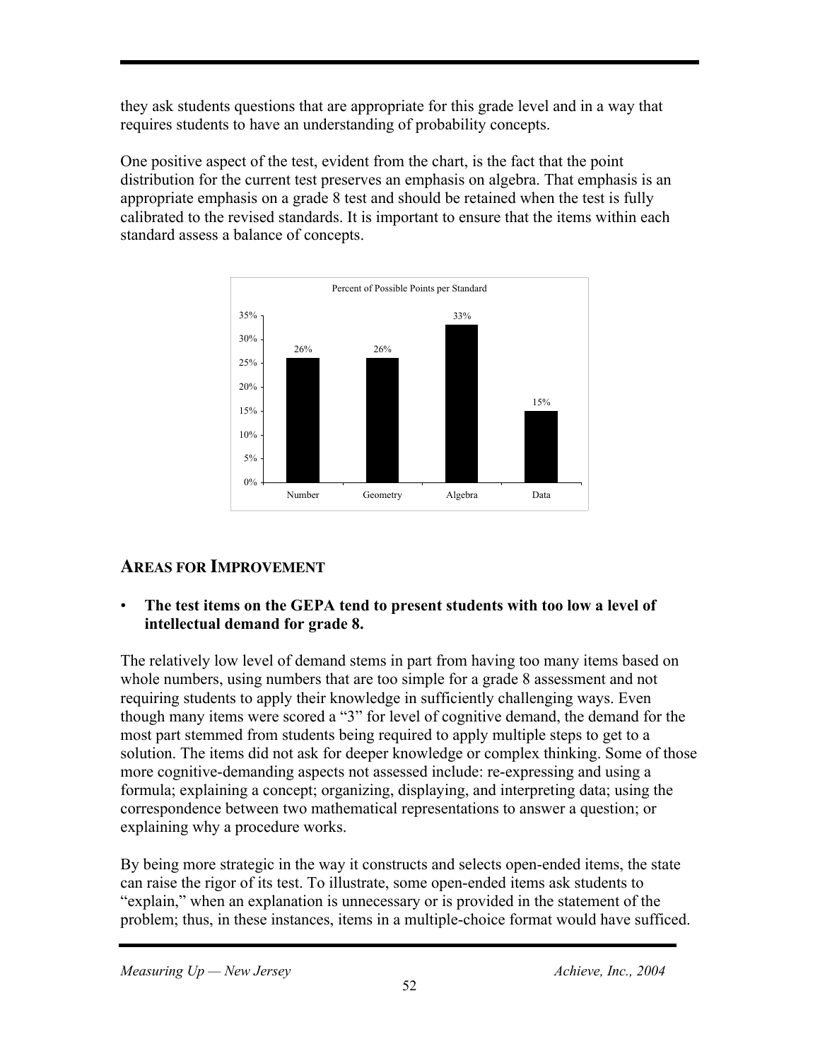they ask students questions that are appropriate for this grade level and in a way that requires students to have an understanding of probability concepts.

One positive aspect of the test, evident from the chart, is the fact that the point distribution for the current test preserves an emphasis on algebra. That emphasis is an appropriate emphasis on a grade 8 test and should be retained when the test is fully calibrated to the revised standards. It is important to ensure that the items within each standard assess a balance of concepts.

Percent of Possible Points per Standard

35%
30%
25%
20%
15%
10%
5%
0%

26%
26%
33%
15%

Number
Geometry
Algebra
Data

## AREAS FOR IMPROVEMENT

- **The test items on the GEPA tend to present students with too low a level of intellectual demand for grade 8.**

The relatively low level of demand stems in part from having too many items based on whole numbers, using numbers that are too simple for a grade 8 assessment and not requiring students to apply their knowledge in sufficiently challenging ways. Even though many items were scored a "3" for level of cognitive demand, the demand for the most part stemmed from students being required to apply multiple steps to get to a solution. The items did not ask for deeper knowledge or complex thinking. Some of those more cognitive-demanding aspects not assessed include: re-expressing and using a formula; explaining a concept; organizing, displaying, and interpreting data; using the correspondence between two mathematical representations to answer a question; or explaining why a procedure works.

By being more strategic in the way it constructs and selects open-ended items, the state can raise the rigor of its test. To illustrate, some open-ended items ask students to "explain," when an explanation is unnecessary or is provided in the statement of the problem; thus, in these instances, items in a multiple-choice format would have sufficed.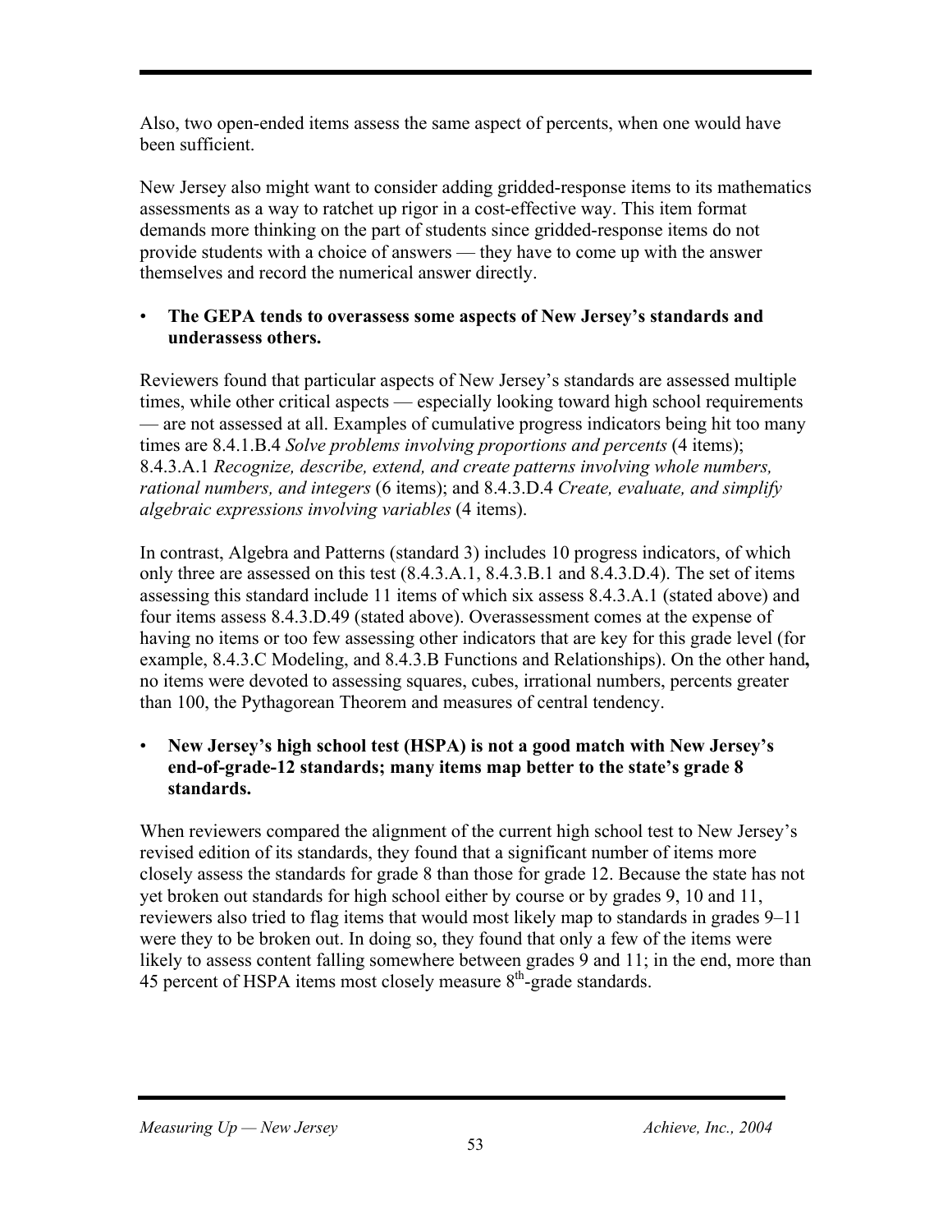Also, two open-ended items assess the same aspect of percents, when one would have been sufficient.

New Jersey also might want to consider adding gridded-response items to its mathematics assessments as a way to ratchet up rigor in a cost-effective way. This item format demands more thinking on the part of students since gridded-response items do not provide students with a choice of answers — they have to come up with the answer themselves and record the numerical answer directly.

- **The GEPA tends to overassess some aspects of New Jersey's standards and underassess others.**

Reviewers found that particular aspects of New Jersey's standards are assessed multiple times, while other critical aspects — especially looking toward high school requirements — are not assessed at all. Examples of cumulative progress indicators being hit too many times are 8.4.1.B.4 *Solve problems involving proportions and percents* (4 items); 8.4.3.A.1 *Recognize, describe, extend, and create patterns involving whole numbers, rational numbers, and integers* (6 items); and 8.4.3.D.4 *Create, evaluate, and simplify algebraic expressions involving variables* (4 items).

In contrast, Algebra and Patterns (standard 3) includes 10 progress indicators, of which only three are assessed on this test (8.4.3.A.1, 8.4.3.B.1 and 8.4.3.D.4). The set of items assessing this standard include 11 items of which six assess 8.4.3.A.1 (stated above) and four items assess 8.4.3.D.49 (stated above). Overassessment comes at the expense of having no items or too few assessing other indicators that are key for this grade level (for example, 8.4.3.C Modeling, and 8.4.3.B Functions and Relationships). On the other hand**,** no items were devoted to assessing squares, cubes, irrational numbers, percents greater than 100, the Pythagorean Theorem and measures of central tendency.

- **New Jersey's high school test (HSPA) is not a good match with New Jersey's end-of-grade-12 standards; many items map better to the state's grade 8 standards.**

When reviewers compared the alignment of the current high school test to New Jersey's revised edition of its standards, they found that a significant number of items more closely assess the standards for grade 8 than those for grade 12. Because the state has not yet broken out standards for high school either by course or by grades 9, 10 and 11, reviewers also tried to flag items that would most likely map to standards in grades 9–11 were they to be broken out. In doing so, they found that only a few of the items were likely to assess content falling somewhere between grades 9 and 11; in the end, more than 45 percent of HSPA items most closely measure 8th-grade standards.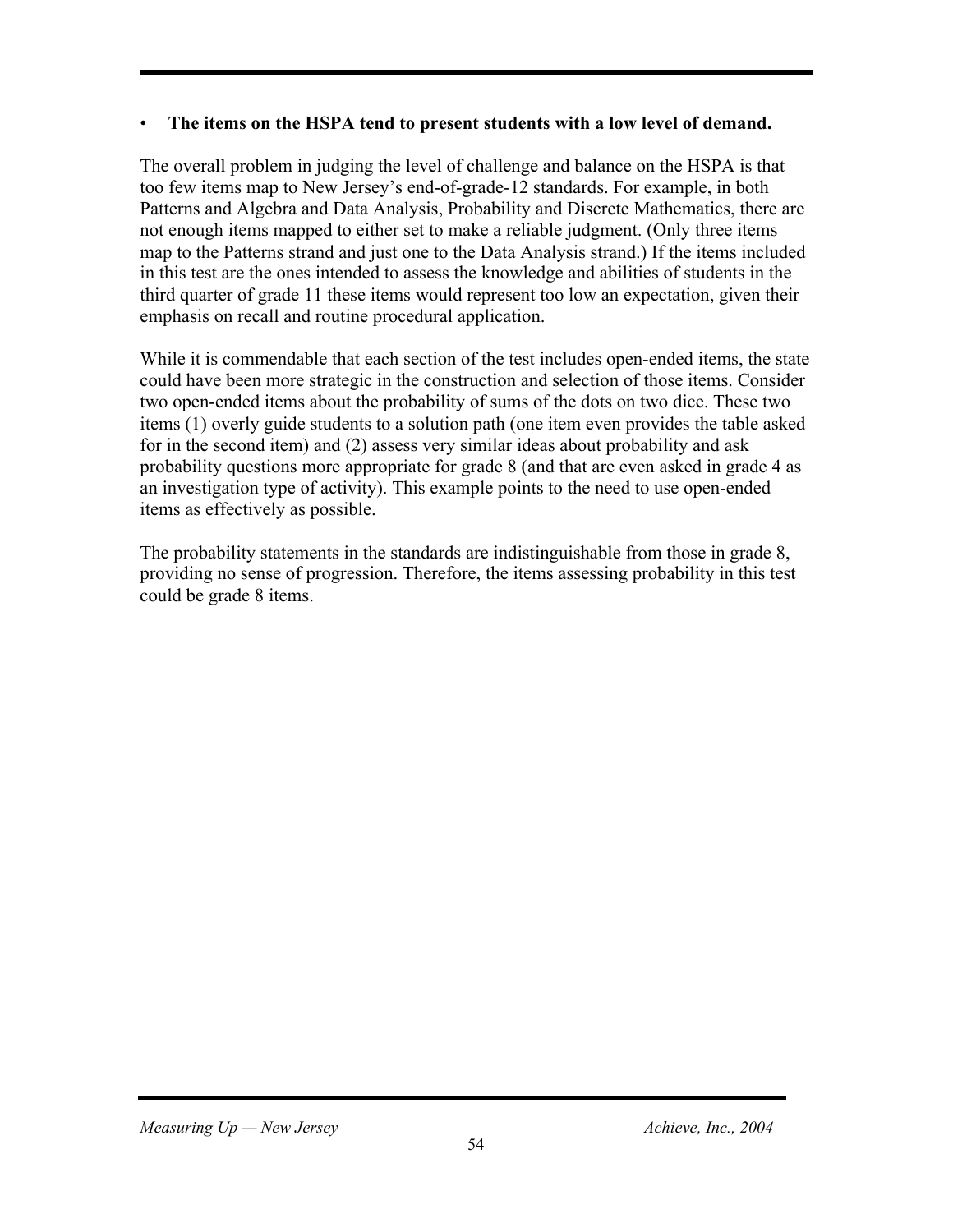- **The items on the HSPA tend to present students with a low level of demand.**

The overall problem in judging the level of challenge and balance on the HSPA is that too few items map to New Jersey's end-of-grade-12 standards. For example, in both Patterns and Algebra and Data Analysis, Probability and Discrete Mathematics, there are not enough items mapped to either set to make a reliable judgment. (Only three items map to the Patterns strand and just one to the Data Analysis strand.) If the items included in this test are the ones intended to assess the knowledge and abilities of students in the third quarter of grade 11 these items would represent too low an expectation, given their emphasis on recall and routine procedural application.

While it is commendable that each section of the test includes open-ended items, the state could have been more strategic in the construction and selection of those items. Consider two open-ended items about the probability of sums of the dots on two dice. These two items (1) overly guide students to a solution path (one item even provides the table asked for in the second item) and (2) assess very similar ideas about probability and ask probability questions more appropriate for grade 8 (and that are even asked in grade 4 as an investigation type of activity). This example points to the need to use open-ended items as effectively as possible.

The probability statements in the standards are indistinguishable from those in grade 8, providing no sense of progression. Therefore, the items assessing probability in this test could be grade 8 items.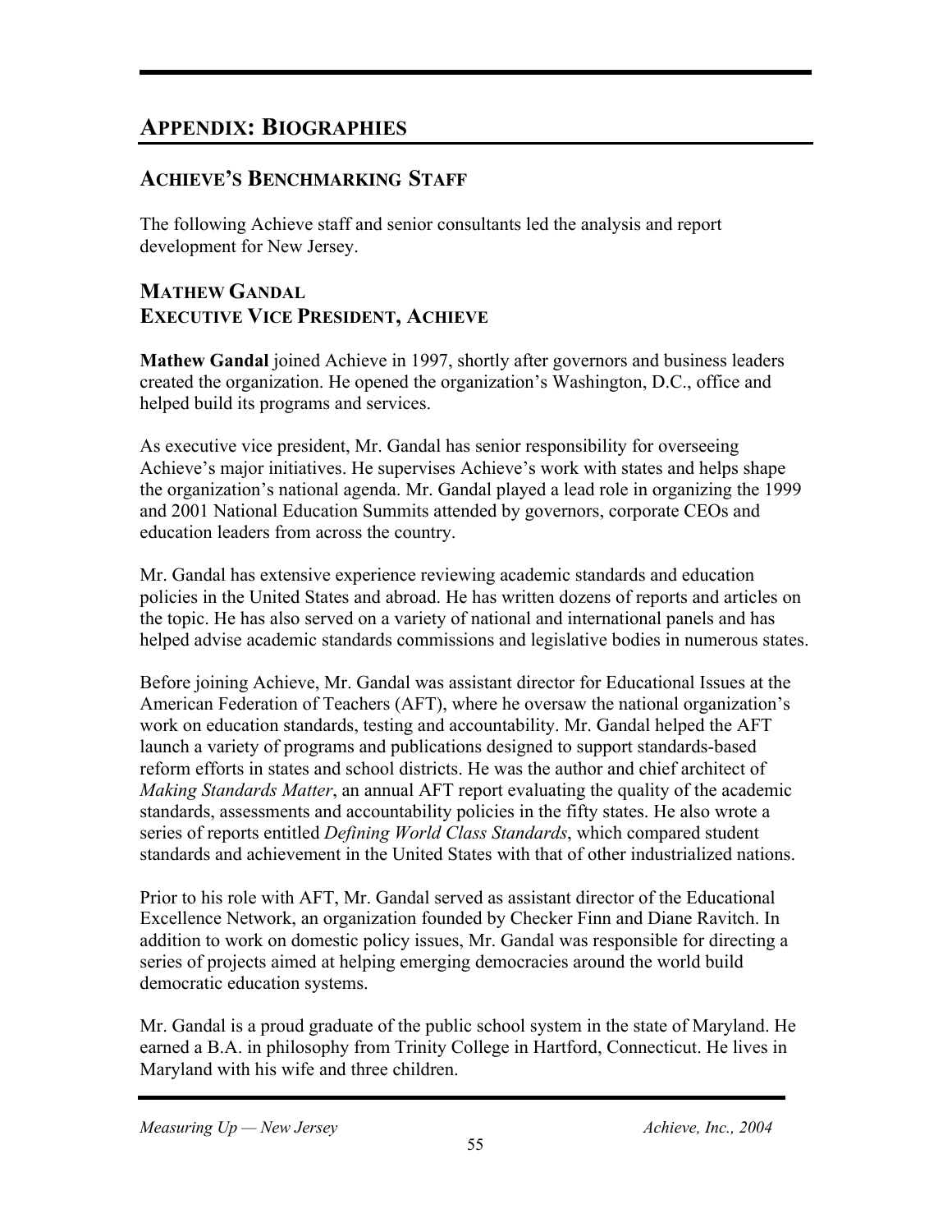## APPENDIX: BIOGRAPHIES

### ACHIEVE'S BENCHMARKING STAFF

The following Achieve staff and senior consultants led the analysis and report development for New Jersey.

### MATHEW GANDAL
### EXECUTIVE VICE PRESIDENT, ACHIEVE

**Mathew Gandal** joined Achieve in 1997, shortly after governors and business leaders created the organization. He opened the organization's Washington, D.C., office and helped build its programs and services.

As executive vice president, Mr. Gandal has senior responsibility for overseeing Achieve's major initiatives. He supervises Achieve's work with states and helps shape the organization's national agenda. Mr. Gandal played a lead role in organizing the 1999 and 2001 National Education Summits attended by governors, corporate CEOs and education leaders from across the country.

Mr. Gandal has extensive experience reviewing academic standards and education policies in the United States and abroad. He has written dozens of reports and articles on the topic. He has also served on a variety of national and international panels and has helped advise academic standards commissions and legislative bodies in numerous states.

Before joining Achieve, Mr. Gandal was assistant director for Educational Issues at the American Federation of Teachers (AFT), where he oversaw the national organization's work on education standards, testing and accountability. Mr. Gandal helped the AFT launch a variety of programs and publications designed to support standards-based reform efforts in states and school districts. He was the author and chief architect of *Making Standards Matter*, an annual AFT report evaluating the quality of the academic standards, assessments and accountability policies in the fifty states. He also wrote a series of reports entitled *Defining World Class Standards*, which compared student standards and achievement in the United States with that of other industrialized nations.

Prior to his role with AFT, Mr. Gandal served as assistant director of the Educational Excellence Network, an organization founded by Checker Finn and Diane Ravitch. In addition to work on domestic policy issues, Mr. Gandal was responsible for directing a series of projects aimed at helping emerging democracies around the world build democratic education systems.

Mr. Gandal is a proud graduate of the public school system in the state of Maryland. He earned a B.A. in philosophy from Trinity College in Hartford, Connecticut. He lives in Maryland with his wife and three children.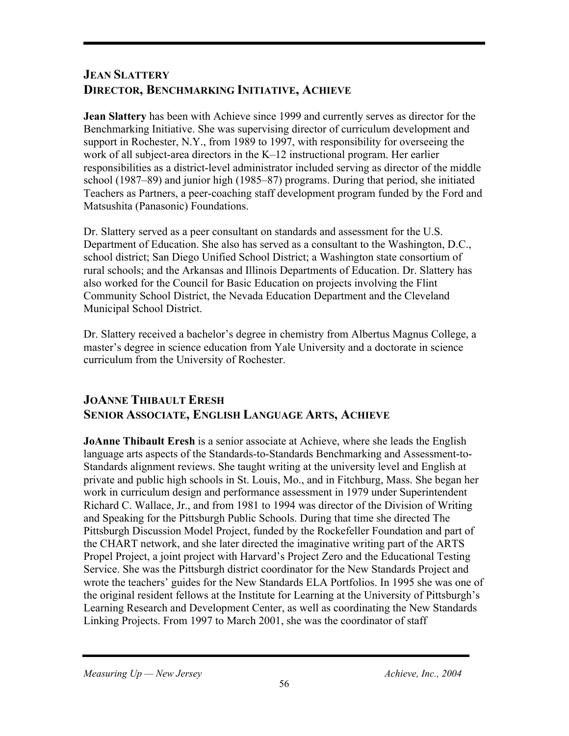## JEAN SLATTERY
## DIRECTOR, BENCHMARKING INITIATIVE, ACHIEVE

**Jean Slattery** has been with Achieve since 1999 and currently serves as director for the Benchmarking Initiative. She was supervising director of curriculum development and support in Rochester, N.Y., from 1989 to 1997, with responsibility for overseeing the work of all subject-area directors in the K–12 instructional program. Her earlier responsibilities as a district-level administrator included serving as director of the middle school (1987–89) and junior high (1985–87) programs. During that period, she initiated Teachers as Partners, a peer-coaching staff development program funded by the Ford and Matsushita (Panasonic) Foundations.

Dr. Slattery served as a peer consultant on standards and assessment for the U.S. Department of Education. She also has served as a consultant to the Washington, D.C., school district; San Diego Unified School District; a Washington state consortium of rural schools; and the Arkansas and Illinois Departments of Education. Dr. Slattery has also worked for the Council for Basic Education on projects involving the Flint Community School District, the Nevada Education Department and the Cleveland Municipal School District.

Dr. Slattery received a bachelor's degree in chemistry from Albertus Magnus College, a master's degree in science education from Yale University and a doctorate in science curriculum from the University of Rochester.

## JOANNE THIBAULT ERESH
## SENIOR ASSOCIATE, ENGLISH LANGUAGE ARTS, ACHIEVE

**JoAnne Thibault Eresh** is a senior associate at Achieve, where she leads the English language arts aspects of the Standards-to-Standards Benchmarking and Assessment-to-Standards alignment reviews. She taught writing at the university level and English at private and public high schools in St. Louis, Mo., and in Fitchburg, Mass. She began her work in curriculum design and performance assessment in 1979 under Superintendent Richard C. Wallace, Jr., and from 1981 to 1994 was director of the Division of Writing and Speaking for the Pittsburgh Public Schools. During that time she directed The Pittsburgh Discussion Model Project, funded by the Rockefeller Foundation and part of the CHART network, and she later directed the imaginative writing part of the ARTS Propel Project, a joint project with Harvard's Project Zero and the Educational Testing Service. She was the Pittsburgh district coordinator for the New Standards Project and wrote the teachers' guides for the New Standards ELA Portfolios. In 1995 she was one of the original resident fellows at the Institute for Learning at the University of Pittsburgh's Learning Research and Development Center, as well as coordinating the New Standards Linking Projects. From 1997 to March 2001, she was the coordinator of staff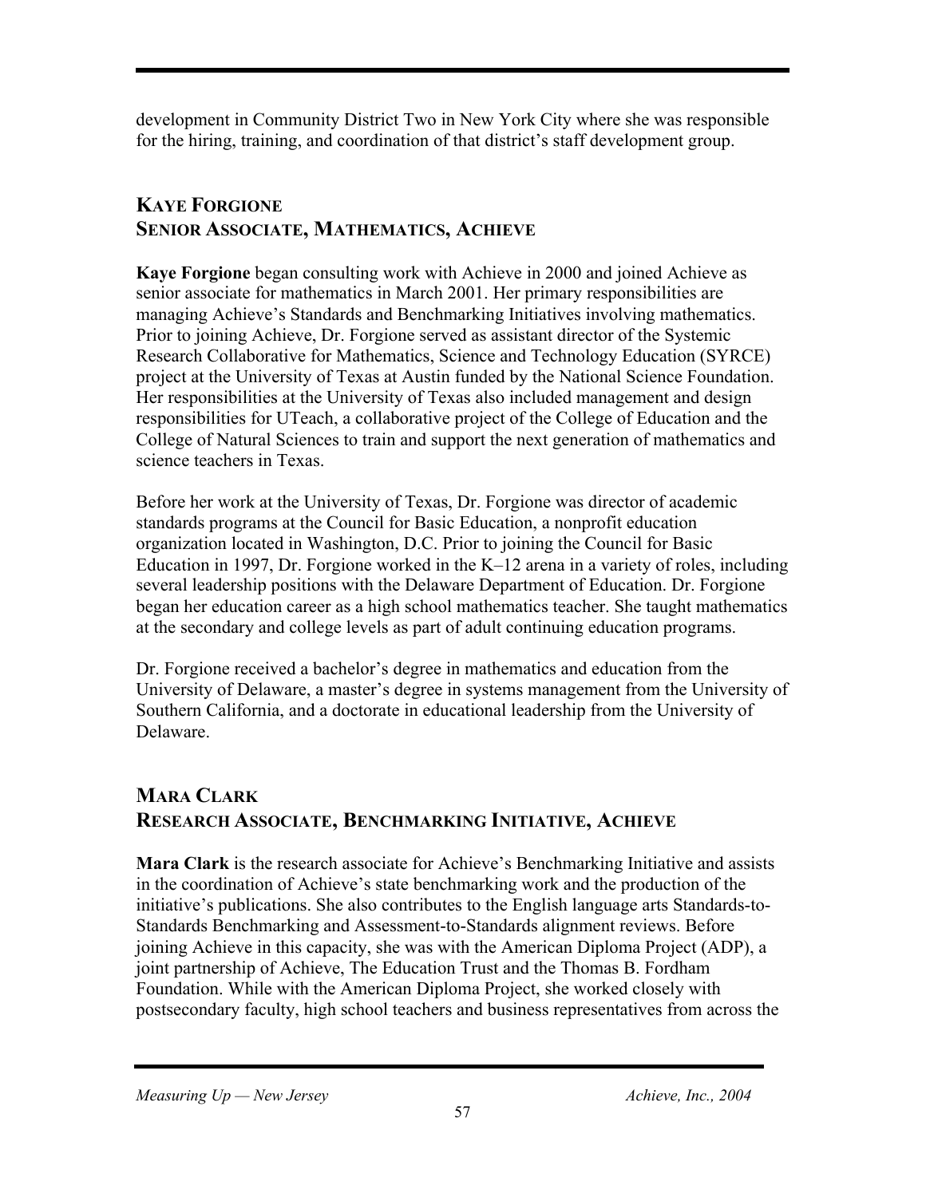development in Community District Two in New York City where she was responsible for the hiring, training, and coordination of that district's staff development group.

## KAYE FORGIONE
## SENIOR ASSOCIATE, MATHEMATICS, ACHIEVE

**Kaye Forgione** began consulting work with Achieve in 2000 and joined Achieve as senior associate for mathematics in March 2001. Her primary responsibilities are managing Achieve's Standards and Benchmarking Initiatives involving mathematics. Prior to joining Achieve, Dr. Forgione served as assistant director of the Systemic Research Collaborative for Mathematics, Science and Technology Education (SYRCE) project at the University of Texas at Austin funded by the National Science Foundation. Her responsibilities at the University of Texas also included management and design responsibilities for UTeach, a collaborative project of the College of Education and the College of Natural Sciences to train and support the next generation of mathematics and science teachers in Texas.

Before her work at the University of Texas, Dr. Forgione was director of academic standards programs at the Council for Basic Education, a nonprofit education organization located in Washington, D.C. Prior to joining the Council for Basic Education in 1997, Dr. Forgione worked in the K–12 arena in a variety of roles, including several leadership positions with the Delaware Department of Education. Dr. Forgione began her education career as a high school mathematics teacher. She taught mathematics at the secondary and college levels as part of adult continuing education programs.

Dr. Forgione received a bachelor's degree in mathematics and education from the University of Delaware, a master's degree in systems management from the University of Southern California, and a doctorate in educational leadership from the University of Delaware.

## MARA CLARK
## RESEARCH ASSOCIATE, BENCHMARKING INITIATIVE, ACHIEVE

**Mara Clark** is the research associate for Achieve's Benchmarking Initiative and assists in the coordination of Achieve's state benchmarking work and the production of the initiative's publications. She also contributes to the English language arts Standards-to-Standards Benchmarking and Assessment-to-Standards alignment reviews. Before joining Achieve in this capacity, she was with the American Diploma Project (ADP), a joint partnership of Achieve, The Education Trust and the Thomas B. Fordham Foundation. While with the American Diploma Project, she worked closely with postsecondary faculty, high school teachers and business representatives from across the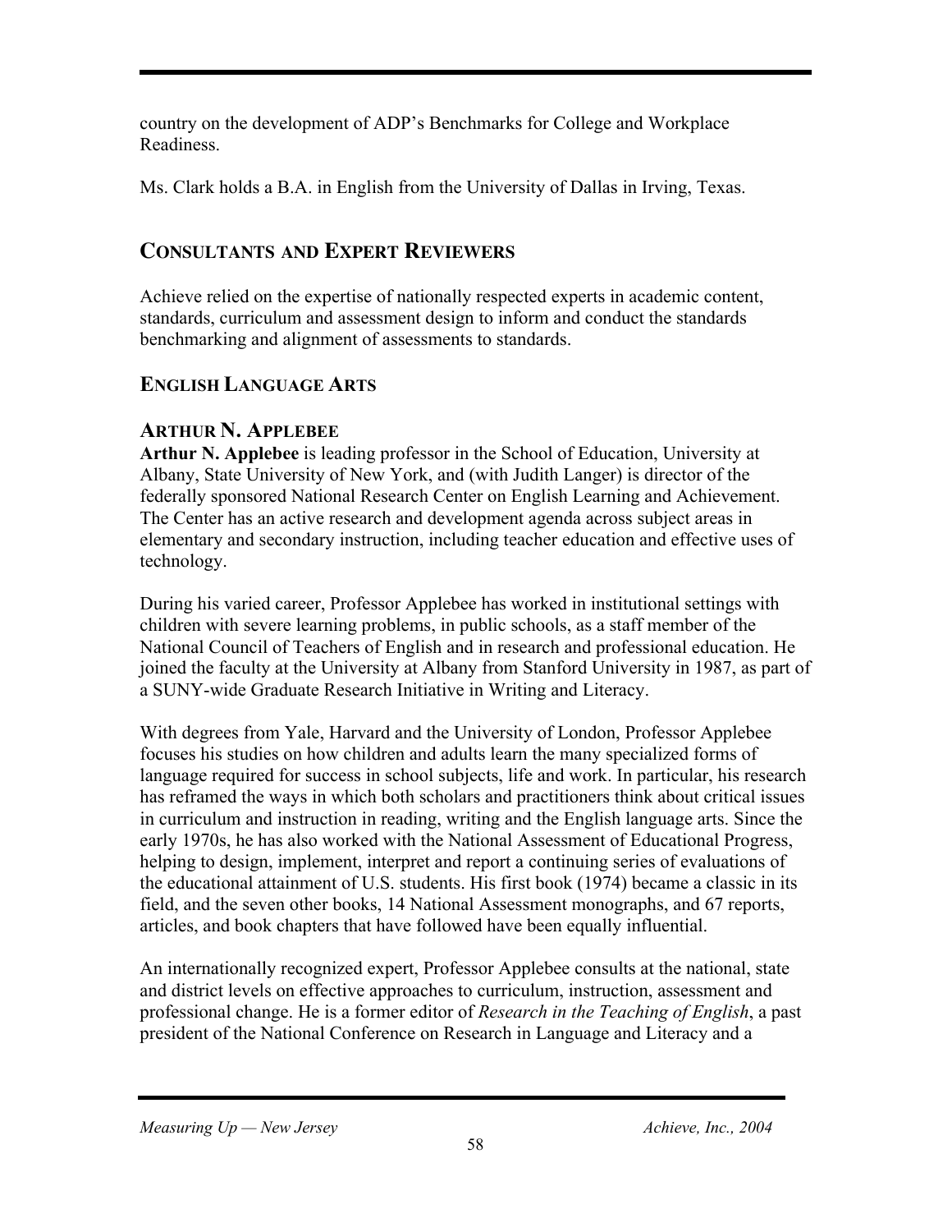country on the development of ADP's Benchmarks for College and Workplace Readiness.

Ms. Clark holds a B.A. in English from the University of Dallas in Irving, Texas.

## CONSULTANTS AND EXPERT REVIEWERS

Achieve relied on the expertise of nationally respected experts in academic content, standards, curriculum and assessment design to inform and conduct the standards benchmarking and alignment of assessments to standards.

### ENGLISH LANGUAGE ARTS

#### ARTHUR N. APPLEBEE

**Arthur N. Applebee** is leading professor in the School of Education, University at Albany, State University of New York, and (with Judith Langer) is director of the federally sponsored National Research Center on English Learning and Achievement. The Center has an active research and development agenda across subject areas in elementary and secondary instruction, including teacher education and effective uses of technology.

During his varied career, Professor Applebee has worked in institutional settings with children with severe learning problems, in public schools, as a staff member of the National Council of Teachers of English and in research and professional education. He joined the faculty at the University at Albany from Stanford University in 1987, as part of a SUNY-wide Graduate Research Initiative in Writing and Literacy.

With degrees from Yale, Harvard and the University of London, Professor Applebee focuses his studies on how children and adults learn the many specialized forms of language required for success in school subjects, life and work. In particular, his research has reframed the ways in which both scholars and practitioners think about critical issues in curriculum and instruction in reading, writing and the English language arts. Since the early 1970s, he has also worked with the National Assessment of Educational Progress, helping to design, implement, interpret and report a continuing series of evaluations of the educational attainment of U.S. students. His first book (1974) became a classic in its field, and the seven other books, 14 National Assessment monographs, and 67 reports, articles, and book chapters that have followed have been equally influential.

An internationally recognized expert, Professor Applebee consults at the national, state and district levels on effective approaches to curriculum, instruction, assessment and professional change. He is a former editor of *Research in the Teaching of English*, a past president of the National Conference on Research in Language and Literacy and a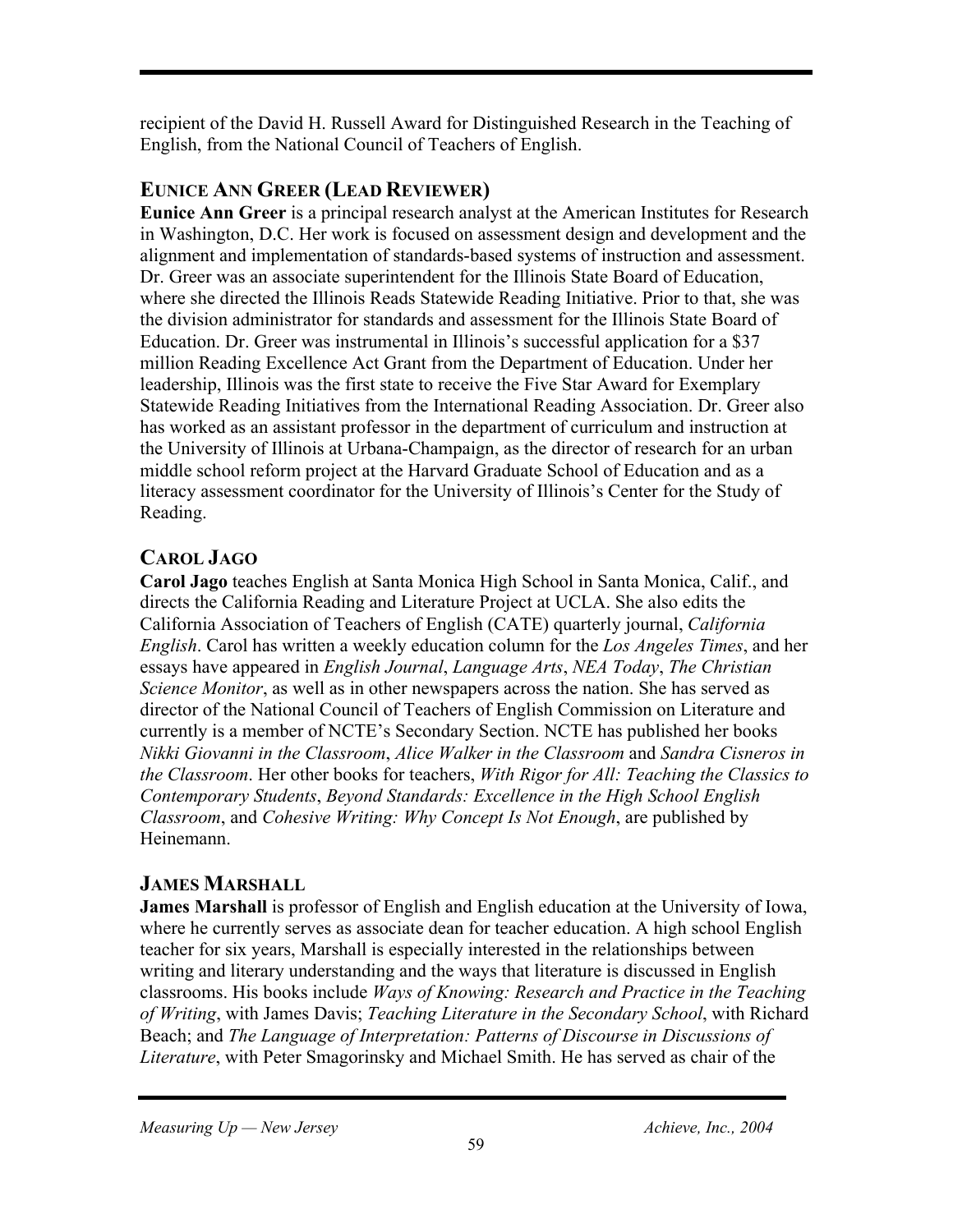recipient of the David H. Russell Award for Distinguished Research in the Teaching of English, from the National Council of Teachers of English.

## EUNICE ANN GREER (LEAD REVIEWER)

**Eunice Ann Greer** is a principal research analyst at the American Institutes for Research in Washington, D.C. Her work is focused on assessment design and development and the alignment and implementation of standards-based systems of instruction and assessment. Dr. Greer was an associate superintendent for the Illinois State Board of Education, where she directed the Illinois Reads Statewide Reading Initiative. Prior to that, she was the division administrator for standards and assessment for the Illinois State Board of Education. Dr. Greer was instrumental in Illinois's successful application for a $37 million Reading Excellence Act Grant from the Department of Education. Under her leadership, Illinois was the first state to receive the Five Star Award for Exemplary Statewide Reading Initiatives from the International Reading Association. Dr. Greer also has worked as an assistant professor in the department of curriculum and instruction at the University of Illinois at Urbana-Champaign, as the director of research for an urban middle school reform project at the Harvard Graduate School of Education and as a literacy assessment coordinator for the University of Illinois's Center for the Study of Reading.

## CAROL JAGO

**Carol Jago** teaches English at Santa Monica High School in Santa Monica, Calif., and directs the California Reading and Literature Project at UCLA. She also edits the California Association of Teachers of English (CATE) quarterly journal, *California English*. Carol has written a weekly education column for the *Los Angeles Times*, and her essays have appeared in *English Journal*, *Language Arts*, *NEA Today*, *The Christian Science Monitor*, as well as in other newspapers across the nation. She has served as director of the National Council of Teachers of English Commission on Literature and currently is a member of NCTE's Secondary Section. NCTE has published her books *Nikki Giovanni in the Classroom*, *Alice Walker in the Classroom* and *Sandra Cisneros in the Classroom*. Her other books for teachers, *With Rigor for All: Teaching the Classics to Contemporary Students*, *Beyond Standards: Excellence in the High School English Classroom*, and *Cohesive Writing: Why Concept Is Not Enough*, are published by Heinemann.

## JAMES MARSHALL

**James Marshall** is professor of English and English education at the University of Iowa, where he currently serves as associate dean for teacher education. A high school English teacher for six years, Marshall is especially interested in the relationships between writing and literary understanding and the ways that literature is discussed in English classrooms. His books include *Ways of Knowing: Research and Practice in the Teaching of Writing*, with James Davis; *Teaching Literature in the Secondary School*, with Richard Beach; and *The Language of Interpretation: Patterns of Discourse in Discussions of Literature*, with Peter Smagorinsky and Michael Smith. He has served as chair of the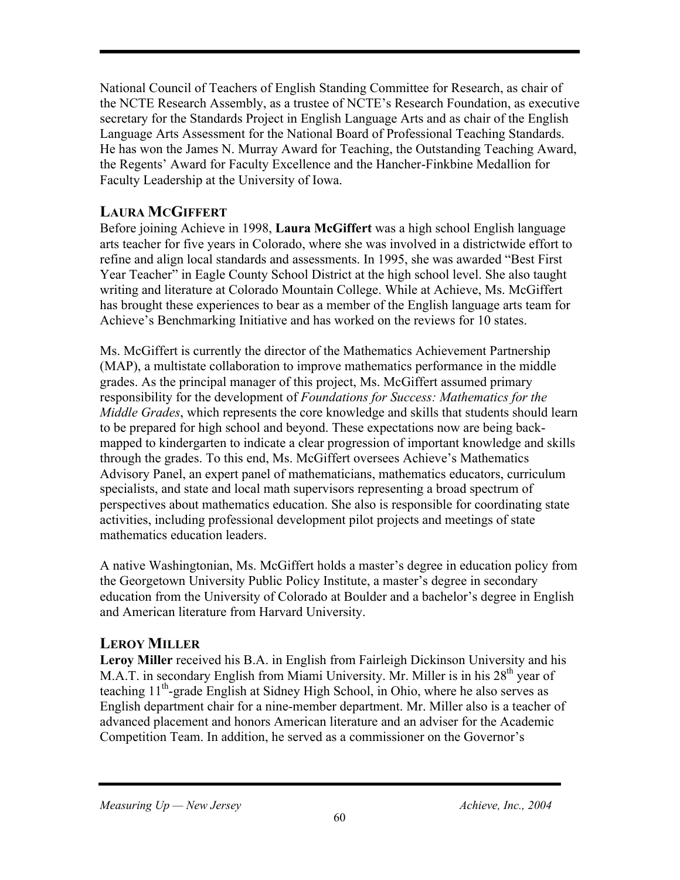National Council of Teachers of English Standing Committee for Research, as chair of the NCTE Research Assembly, as a trustee of NCTE's Research Foundation, as executive secretary for the Standards Project in English Language Arts and as chair of the English Language Arts Assessment for the National Board of Professional Teaching Standards. He has won the James N. Murray Award for Teaching, the Outstanding Teaching Award, the Regents' Award for Faculty Excellence and the Hancher-Finkbine Medallion for Faculty Leadership at the University of Iowa.

## LAURA MCGIFFERT

Before joining Achieve in 1998, **Laura McGiffert** was a high school English language arts teacher for five years in Colorado, where she was involved in a districtwide effort to refine and align local standards and assessments. In 1995, she was awarded "Best First Year Teacher" in Eagle County School District at the high school level. She also taught writing and literature at Colorado Mountain College. While at Achieve, Ms. McGiffert has brought these experiences to bear as a member of the English language arts team for Achieve's Benchmarking Initiative and has worked on the reviews for 10 states.

Ms. McGiffert is currently the director of the Mathematics Achievement Partnership (MAP), a multistate collaboration to improve mathematics performance in the middle grades. As the principal manager of this project, Ms. McGiffert assumed primary responsibility for the development of *Foundations for Success: Mathematics for the Middle Grades*, which represents the core knowledge and skills that students should learn to be prepared for high school and beyond. These expectations now are being back-mapped to kindergarten to indicate a clear progression of important knowledge and skills through the grades. To this end, Ms. McGiffert oversees Achieve's Mathematics Advisory Panel, an expert panel of mathematicians, mathematics educators, curriculum specialists, and state and local math supervisors representing a broad spectrum of perspectives about mathematics education. She also is responsible for coordinating state activities, including professional development pilot projects and meetings of state mathematics education leaders.

A native Washingtonian, Ms. McGiffert holds a master's degree in education policy from the Georgetown University Public Policy Institute, a master's degree in secondary education from the University of Colorado at Boulder and a bachelor's degree in English and American literature from Harvard University.

## LEROY MILLER

**Leroy Miller** received his B.A. in English from Fairleigh Dickinson University and his M.A.T. in secondary English from Miami University. Mr. Miller is in his 28th year of teaching 11th-grade English at Sidney High School, in Ohio, where he also serves as English department chair for a nine-member department. Mr. Miller also is a teacher of advanced placement and honors American literature and an adviser for the Academic Competition Team. In addition, he served as a commissioner on the Governor's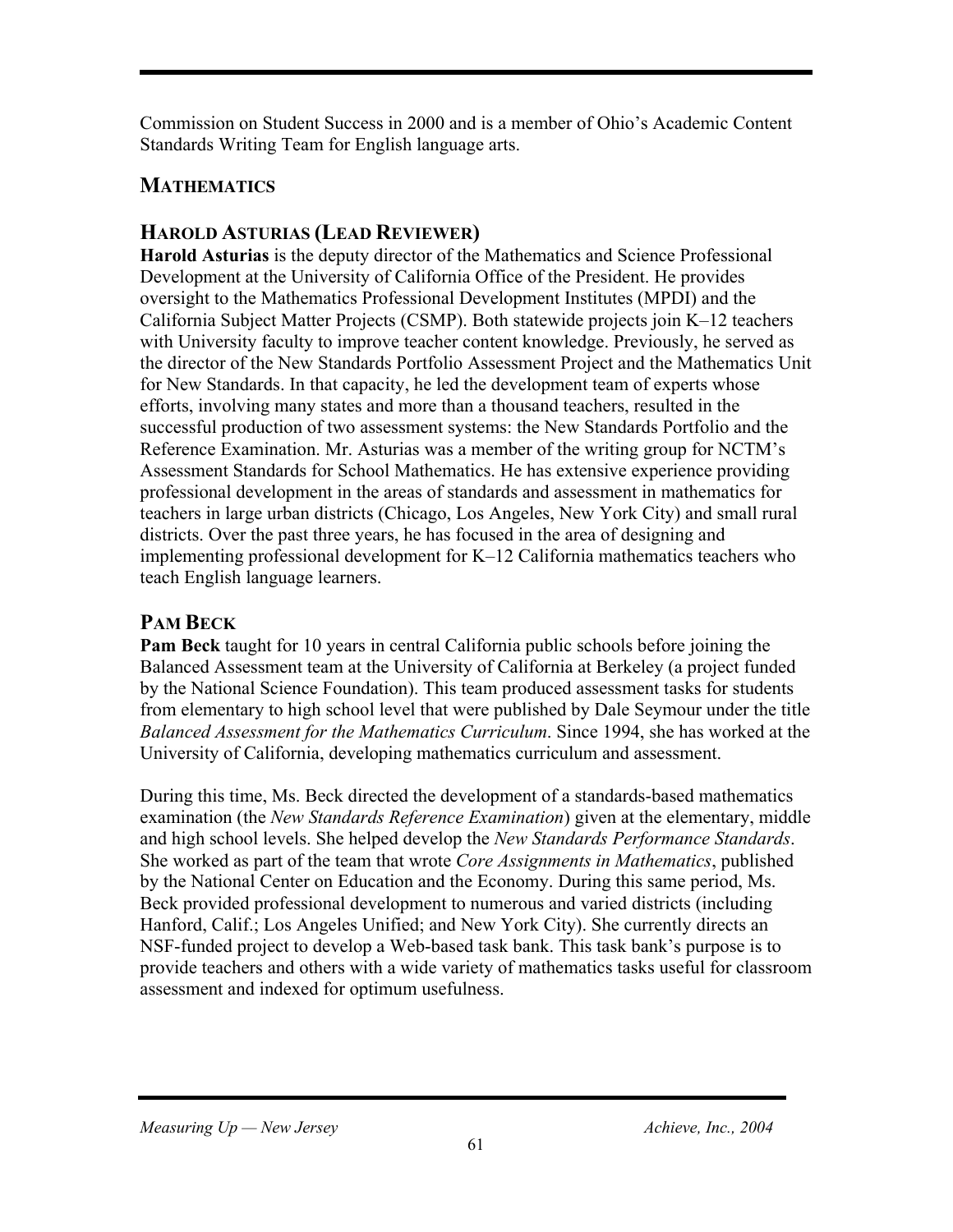Commission on Student Success in 2000 and is a member of Ohio's Academic Content Standards Writing Team for English language arts.

## MATHEMATICS

### HAROLD ASTURIAS (LEAD REVIEWER)

**Harold Asturias** is the deputy director of the Mathematics and Science Professional Development at the University of California Office of the President. He provides oversight to the Mathematics Professional Development Institutes (MPDI) and the California Subject Matter Projects (CSMP). Both statewide projects join K–12 teachers with University faculty to improve teacher content knowledge. Previously, he served as the director of the New Standards Portfolio Assessment Project and the Mathematics Unit for New Standards. In that capacity, he led the development team of experts whose efforts, involving many states and more than a thousand teachers, resulted in the successful production of two assessment systems: the New Standards Portfolio and the Reference Examination. Mr. Asturias was a member of the writing group for NCTM's Assessment Standards for School Mathematics. He has extensive experience providing professional development in the areas of standards and assessment in mathematics for teachers in large urban districts (Chicago, Los Angeles, New York City) and small rural districts. Over the past three years, he has focused in the area of designing and implementing professional development for K–12 California mathematics teachers who teach English language learners.

### PAM BECK

**Pam Beck** taught for 10 years in central California public schools before joining the Balanced Assessment team at the University of California at Berkeley (a project funded by the National Science Foundation). This team produced assessment tasks for students from elementary to high school level that were published by Dale Seymour under the title *Balanced Assessment for the Mathematics Curriculum*. Since 1994, she has worked at the University of California, developing mathematics curriculum and assessment.

During this time, Ms. Beck directed the development of a standards-based mathematics examination (the *New Standards Reference Examination*) given at the elementary, middle and high school levels. She helped develop the *New Standards Performance Standards*. She worked as part of the team that wrote *Core Assignments in Mathematics*, published by the National Center on Education and the Economy. During this same period, Ms. Beck provided professional development to numerous and varied districts (including Hanford, Calif.; Los Angeles Unified; and New York City). She currently directs an NSF-funded project to develop a Web-based task bank. This task bank's purpose is to provide teachers and others with a wide variety of mathematics tasks useful for classroom assessment and indexed for optimum usefulness.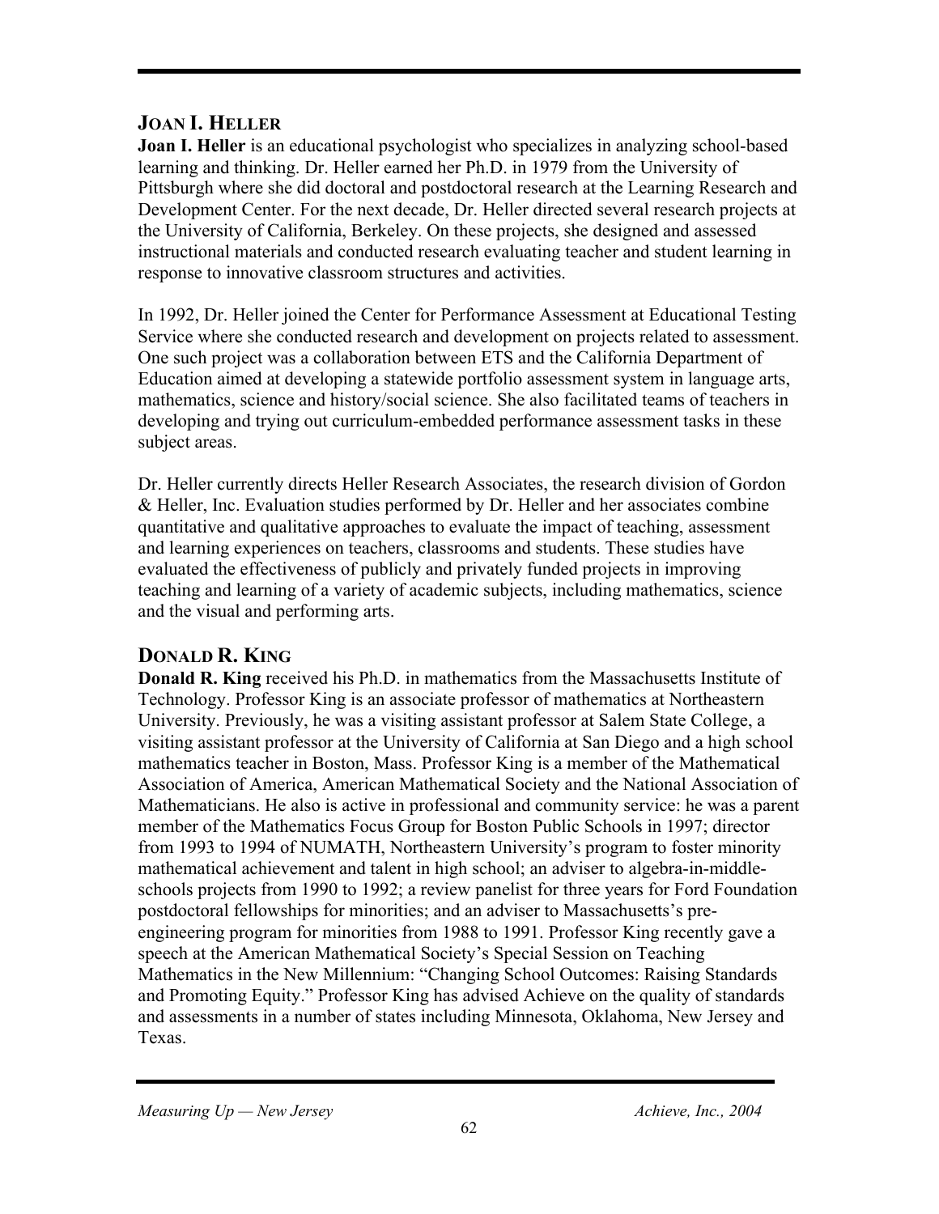## JOAN I. HELLER

**Joan I. Heller** is an educational psychologist who specializes in analyzing school-based learning and thinking. Dr. Heller earned her Ph.D. in 1979 from the University of Pittsburgh where she did doctoral and postdoctoral research at the Learning Research and Development Center. For the next decade, Dr. Heller directed several research projects at the University of California, Berkeley. On these projects, she designed and assessed instructional materials and conducted research evaluating teacher and student learning in response to innovative classroom structures and activities.

In 1992, Dr. Heller joined the Center for Performance Assessment at Educational Testing Service where she conducted research and development on projects related to assessment. One such project was a collaboration between ETS and the California Department of Education aimed at developing a statewide portfolio assessment system in language arts, mathematics, science and history/social science. She also facilitated teams of teachers in developing and trying out curriculum-embedded performance assessment tasks in these subject areas.

Dr. Heller currently directs Heller Research Associates, the research division of Gordon & Heller, Inc. Evaluation studies performed by Dr. Heller and her associates combine quantitative and qualitative approaches to evaluate the impact of teaching, assessment and learning experiences on teachers, classrooms and students. These studies have evaluated the effectiveness of publicly and privately funded projects in improving teaching and learning of a variety of academic subjects, including mathematics, science and the visual and performing arts.

## DONALD R. KING

**Donald R. King** received his Ph.D. in mathematics from the Massachusetts Institute of Technology. Professor King is an associate professor of mathematics at Northeastern University. Previously, he was a visiting assistant professor at Salem State College, a visiting assistant professor at the University of California at San Diego and a high school mathematics teacher in Boston, Mass. Professor King is a member of the Mathematical Association of America, American Mathematical Society and the National Association of Mathematicians. He also is active in professional and community service: he was a parent member of the Mathematics Focus Group for Boston Public Schools in 1997; director from 1993 to 1994 of NUMATH, Northeastern University's program to foster minority mathematical achievement and talent in high school; an adviser to algebra-in-middle-schools projects from 1990 to 1992; a review panelist for three years for Ford Foundation postdoctoral fellowships for minorities; and an adviser to Massachusetts's pre-engineering program for minorities from 1988 to 1991. Professor King recently gave a speech at the American Mathematical Society's Special Session on Teaching Mathematics in the New Millennium: "Changing School Outcomes: Raising Standards and Promoting Equity." Professor King has advised Achieve on the quality of standards and assessments in a number of states including Minnesota, Oklahoma, New Jersey and Texas.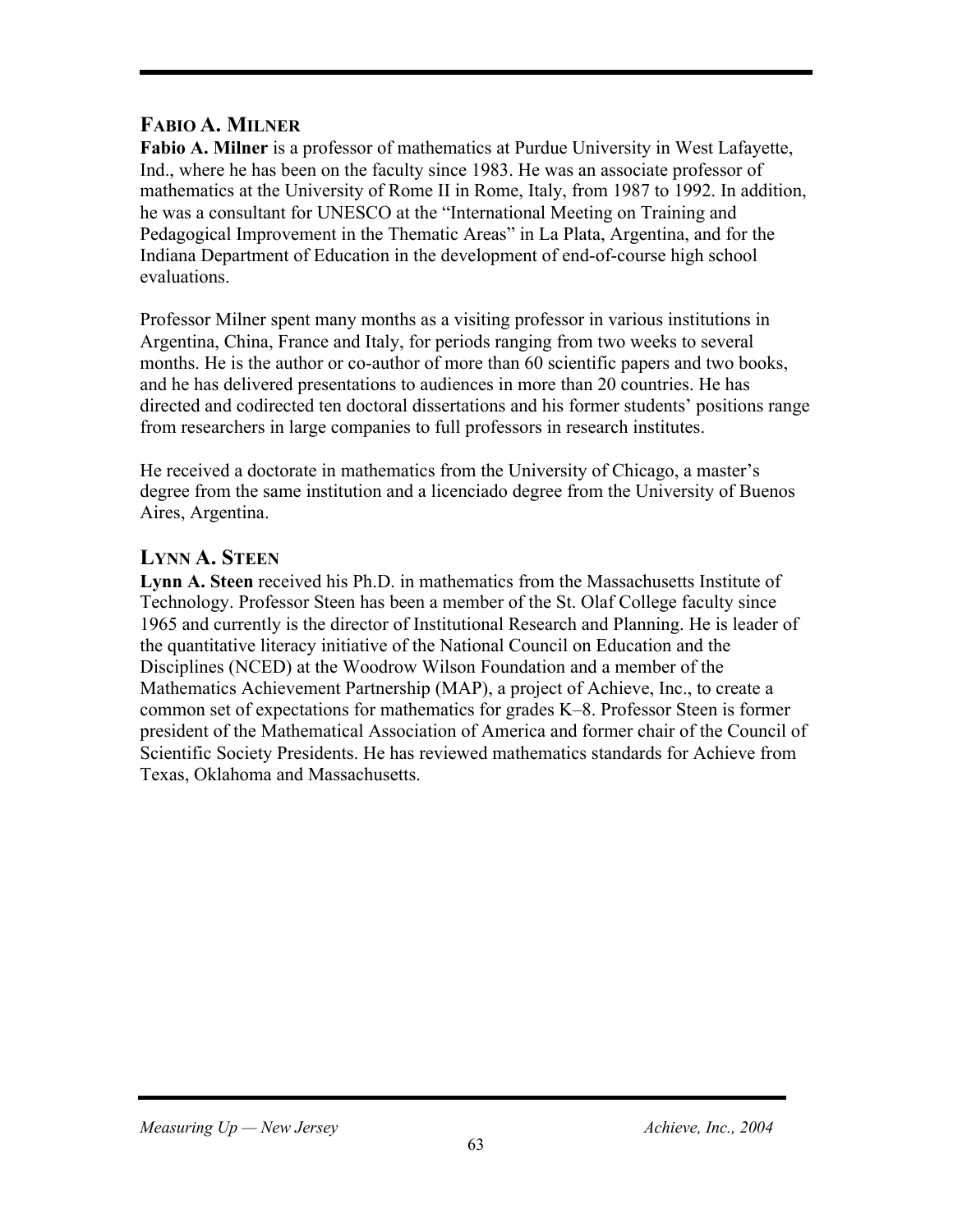## FABIO A. MILNER

**Fabio A. Milner** is a professor of mathematics at Purdue University in West Lafayette, Ind., where he has been on the faculty since 1983. He was an associate professor of mathematics at the University of Rome II in Rome, Italy, from 1987 to 1992. In addition, he was a consultant for UNESCO at the "International Meeting on Training and Pedagogical Improvement in the Thematic Areas" in La Plata, Argentina, and for the Indiana Department of Education in the development of end-of-course high school evaluations.

Professor Milner spent many months as a visiting professor in various institutions in Argentina, China, France and Italy, for periods ranging from two weeks to several months. He is the author or co-author of more than 60 scientific papers and two books, and he has delivered presentations to audiences in more than 20 countries. He has directed and codirected ten doctoral dissertations and his former students' positions range from researchers in large companies to full professors in research institutes.

He received a doctorate in mathematics from the University of Chicago, a master's degree from the same institution and a licenciado degree from the University of Buenos Aires, Argentina.

## LYNN A. STEEN

**Lynn A. Steen** received his Ph.D. in mathematics from the Massachusetts Institute of Technology. Professor Steen has been a member of the St. Olaf College faculty since 1965 and currently is the director of Institutional Research and Planning. He is leader of the quantitative literacy initiative of the National Council on Education and the Disciplines (NCED) at the Woodrow Wilson Foundation and a member of the Mathematics Achievement Partnership (MAP), a project of Achieve, Inc., to create a common set of expectations for mathematics for grades K–8. Professor Steen is former president of the Mathematical Association of America and former chair of the Council of Scientific Society Presidents. He has reviewed mathematics standards for Achieve from Texas, Oklahoma and Massachusetts.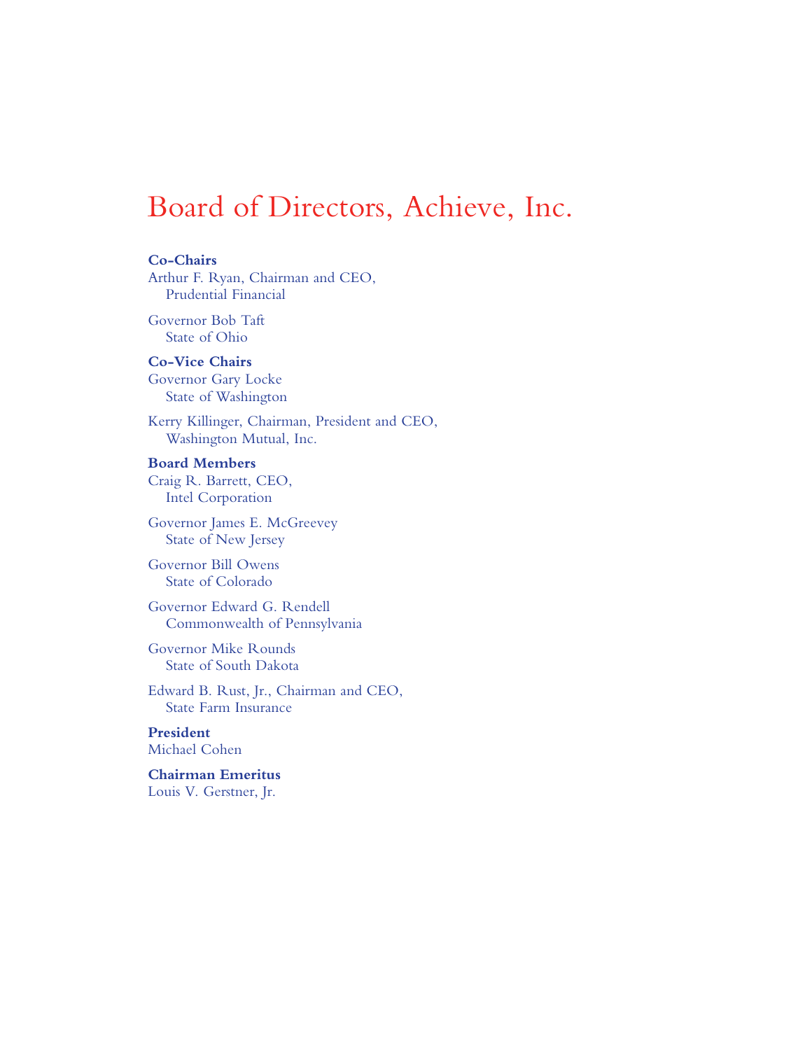# Board of Directors, Achieve, Inc.

**Co-Chairs**

Arthur F. Ryan, Chairman and CEO,
Prudential Financial

Governor Bob Taft
State of Ohio

**Co-Vice Chairs**

Governor Gary Locke
State of Washington

Kerry Killinger, Chairman, President and CEO,
Washington Mutual, Inc.

**Board Members**

Craig R. Barrett, CEO,
Intel Corporation

Governor James E. McGreevey
State of New Jersey

Governor Bill Owens
State of Colorado

Governor Edward G. Rendell
Commonwealth of Pennsylvania

Governor Mike Rounds
State of South Dakota

Edward B. Rust, Jr., Chairman and CEO,
State Farm Insurance

**President**

Michael Cohen

**Chairman Emeritus**

Louis V. Gerstner, Jr.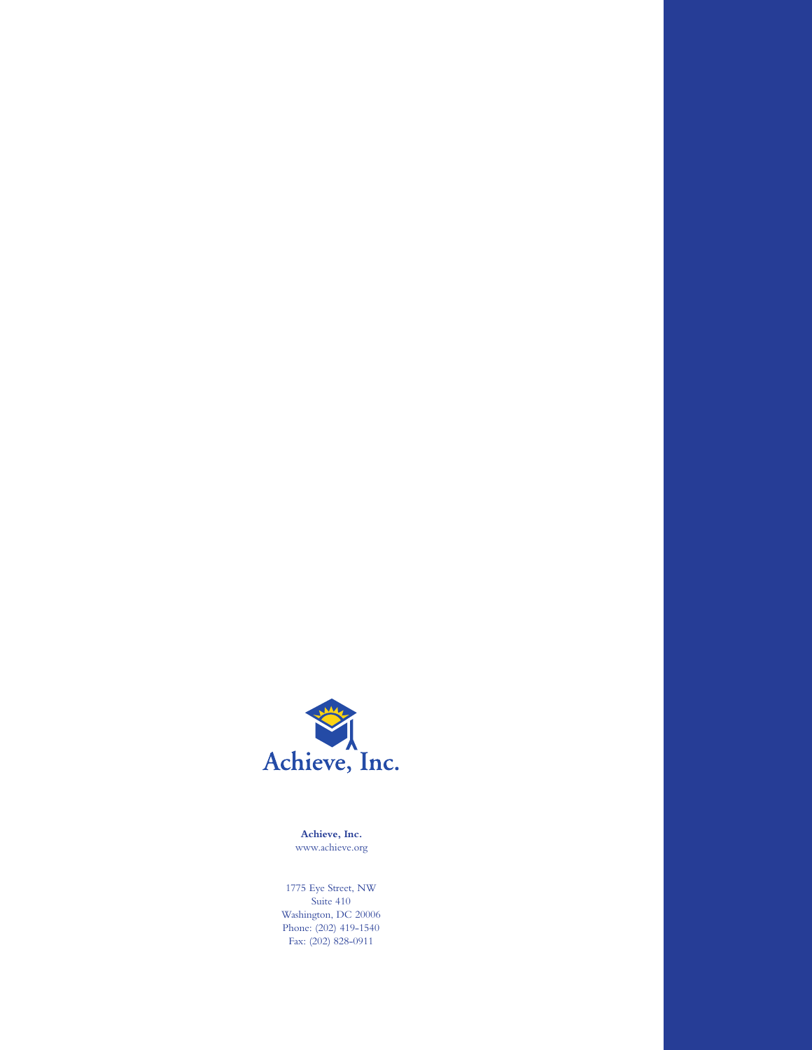Achieve, Inc.

**Achieve, Inc.**
www.achieve.org

1775 Eye Street, NW
Suite 410
Washington, DC 20006
Phone: (202) 419-1540
Fax: (202) 828-0911